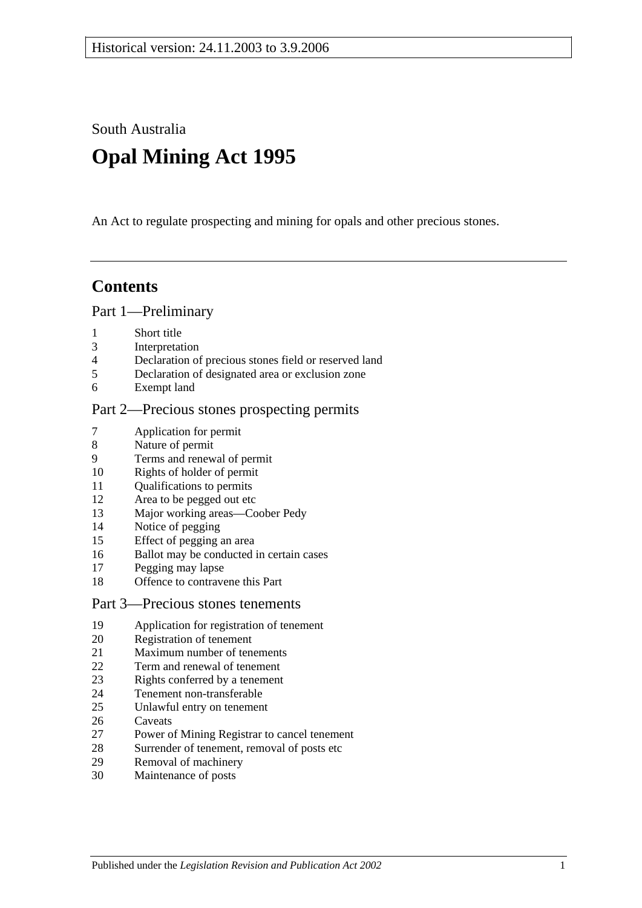Historical version: 24.11.2003 to 3.9.2006

South Australia

# Opal Mining Act 1995

An Act to regulate prospecting and mining for opals and other precious stones.

## Contents

### Part 1—Preliminary

1 Short title
3 Interpretation
4 Declaration of precious stones field or reserved land
5 Declaration of designated area or exclusion zone
6 Exempt land

### Part 2—Precious stones prospecting permits

7 Application for permit
8 Nature of permit
9 Terms and renewal of permit
10 Rights of holder of permit
11 Qualifications to permits
12 Area to be pegged out etc
13 Major working areas—Coober Pedy
14 Notice of pegging
15 Effect of pegging an area
16 Ballot may be conducted in certain cases
17 Pegging may lapse
18 Offence to contravene this Part

### Part 3—Precious stones tenements

19 Application for registration of tenement
20 Registration of tenement
21 Maximum number of tenements
22 Term and renewal of tenement
23 Rights conferred by a tenement
24 Tenement non-transferable
25 Unlawful entry on tenement
26 Caveats
27 Power of Mining Registrar to cancel tenement
28 Surrender of tenement, removal of posts etc
29 Removal of machinery
30 Maintenance of posts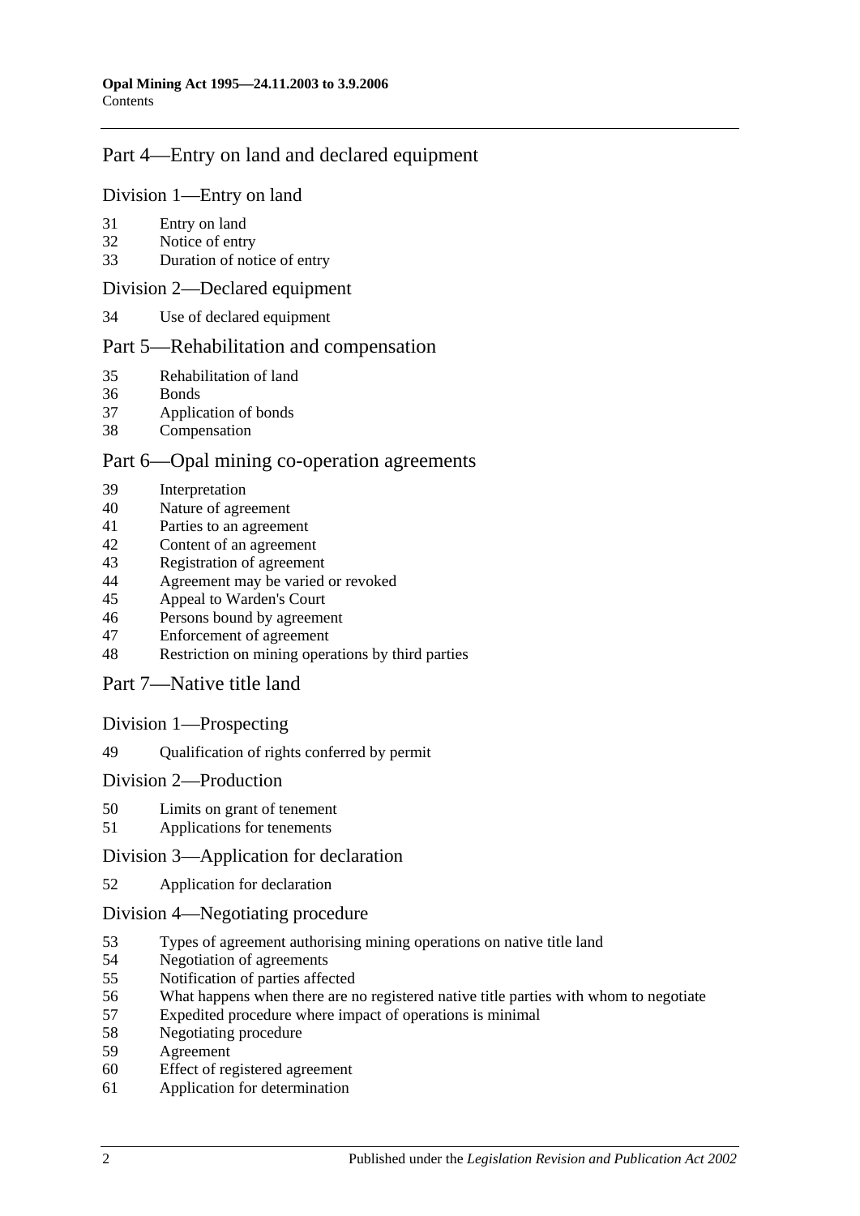## Part 4—Entry on land and declared equipment

### Division 1—Entry on land

31 Entry on land
32 Notice of entry
33 Duration of notice of entry

### Division 2—Declared equipment

34 Use of declared equipment

## Part 5—Rehabilitation and compensation

35 Rehabilitation of land
36 Bonds
37 Application of bonds
38 Compensation

## Part 6—Opal mining co-operation agreements

39 Interpretation
40 Nature of agreement
41 Parties to an agreement
42 Content of an agreement
43 Registration of agreement
44 Agreement may be varied or revoked
45 Appeal to Warden's Court
46 Persons bound by agreement
47 Enforcement of agreement
48 Restriction on mining operations by third parties

## Part 7—Native title land

### Division 1—Prospecting

49 Qualification of rights conferred by permit

### Division 2—Production

50 Limits on grant of tenement
51 Applications for tenements

### Division 3—Application for declaration

52 Application for declaration

### Division 4—Negotiating procedure

53 Types of agreement authorising mining operations on native title land
54 Negotiation of agreements
55 Notification of parties affected
56 What happens when there are no registered native title parties with whom to negotiate
57 Expedited procedure where impact of operations is minimal
58 Negotiating procedure
59 Agreement
60 Effect of registered agreement
61 Application for determination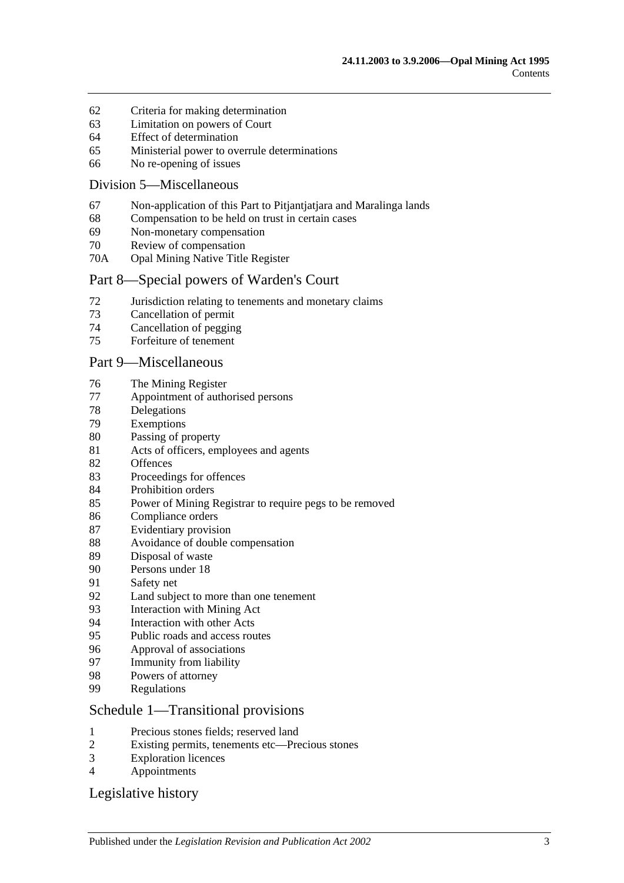62 Criteria for making determination
63 Limitation on powers of Court
64 Effect of determination
65 Ministerial power to overrule determinations
66 No re-opening of issues

## Division 5—Miscellaneous

67 Non-application of this Part to Pitjantjatjara and Maralinga lands
68 Compensation to be held on trust in certain cases
69 Non-monetary compensation
70 Review of compensation
70A Opal Mining Native Title Register

## Part 8—Special powers of Warden's Court

72 Jurisdiction relating to tenements and monetary claims
73 Cancellation of permit
74 Cancellation of pegging
75 Forfeiture of tenement

## Part 9—Miscellaneous

76 The Mining Register
77 Appointment of authorised persons
78 Delegations
79 Exemptions
80 Passing of property
81 Acts of officers, employees and agents
82 Offences
83 Proceedings for offences
84 Prohibition orders
85 Power of Mining Registrar to require pegs to be removed
86 Compliance orders
87 Evidentiary provision
88 Avoidance of double compensation
89 Disposal of waste
90 Persons under 18
91 Safety net
92 Land subject to more than one tenement
93 Interaction with Mining Act
94 Interaction with other Acts
95 Public roads and access routes
96 Approval of associations
97 Immunity from liability
98 Powers of attorney
99 Regulations

## Schedule 1—Transitional provisions

1 Precious stones fields; reserved land
2 Existing permits, tenements etc—Precious stones
3 Exploration licences
4 Appointments

## Legislative history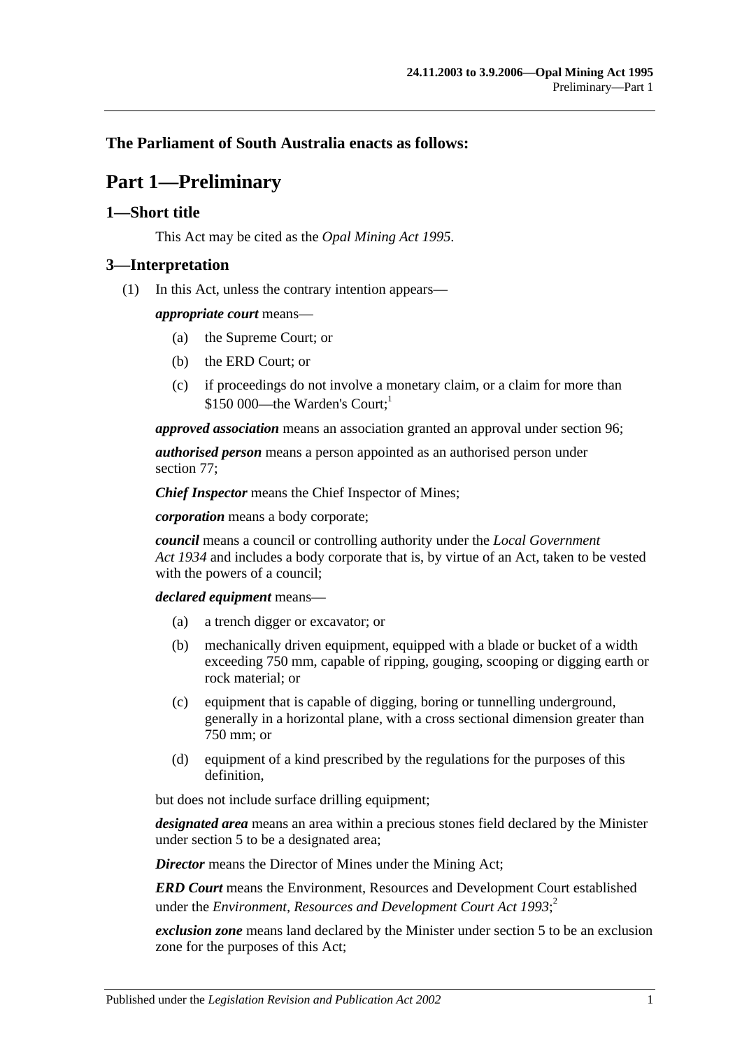**The Parliament of South Australia enacts as follows:**

# Part 1—Preliminary

## 1—Short title

This Act may be cited as the *Opal Mining Act 1995*.

## 3—Interpretation

(1) In this Act, unless the contrary intention appears—

***appropriate court*** means—

(a) the Supreme Court; or

(b) the ERD Court; or

(c) if proceedings do not involve a monetary claim, or a claim for more than \$150 000—the Warden's Court;[1]

***approved association*** means an association granted an approval under section 96;

***authorised person*** means a person appointed as an authorised person under section 77;

***Chief Inspector*** means the Chief Inspector of Mines;

***corporation*** means a body corporate;

***council*** means a council or controlling authority under the *Local Government Act 1934* and includes a body corporate that is, by virtue of an Act, taken to be vested with the powers of a council;

***declared equipment*** means—

(a) a trench digger or excavator; or

(b) mechanically driven equipment, equipped with a blade or bucket of a width exceeding 750 mm, capable of ripping, gouging, scooping or digging earth or rock material; or

(c) equipment that is capable of digging, boring or tunnelling underground, generally in a horizontal plane, with a cross sectional dimension greater than 750 mm; or

(d) equipment of a kind prescribed by the regulations for the purposes of this definition,

but does not include surface drilling equipment;

***designated area*** means an area within a precious stones field declared by the Minister under section 5 to be a designated area;

***Director*** means the Director of Mines under the Mining Act;

***ERD Court*** means the Environment, Resources and Development Court established under the *Environment, Resources and Development Court Act 1993*;[2]

***exclusion zone*** means land declared by the Minister under section 5 to be an exclusion zone for the purposes of this Act;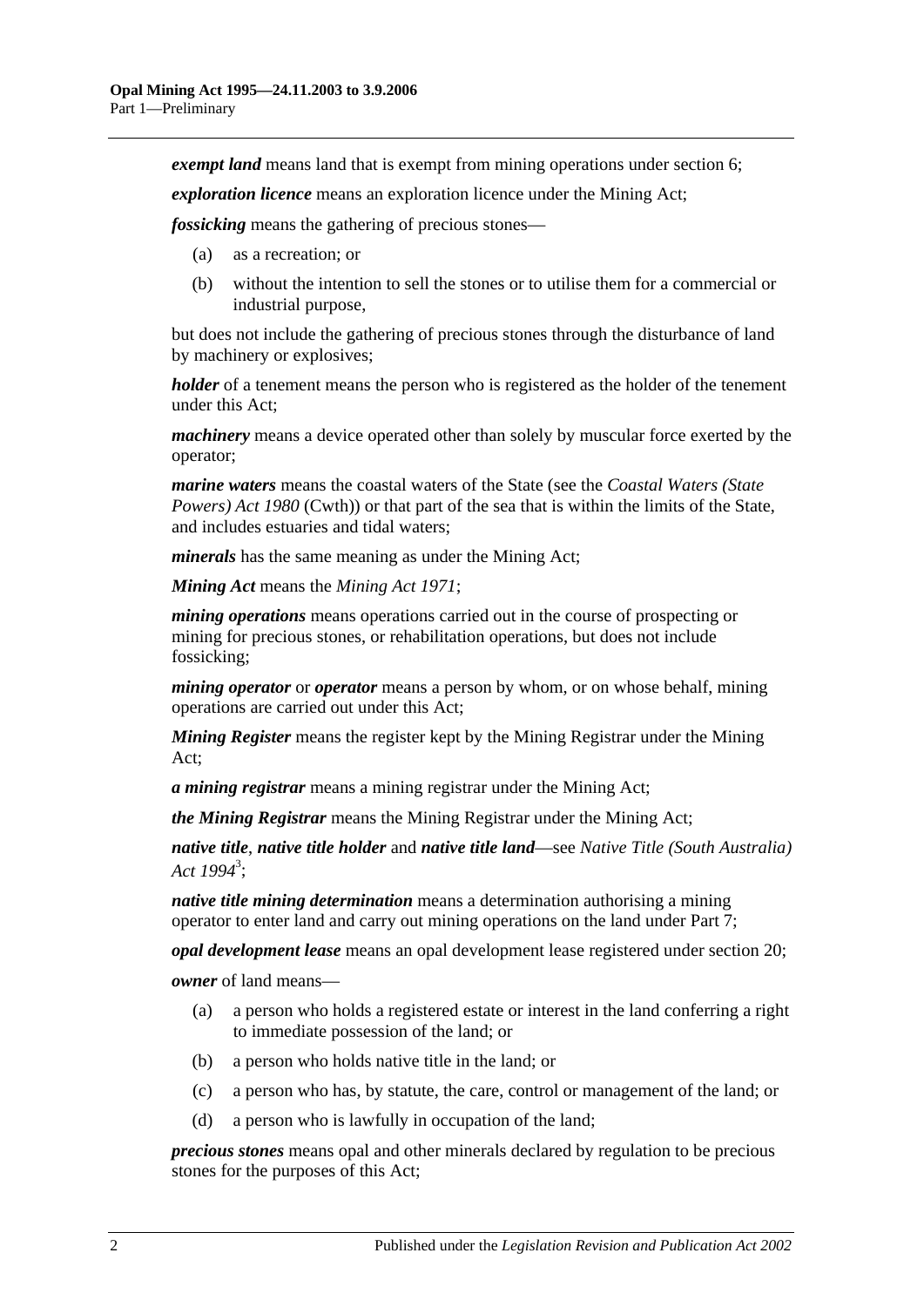***exempt land*** means land that is exempt from mining operations under section 6;

***exploration licence*** means an exploration licence under the Mining Act;

***fossicking*** means the gathering of precious stones—

(a) as a recreation; or

(b) without the intention to sell the stones or to utilise them for a commercial or industrial purpose,

but does not include the gathering of precious stones through the disturbance of land by machinery or explosives;

***holder*** of a tenement means the person who is registered as the holder of the tenement under this Act;

***machinery*** means a device operated other than solely by muscular force exerted by the operator;

***marine waters*** means the coastal waters of the State (see the *Coastal Waters (State Powers) Act 1980* (Cwth)) or that part of the sea that is within the limits of the State, and includes estuaries and tidal waters;

***minerals*** has the same meaning as under the Mining Act;

***Mining Act*** means the *Mining Act 1971*;

***mining operations*** means operations carried out in the course of prospecting or mining for precious stones, or rehabilitation operations, but does not include fossicking;

***mining operator*** or ***operator*** means a person by whom, or on whose behalf, mining operations are carried out under this Act;

***Mining Register*** means the register kept by the Mining Registrar under the Mining Act;

***a mining registrar*** means a mining registrar under the Mining Act;

***the Mining Registrar*** means the Mining Registrar under the Mining Act;

***native title***, ***native title holder*** and ***native title land***—see *Native Title (South Australia) Act 1994*[3];

***native title mining determination*** means a determination authorising a mining operator to enter land and carry out mining operations on the land under Part 7;

***opal development lease*** means an opal development lease registered under section 20;

***owner*** of land means—

(a) a person who holds a registered estate or interest in the land conferring a right to immediate possession of the land; or

(b) a person who holds native title in the land; or

(c) a person who has, by statute, the care, control or management of the land; or

(d) a person who is lawfully in occupation of the land;

***precious stones*** means opal and other minerals declared by regulation to be precious stones for the purposes of this Act;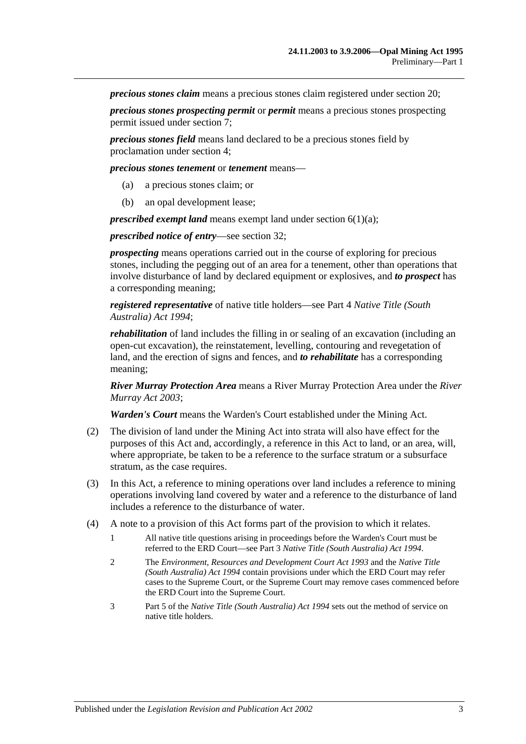***precious stones claim*** means a precious stones claim registered under section 20;

***precious stones prospecting permit*** or ***permit*** means a precious stones prospecting permit issued under section 7;

***precious stones field*** means land declared to be a precious stones field by proclamation under section 4;

***precious stones tenement*** or ***tenement*** means—

- (a) a precious stones claim; or
- (b) an opal development lease;

***prescribed exempt land*** means exempt land under section 6(1)(a);

***prescribed notice of entry***—see section 32;

***prospecting*** means operations carried out in the course of exploring for precious stones, including the pegging out of an area for a tenement, other than operations that involve disturbance of land by declared equipment or explosives, and ***to prospect*** has a corresponding meaning;

***registered representative*** of native title holders—see Part 4 *Native Title (South Australia) Act 1994*;

***rehabilitation*** of land includes the filling in or sealing of an excavation (including an open-cut excavation), the reinstatement, levelling, contouring and revegetation of land, and the erection of signs and fences, and ***to rehabilitate*** has a corresponding meaning;

***River Murray Protection Area*** means a River Murray Protection Area under the *River Murray Act 2003*;

***Warden's Court*** means the Warden's Court established under the Mining Act.

(2) The division of land under the Mining Act into strata will also have effect for the purposes of this Act and, accordingly, a reference in this Act to land, or an area, will, where appropriate, be taken to be a reference to the surface stratum or a subsurface stratum, as the case requires.

(3) In this Act, a reference to mining operations over land includes a reference to mining operations involving land covered by water and a reference to the disturbance of land includes a reference to the disturbance of water.

(4) A note to a provision of this Act forms part of the provision to which it relates.

1 All native title questions arising in proceedings before the Warden's Court must be referred to the ERD Court—see Part 3 *Native Title (South Australia) Act 1994*.

2 The *Environment, Resources and Development Court Act 1993* and the *Native Title (South Australia) Act 1994* contain provisions under which the ERD Court may refer cases to the Supreme Court, or the Supreme Court may remove cases commenced before the ERD Court into the Supreme Court.

3 Part 5 of the *Native Title (South Australia) Act 1994* sets out the method of service on native title holders.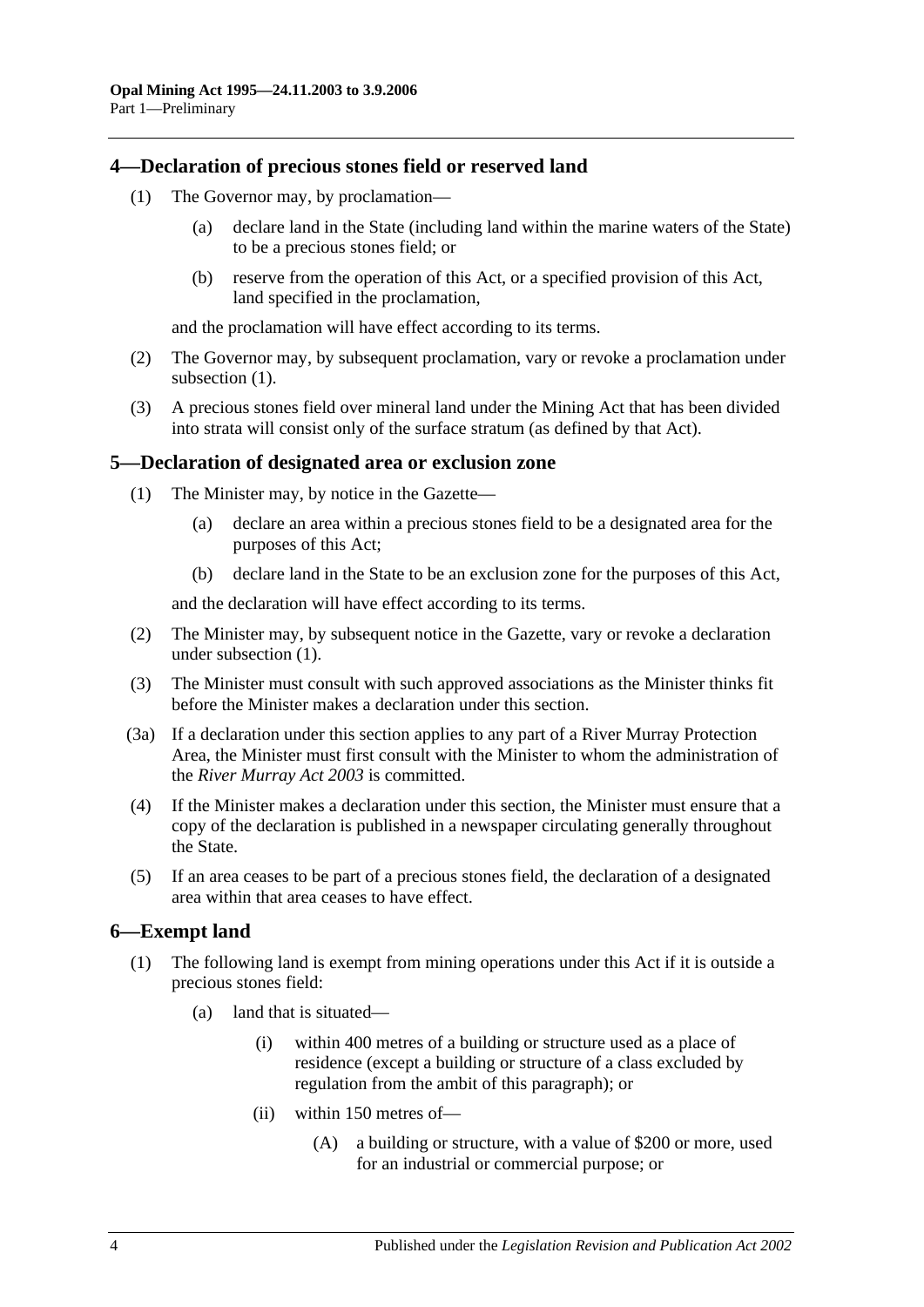## 4—Declaration of precious stones field or reserved land

(1) The Governor may, by proclamation—

(a) declare land in the State (including land within the marine waters of the State) to be a precious stones field; or

(b) reserve from the operation of this Act, or a specified provision of this Act, land specified in the proclamation,

and the proclamation will have effect according to its terms.

(2) The Governor may, by subsequent proclamation, vary or revoke a proclamation under subsection (1).

(3) A precious stones field over mineral land under the Mining Act that has been divided into strata will consist only of the surface stratum (as defined by that Act).

## 5—Declaration of designated area or exclusion zone

(1) The Minister may, by notice in the Gazette—

(a) declare an area within a precious stones field to be a designated area for the purposes of this Act;

(b) declare land in the State to be an exclusion zone for the purposes of this Act,

and the declaration will have effect according to its terms.

(2) The Minister may, by subsequent notice in the Gazette, vary or revoke a declaration under subsection (1).

(3) The Minister must consult with such approved associations as the Minister thinks fit before the Minister makes a declaration under this section.

(3a) If a declaration under this section applies to any part of a River Murray Protection Area, the Minister must first consult with the Minister to whom the administration of the *River Murray Act 2003* is committed.

(4) If the Minister makes a declaration under this section, the Minister must ensure that a copy of the declaration is published in a newspaper circulating generally throughout the State.

(5) If an area ceases to be part of a precious stones field, the declaration of a designated area within that area ceases to have effect.

## 6—Exempt land

(1) The following land is exempt from mining operations under this Act if it is outside a precious stones field:

(a) land that is situated—

(i) within 400 metres of a building or structure used as a place of residence (except a building or structure of a class excluded by regulation from the ambit of this paragraph); or

(ii) within 150 metres of—

(A) a building or structure, with a value of $200 or more, used for an industrial or commercial purpose; or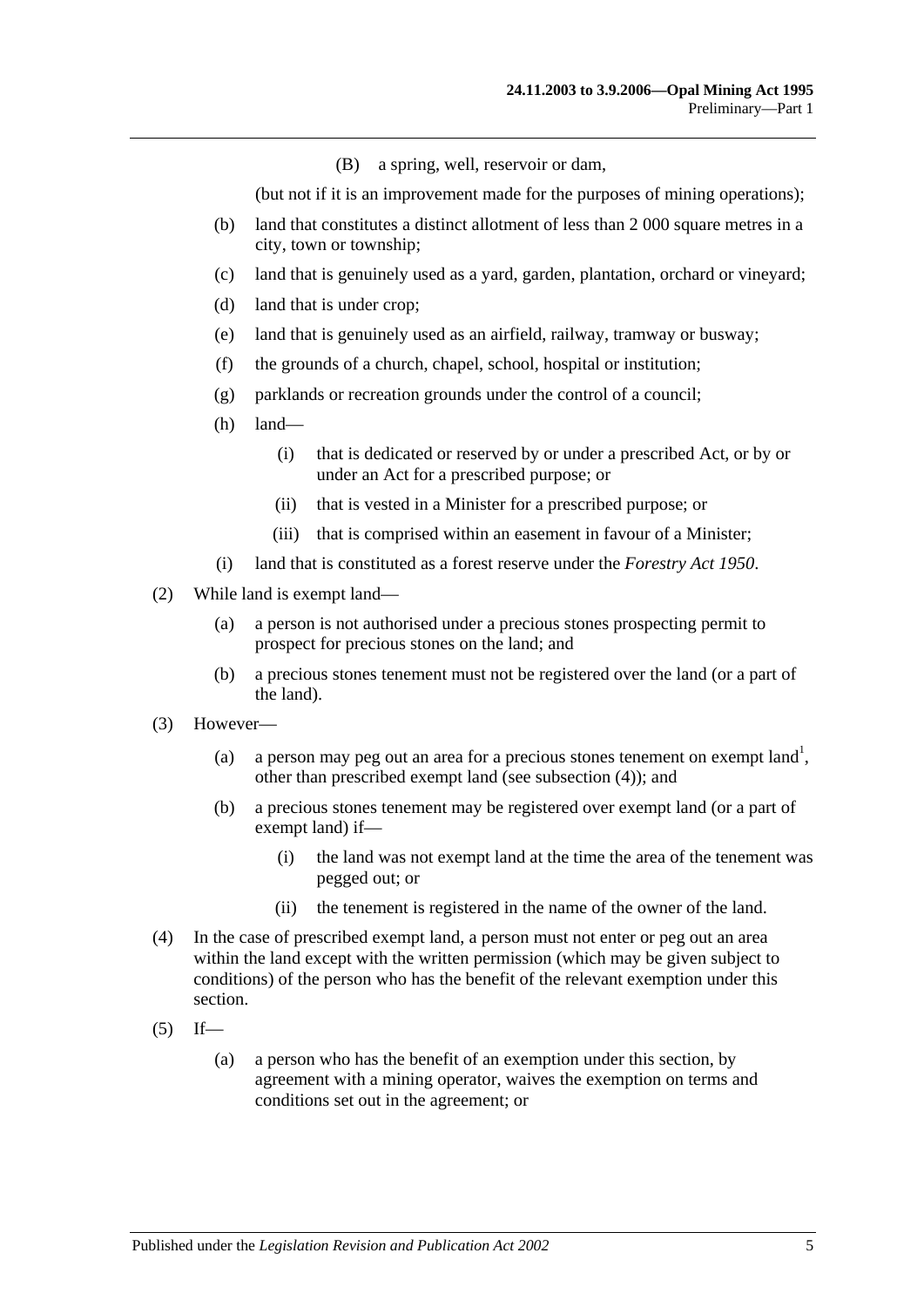(B) a spring, well, reservoir or dam,

(but not if it is an improvement made for the purposes of mining operations);

(b) land that constitutes a distinct allotment of less than 2 000 square metres in a city, town or township;

(c) land that is genuinely used as a yard, garden, plantation, orchard or vineyard;

(d) land that is under crop;

(e) land that is genuinely used as an airfield, railway, tramway or busway;

(f) the grounds of a church, chapel, school, hospital or institution;

(g) parklands or recreation grounds under the control of a council;

(h) land—

(i) that is dedicated or reserved by or under a prescribed Act, or by or under an Act for a prescribed purpose; or

(ii) that is vested in a Minister for a prescribed purpose; or

(iii) that is comprised within an easement in favour of a Minister;

(i) land that is constituted as a forest reserve under the *Forestry Act 1950*.

(2) While land is exempt land—

(a) a person is not authorised under a precious stones prospecting permit to prospect for precious stones on the land; and

(b) a precious stones tenement must not be registered over the land (or a part of the land).

(3) However—

(a) a person may peg out an area for a precious stones tenement on exempt land[1], other than prescribed exempt land (see subsection (4)); and

(b) a precious stones tenement may be registered over exempt land (or a part of exempt land) if—

(i) the land was not exempt land at the time the area of the tenement was pegged out; or

(ii) the tenement is registered in the name of the owner of the land.

(4) In the case of prescribed exempt land, a person must not enter or peg out an area within the land except with the written permission (which may be given subject to conditions) of the person who has the benefit of the relevant exemption under this section.

(5) If—

(a) a person who has the benefit of an exemption under this section, by agreement with a mining operator, waives the exemption on terms and conditions set out in the agreement; or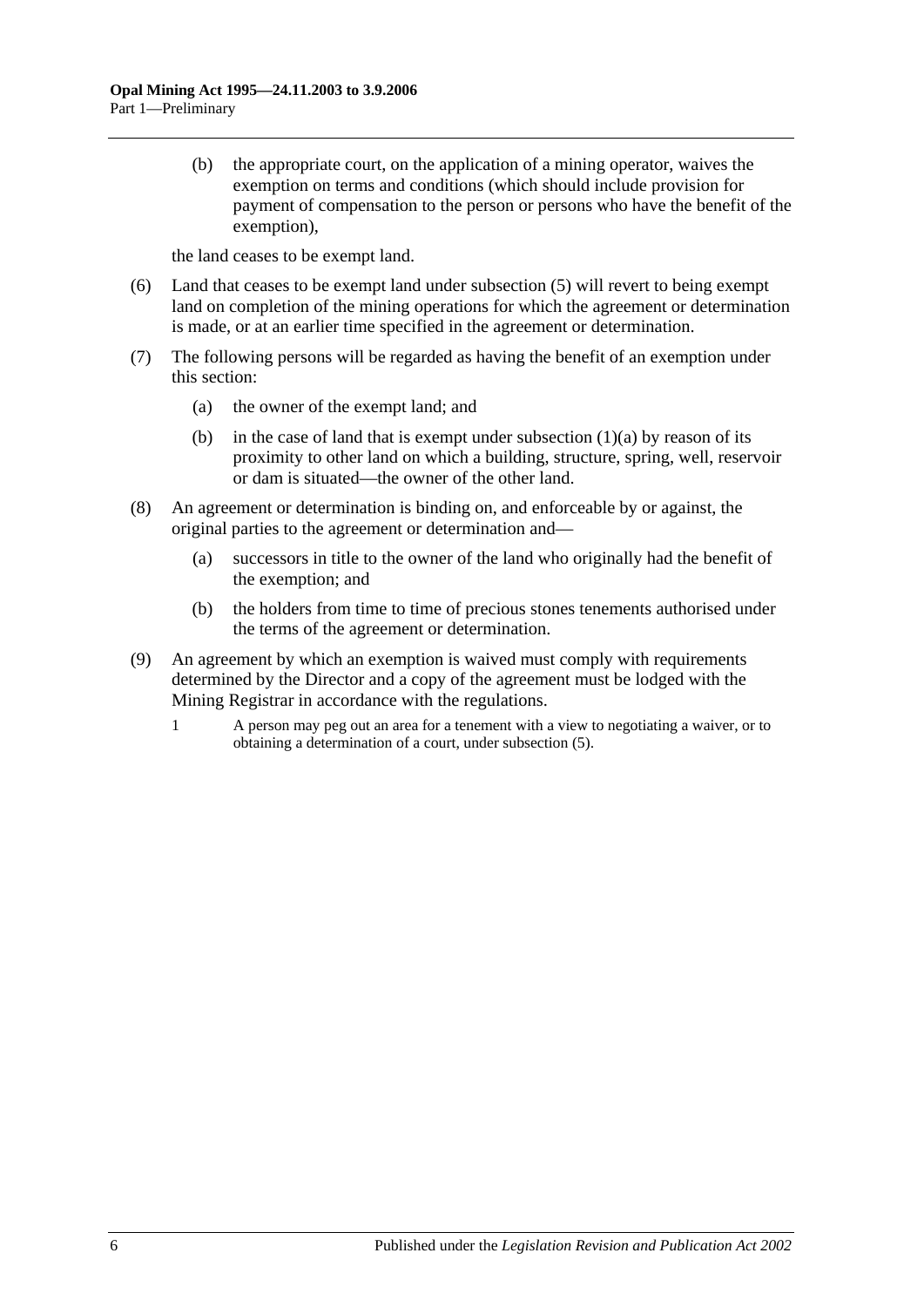(b) the appropriate court, on the application of a mining operator, waives the exemption on terms and conditions (which should include provision for payment of compensation to the person or persons who have the benefit of the exemption),

the land ceases to be exempt land.

(6) Land that ceases to be exempt land under subsection (5) will revert to being exempt land on completion of the mining operations for which the agreement or determination is made, or at an earlier time specified in the agreement or determination.

(7) The following persons will be regarded as having the benefit of an exemption under this section:

(a) the owner of the exempt land; and

(b) in the case of land that is exempt under subsection (1)(a) by reason of its proximity to other land on which a building, structure, spring, well, reservoir or dam is situated—the owner of the other land.

(8) An agreement or determination is binding on, and enforceable by or against, the original parties to the agreement or determination and—

(a) successors in title to the owner of the land who originally had the benefit of the exemption; and

(b) the holders from time to time of precious stones tenements authorised under the terms of the agreement or determination.

(9) An agreement by which an exemption is waived must comply with requirements determined by the Director and a copy of the agreement must be lodged with the Mining Registrar in accordance with the regulations.

1 A person may peg out an area for a tenement with a view to negotiating a waiver, or to obtaining a determination of a court, under subsection (5).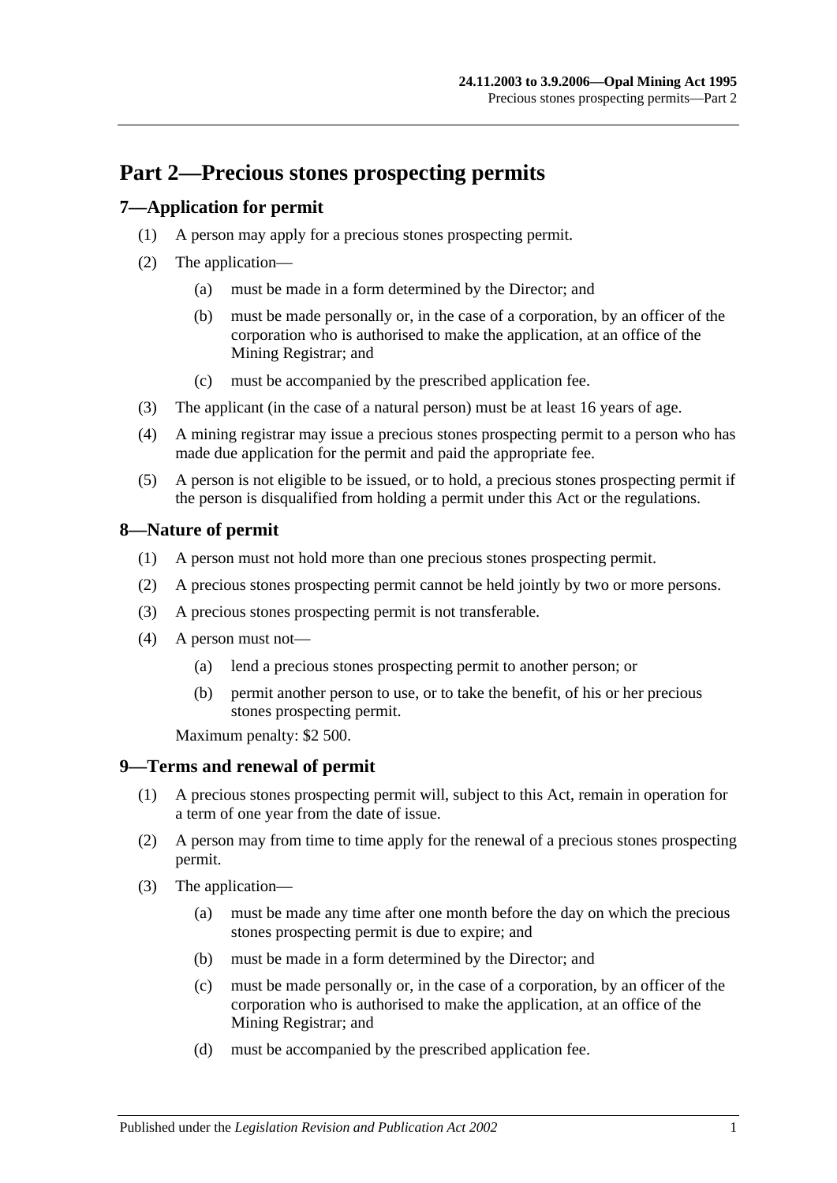# Part 2—Precious stones prospecting permits

## 7—Application for permit

(1) A person may apply for a precious stones prospecting permit.

(2) The application—

(a) must be made in a form determined by the Director; and

(b) must be made personally or, in the case of a corporation, by an officer of the corporation who is authorised to make the application, at an office of the Mining Registrar; and

(c) must be accompanied by the prescribed application fee.

(3) The applicant (in the case of a natural person) must be at least 16 years of age.

(4) A mining registrar may issue a precious stones prospecting permit to a person who has made due application for the permit and paid the appropriate fee.

(5) A person is not eligible to be issued, or to hold, a precious stones prospecting permit if the person is disqualified from holding a permit under this Act or the regulations.

## 8—Nature of permit

(1) A person must not hold more than one precious stones prospecting permit.

(2) A precious stones prospecting permit cannot be held jointly by two or more persons.

(3) A precious stones prospecting permit is not transferable.

(4) A person must not—

(a) lend a precious stones prospecting permit to another person; or

(b) permit another person to use, or to take the benefit, of his or her precious stones prospecting permit.

Maximum penalty: $2 500.

## 9—Terms and renewal of permit

(1) A precious stones prospecting permit will, subject to this Act, remain in operation for a term of one year from the date of issue.

(2) A person may from time to time apply for the renewal of a precious stones prospecting permit.

(3) The application—

(a) must be made any time after one month before the day on which the precious stones prospecting permit is due to expire; and

(b) must be made in a form determined by the Director; and

(c) must be made personally or, in the case of a corporation, by an officer of the corporation who is authorised to make the application, at an office of the Mining Registrar; and

(d) must be accompanied by the prescribed application fee.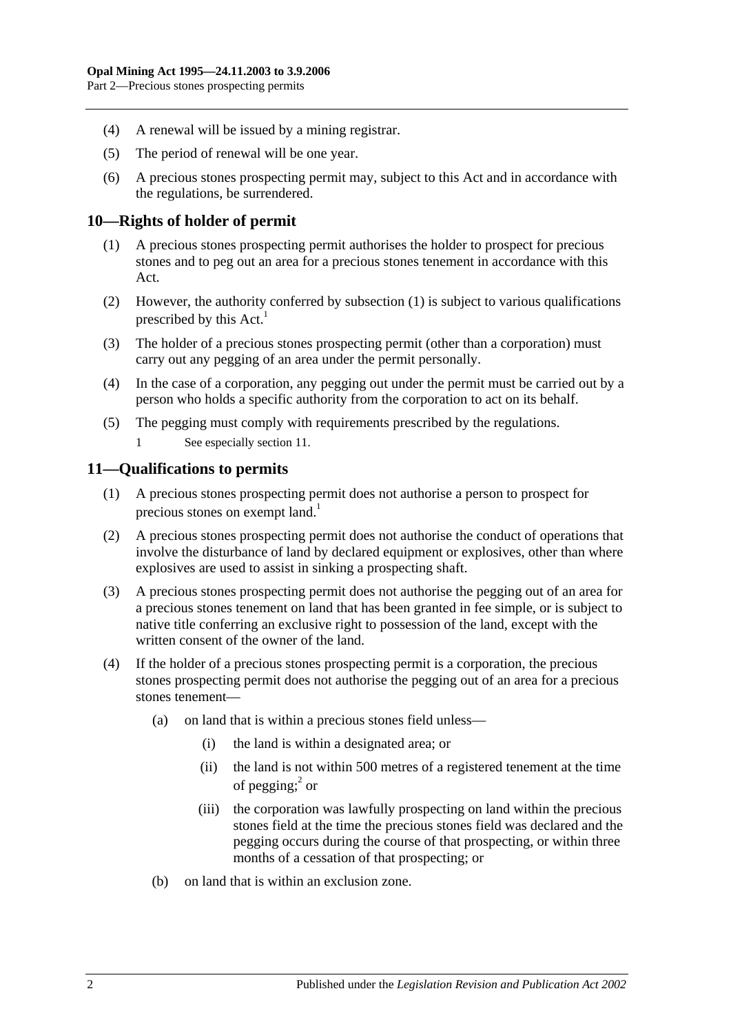(4) A renewal will be issued by a mining registrar.

(5) The period of renewal will be one year.

(6) A precious stones prospecting permit may, subject to this Act and in accordance with the regulations, be surrendered.

## 10—Rights of holder of permit

(1) A precious stones prospecting permit authorises the holder to prospect for precious stones and to peg out an area for a precious stones tenement in accordance with this Act.

(2) However, the authority conferred by subsection (1) is subject to various qualifications prescribed by this Act.[1]

(3) The holder of a precious stones prospecting permit (other than a corporation) must carry out any pegging of an area under the permit personally.

(4) In the case of a corporation, any pegging out under the permit must be carried out by a person who holds a specific authority from the corporation to act on its behalf.

(5) The pegging must comply with requirements prescribed by the regulations.

1 See especially section 11.

## 11—Qualifications to permits

(1) A precious stones prospecting permit does not authorise a person to prospect for precious stones on exempt land.[1]

(2) A precious stones prospecting permit does not authorise the conduct of operations that involve the disturbance of land by declared equipment or explosives, other than where explosives are used to assist in sinking a prospecting shaft.

(3) A precious stones prospecting permit does not authorise the pegging out of an area for a precious stones tenement on land that has been granted in fee simple, or is subject to native title conferring an exclusive right to possession of the land, except with the written consent of the owner of the land.

(4) If the holder of a precious stones prospecting permit is a corporation, the precious stones prospecting permit does not authorise the pegging out of an area for a precious stones tenement—

- (a) on land that is within a precious stones field unless—
  - (i) the land is within a designated area; or
  - (ii) the land is not within 500 metres of a registered tenement at the time of pegging;[2] or
  - (iii) the corporation was lawfully prospecting on land within the precious stones field at the time the precious stones field was declared and the pegging occurs during the course of that prospecting, or within three months of a cessation of that prospecting; or
- (b) on land that is within an exclusion zone.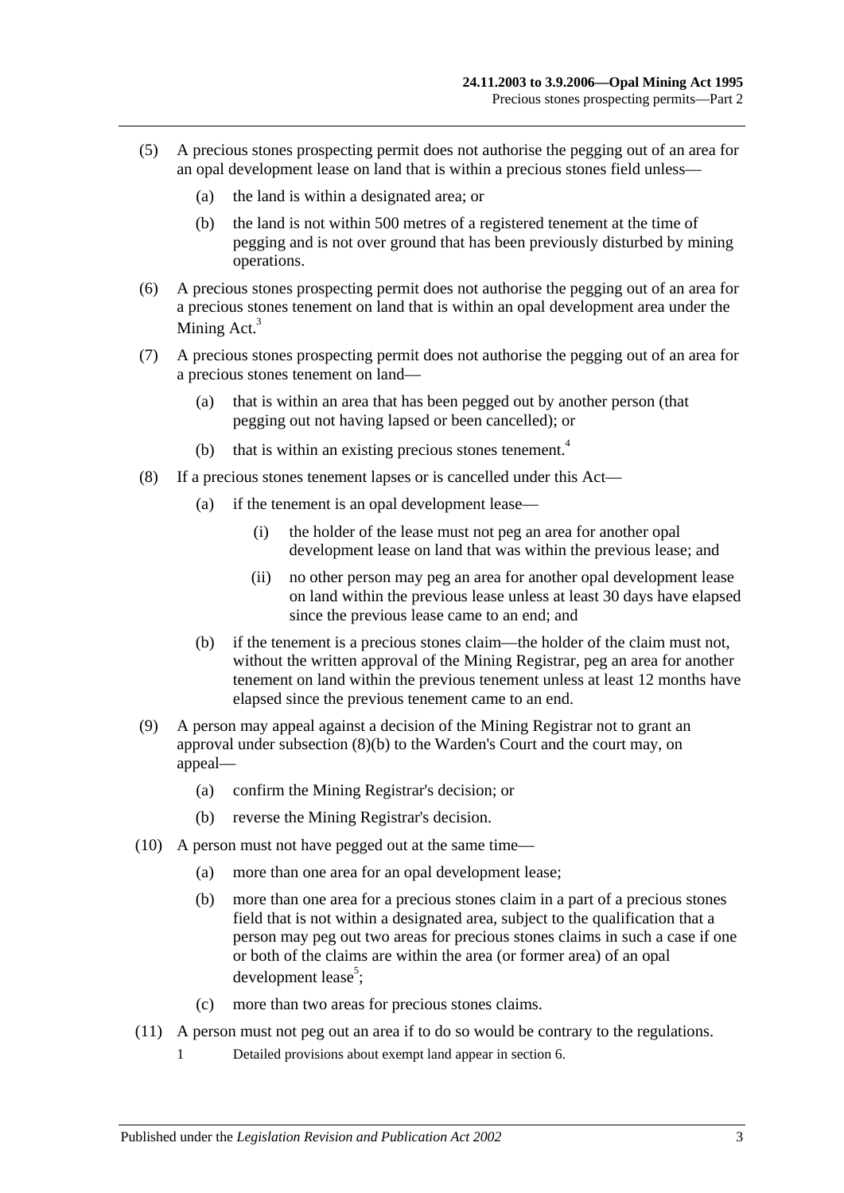(5) A precious stones prospecting permit does not authorise the pegging out of an area for an opal development lease on land that is within a precious stones field unless—

  (a) the land is within a designated area; or

  (b) the land is not within 500 metres of a registered tenement at the time of pegging and is not over ground that has been previously disturbed by mining operations.

(6) A precious stones prospecting permit does not authorise the pegging out of an area for a precious stones tenement on land that is within an opal development area under the Mining Act.[3]

(7) A precious stones prospecting permit does not authorise the pegging out of an area for a precious stones tenement on land—

  (a) that is within an area that has been pegged out by another person (that pegging out not having lapsed or been cancelled); or

  (b) that is within an existing precious stones tenement.[4]

(8) If a precious stones tenement lapses or is cancelled under this Act—

  (a) if the tenement is an opal development lease—

    (i) the holder of the lease must not peg an area for another opal development lease on land that was within the previous lease; and

    (ii) no other person may peg an area for another opal development lease on land within the previous lease unless at least 30 days have elapsed since the previous lease came to an end; and

  (b) if the tenement is a precious stones claim—the holder of the claim must not, without the written approval of the Mining Registrar, peg an area for another tenement on land within the previous tenement unless at least 12 months have elapsed since the previous tenement came to an end.

(9) A person may appeal against a decision of the Mining Registrar not to grant an approval under subsection (8)(b) to the Warden's Court and the court may, on appeal—

  (a) confirm the Mining Registrar's decision; or

  (b) reverse the Mining Registrar's decision.

(10) A person must not have pegged out at the same time—

  (a) more than one area for an opal development lease;

  (b) more than one area for a precious stones claim in a part of a precious stones field that is not within a designated area, subject to the qualification that a person may peg out two areas for precious stones claims in such a case if one or both of the claims are within the area (or former area) of an opal development lease[5];

  (c) more than two areas for precious stones claims.

(11) A person must not peg out an area if to do so would be contrary to the regulations.

1 Detailed provisions about exempt land appear in section 6.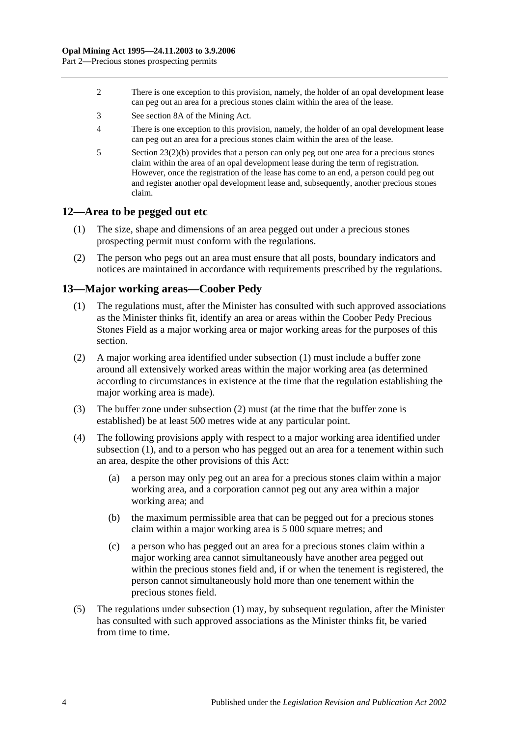2 There is one exception to this provision, namely, the holder of an opal development lease can peg out an area for a precious stones claim within the area of the lease.

3 See section 8A of the Mining Act.

4 There is one exception to this provision, namely, the holder of an opal development lease can peg out an area for a precious stones claim within the area of the lease.

5 Section 23(2)(b) provides that a person can only peg out one area for a precious stones claim within the area of an opal development lease during the term of registration. However, once the registration of the lease has come to an end, a person could peg out and register another opal development lease and, subsequently, another precious stones claim.

## 12—Area to be pegged out etc

(1) The size, shape and dimensions of an area pegged out under a precious stones prospecting permit must conform with the regulations.

(2) The person who pegs out an area must ensure that all posts, boundary indicators and notices are maintained in accordance with requirements prescribed by the regulations.

## 13—Major working areas—Coober Pedy

(1) The regulations must, after the Minister has consulted with such approved associations as the Minister thinks fit, identify an area or areas within the Coober Pedy Precious Stones Field as a major working area or major working areas for the purposes of this section.

(2) A major working area identified under subsection (1) must include a buffer zone around all extensively worked areas within the major working area (as determined according to circumstances in existence at the time that the regulation establishing the major working area is made).

(3) The buffer zone under subsection (2) must (at the time that the buffer zone is established) be at least 500 metres wide at any particular point.

(4) The following provisions apply with respect to a major working area identified under subsection (1), and to a person who has pegged out an area for a tenement within such an area, despite the other provisions of this Act:

(a) a person may only peg out an area for a precious stones claim within a major working area, and a corporation cannot peg out any area within a major working area; and

(b) the maximum permissible area that can be pegged out for a precious stones claim within a major working area is 5 000 square metres; and

(c) a person who has pegged out an area for a precious stones claim within a major working area cannot simultaneously have another area pegged out within the precious stones field and, if or when the tenement is registered, the person cannot simultaneously hold more than one tenement within the precious stones field.

(5) The regulations under subsection (1) may, by subsequent regulation, after the Minister has consulted with such approved associations as the Minister thinks fit, be varied from time to time.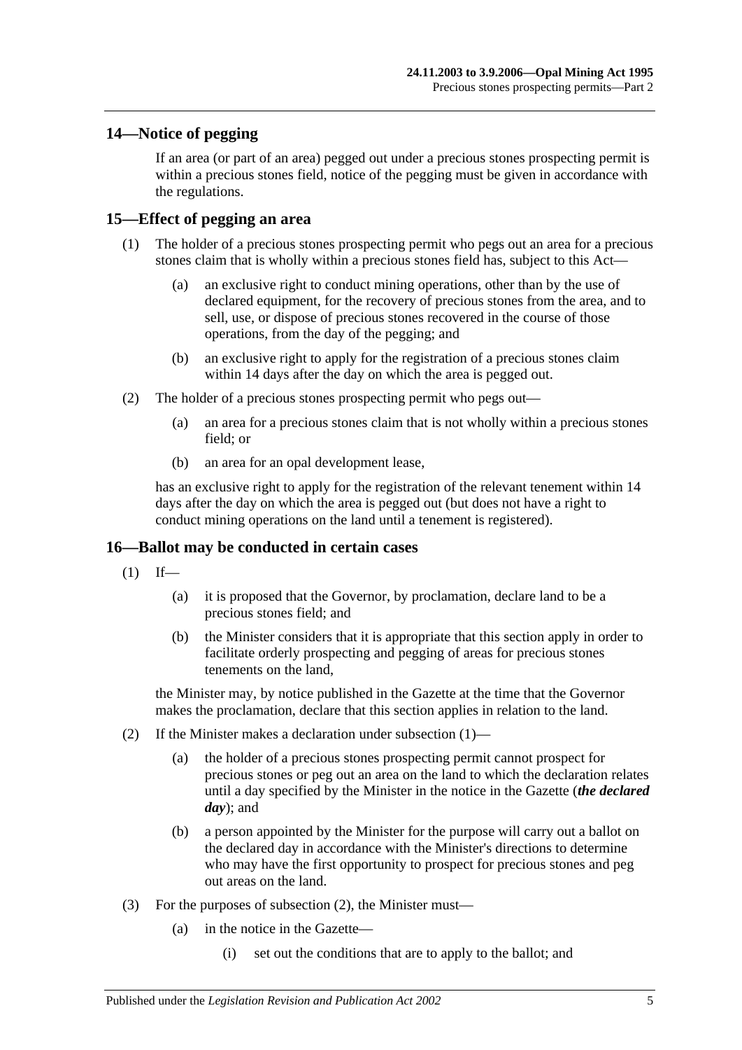## 14—Notice of pegging

If an area (or part of an area) pegged out under a precious stones prospecting permit is within a precious stones field, notice of the pegging must be given in accordance with the regulations.

## 15—Effect of pegging an area

(1) The holder of a precious stones prospecting permit who pegs out an area for a precious stones claim that is wholly within a precious stones field has, subject to this Act—

(a) an exclusive right to conduct mining operations, other than by the use of declared equipment, for the recovery of precious stones from the area, and to sell, use, or dispose of precious stones recovered in the course of those operations, from the day of the pegging; and

(b) an exclusive right to apply for the registration of a precious stones claim within 14 days after the day on which the area is pegged out.

(2) The holder of a precious stones prospecting permit who pegs out—

(a) an area for a precious stones claim that is not wholly within a precious stones field; or

(b) an area for an opal development lease,

has an exclusive right to apply for the registration of the relevant tenement within 14 days after the day on which the area is pegged out (but does not have a right to conduct mining operations on the land until a tenement is registered).

## 16—Ballot may be conducted in certain cases

(1) If—

(a) it is proposed that the Governor, by proclamation, declare land to be a precious stones field; and

(b) the Minister considers that it is appropriate that this section apply in order to facilitate orderly prospecting and pegging of areas for precious stones tenements on the land,

the Minister may, by notice published in the Gazette at the time that the Governor makes the proclamation, declare that this section applies in relation to the land.

(2) If the Minister makes a declaration under subsection (1)—

(a) the holder of a precious stones prospecting permit cannot prospect for precious stones or peg out an area on the land to which the declaration relates until a day specified by the Minister in the notice in the Gazette (***the declared day***); and

(b) a person appointed by the Minister for the purpose will carry out a ballot on the declared day in accordance with the Minister's directions to determine who may have the first opportunity to prospect for precious stones and peg out areas on the land.

(3) For the purposes of subsection (2), the Minister must—

(a) in the notice in the Gazette—

(i) set out the conditions that are to apply to the ballot; and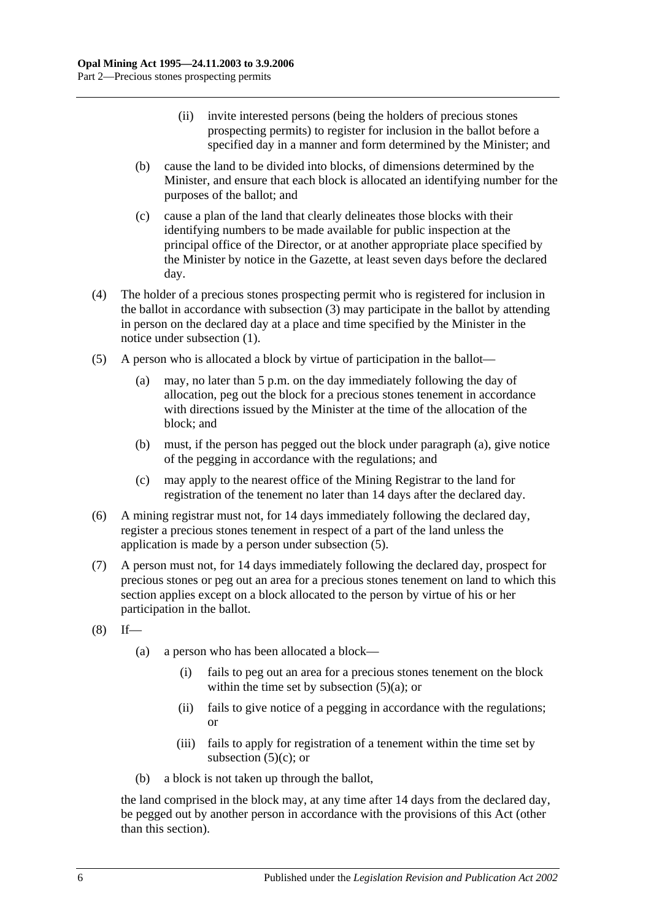(ii) invite interested persons (being the holders of precious stones prospecting permits) to register for inclusion in the ballot before a specified day in a manner and form determined by the Minister; and

(b) cause the land to be divided into blocks, of dimensions determined by the Minister, and ensure that each block is allocated an identifying number for the purposes of the ballot; and

(c) cause a plan of the land that clearly delineates those blocks with their identifying numbers to be made available for public inspection at the principal office of the Director, or at another appropriate place specified by the Minister by notice in the Gazette, at least seven days before the declared day.

(4) The holder of a precious stones prospecting permit who is registered for inclusion in the ballot in accordance with subsection (3) may participate in the ballot by attending in person on the declared day at a place and time specified by the Minister in the notice under subsection (1).

(5) A person who is allocated a block by virtue of participation in the ballot—

(a) may, no later than 5 p.m. on the day immediately following the day of allocation, peg out the block for a precious stones tenement in accordance with directions issued by the Minister at the time of the allocation of the block; and

(b) must, if the person has pegged out the block under paragraph (a), give notice of the pegging in accordance with the regulations; and

(c) may apply to the nearest office of the Mining Registrar to the land for registration of the tenement no later than 14 days after the declared day.

(6) A mining registrar must not, for 14 days immediately following the declared day, register a precious stones tenement in respect of a part of the land unless the application is made by a person under subsection (5).

(7) A person must not, for 14 days immediately following the declared day, prospect for precious stones or peg out an area for a precious stones tenement on land to which this section applies except on a block allocated to the person by virtue of his or her participation in the ballot.

(8) If—

(a) a person who has been allocated a block—

(i) fails to peg out an area for a precious stones tenement on the block within the time set by subsection (5)(a); or

(ii) fails to give notice of a pegging in accordance with the regulations; or

(iii) fails to apply for registration of a tenement within the time set by subsection (5)(c); or

(b) a block is not taken up through the ballot,

the land comprised in the block may, at any time after 14 days from the declared day, be pegged out by another person in accordance with the provisions of this Act (other than this section).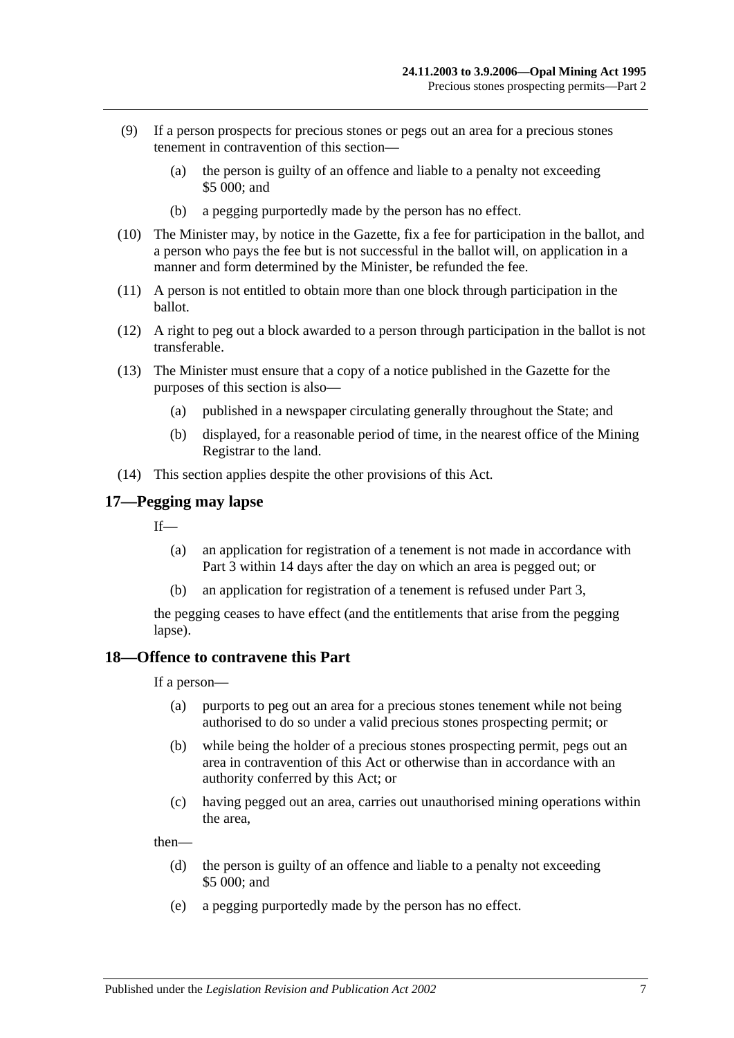(9) If a person prospects for precious stones or pegs out an area for a precious stones tenement in contravention of this section—

(a) the person is guilty of an offence and liable to a penalty not exceeding $5 000; and

(b) a pegging purportedly made by the person has no effect.

(10) The Minister may, by notice in the Gazette, fix a fee for participation in the ballot, and a person who pays the fee but is not successful in the ballot will, on application in a manner and form determined by the Minister, be refunded the fee.

(11) A person is not entitled to obtain more than one block through participation in the ballot.

(12) A right to peg out a block awarded to a person through participation in the ballot is not transferable.

(13) The Minister must ensure that a copy of a notice published in the Gazette for the purposes of this section is also—

(a) published in a newspaper circulating generally throughout the State; and

(b) displayed, for a reasonable period of time, in the nearest office of the Mining Registrar to the land.

(14) This section applies despite the other provisions of this Act.

## 17—Pegging may lapse

If—

(a) an application for registration of a tenement is not made in accordance with Part 3 within 14 days after the day on which an area is pegged out; or

(b) an application for registration of a tenement is refused under Part 3,

the pegging ceases to have effect (and the entitlements that arise from the pegging lapse).

## 18—Offence to contravene this Part

If a person—

(a) purports to peg out an area for a precious stones tenement while not being authorised to do so under a valid precious stones prospecting permit; or

(b) while being the holder of a precious stones prospecting permit, pegs out an area in contravention of this Act or otherwise than in accordance with an authority conferred by this Act; or

(c) having pegged out an area, carries out unauthorised mining operations within the area,

then—

(d) the person is guilty of an offence and liable to a penalty not exceeding $5 000; and

(e) a pegging purportedly made by the person has no effect.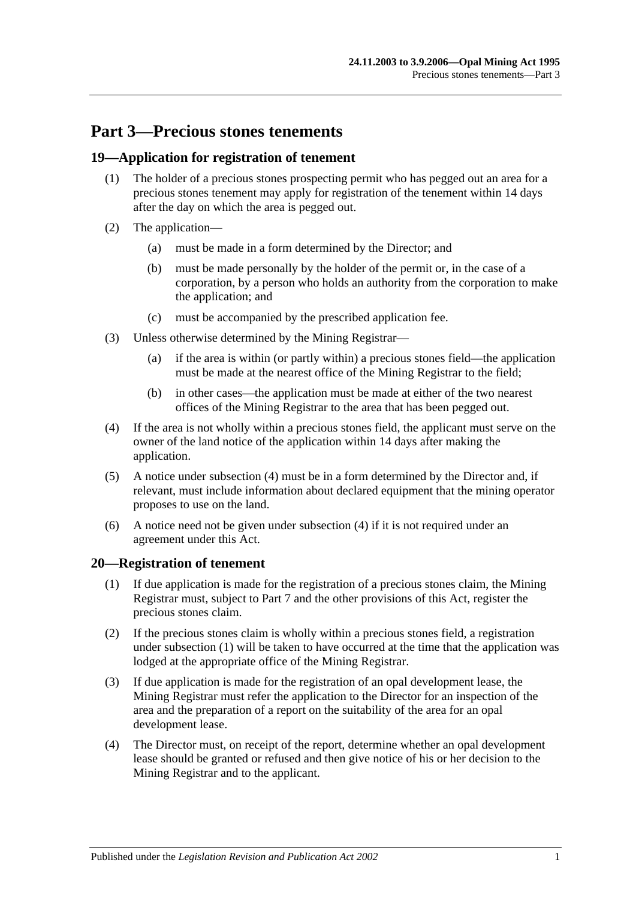# Part 3—Precious stones tenements

## 19—Application for registration of tenement

(1) The holder of a precious stones prospecting permit who has pegged out an area for a precious stones tenement may apply for registration of the tenement within 14 days after the day on which the area is pegged out.

(2) The application—

(a) must be made in a form determined by the Director; and

(b) must be made personally by the holder of the permit or, in the case of a corporation, by a person who holds an authority from the corporation to make the application; and

(c) must be accompanied by the prescribed application fee.

(3) Unless otherwise determined by the Mining Registrar—

(a) if the area is within (or partly within) a precious stones field—the application must be made at the nearest office of the Mining Registrar to the field;

(b) in other cases—the application must be made at either of the two nearest offices of the Mining Registrar to the area that has been pegged out.

(4) If the area is not wholly within a precious stones field, the applicant must serve on the owner of the land notice of the application within 14 days after making the application.

(5) A notice under subsection (4) must be in a form determined by the Director and, if relevant, must include information about declared equipment that the mining operator proposes to use on the land.

(6) A notice need not be given under subsection (4) if it is not required under an agreement under this Act.

## 20—Registration of tenement

(1) If due application is made for the registration of a precious stones claim, the Mining Registrar must, subject to Part 7 and the other provisions of this Act, register the precious stones claim.

(2) If the precious stones claim is wholly within a precious stones field, a registration under subsection (1) will be taken to have occurred at the time that the application was lodged at the appropriate office of the Mining Registrar.

(3) If due application is made for the registration of an opal development lease, the Mining Registrar must refer the application to the Director for an inspection of the area and the preparation of a report on the suitability of the area for an opal development lease.

(4) The Director must, on receipt of the report, determine whether an opal development lease should be granted or refused and then give notice of his or her decision to the Mining Registrar and to the applicant.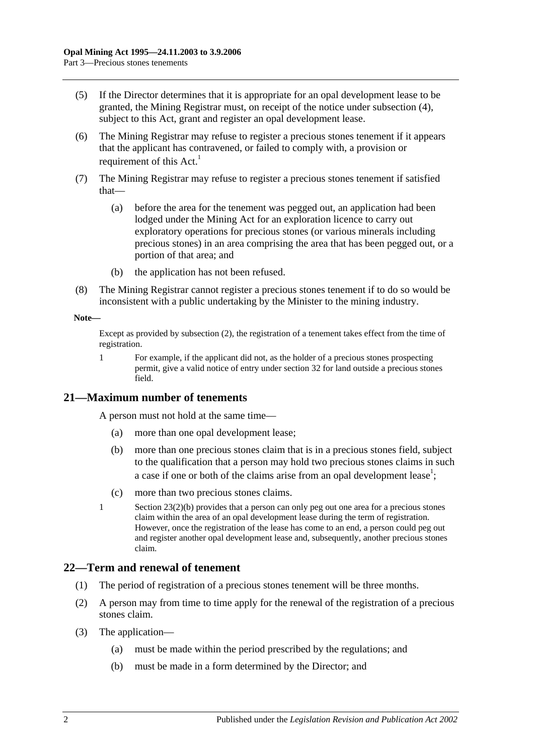(5) If the Director determines that it is appropriate for an opal development lease to be granted, the Mining Registrar must, on receipt of the notice under subsection (4), subject to this Act, grant and register an opal development lease.

(6) The Mining Registrar may refuse to register a precious stones tenement if it appears that the applicant has contravened, or failed to comply with, a provision or requirement of this Act.[1]

(7) The Mining Registrar may refuse to register a precious stones tenement if satisfied that—

- (a) before the area for the tenement was pegged out, an application had been lodged under the Mining Act for an exploration licence to carry out exploratory operations for precious stones (or various minerals including precious stones) in an area comprising the area that has been pegged out, or a portion of that area; and
- (b) the application has not been refused.

(8) The Mining Registrar cannot register a precious stones tenement if to do so would be inconsistent with a public undertaking by the Minister to the mining industry.

**Note—**

Except as provided by subsection (2), the registration of a tenement takes effect from the time of registration.

1 For example, if the applicant did not, as the holder of a precious stones prospecting permit, give a valid notice of entry under section 32 for land outside a precious stones field.

## 21—Maximum number of tenements

A person must not hold at the same time—

- (a) more than one opal development lease;
- (b) more than one precious stones claim that is in a precious stones field, subject to the qualification that a person may hold two precious stones claims in such a case if one or both of the claims arise from an opal development lease[1];
- (c) more than two precious stones claims.

1 Section 23(2)(b) provides that a person can only peg out one area for a precious stones claim within the area of an opal development lease during the term of registration. However, once the registration of the lease has come to an end, a person could peg out and register another opal development lease and, subsequently, another precious stones claim.

## 22—Term and renewal of tenement

(1) The period of registration of a precious stones tenement will be three months.

(2) A person may from time to time apply for the renewal of the registration of a precious stones claim.

(3) The application—

- (a) must be made within the period prescribed by the regulations; and
- (b) must be made in a form determined by the Director; and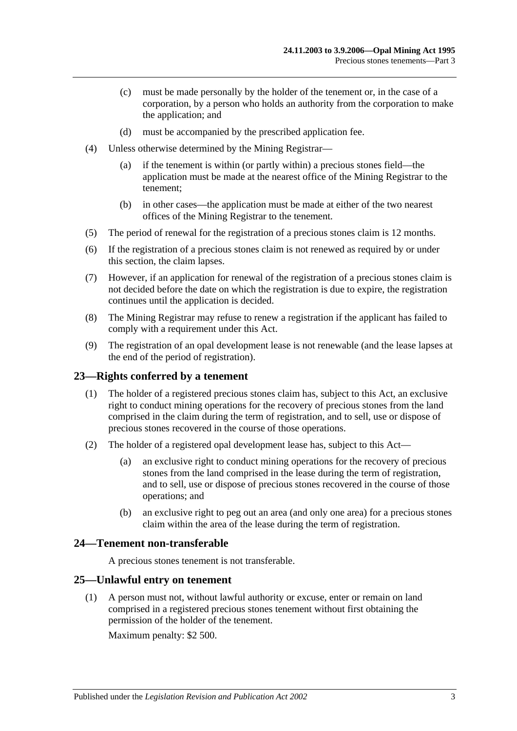(c) must be made personally by the holder of the tenement or, in the case of a corporation, by a person who holds an authority from the corporation to make the application; and

(d) must be accompanied by the prescribed application fee.

(4) Unless otherwise determined by the Mining Registrar—

(a) if the tenement is within (or partly within) a precious stones field—the application must be made at the nearest office of the Mining Registrar to the tenement;

(b) in other cases—the application must be made at either of the two nearest offices of the Mining Registrar to the tenement.

(5) The period of renewal for the registration of a precious stones claim is 12 months.

(6) If the registration of a precious stones claim is not renewed as required by or under this section, the claim lapses.

(7) However, if an application for renewal of the registration of a precious stones claim is not decided before the date on which the registration is due to expire, the registration continues until the application is decided.

(8) The Mining Registrar may refuse to renew a registration if the applicant has failed to comply with a requirement under this Act.

(9) The registration of an opal development lease is not renewable (and the lease lapses at the end of the period of registration).

## 23—Rights conferred by a tenement

(1) The holder of a registered precious stones claim has, subject to this Act, an exclusive right to conduct mining operations for the recovery of precious stones from the land comprised in the claim during the term of registration, and to sell, use or dispose of precious stones recovered in the course of those operations.

(2) The holder of a registered opal development lease has, subject to this Act—

(a) an exclusive right to conduct mining operations for the recovery of precious stones from the land comprised in the lease during the term of registration, and to sell, use or dispose of precious stones recovered in the course of those operations; and

(b) an exclusive right to peg out an area (and only one area) for a precious stones claim within the area of the lease during the term of registration.

## 24—Tenement non-transferable

A precious stones tenement is not transferable.

## 25—Unlawful entry on tenement

(1) A person must not, without lawful authority or excuse, enter or remain on land comprised in a registered precious stones tenement without first obtaining the permission of the holder of the tenement.

Maximum penalty: $2 500.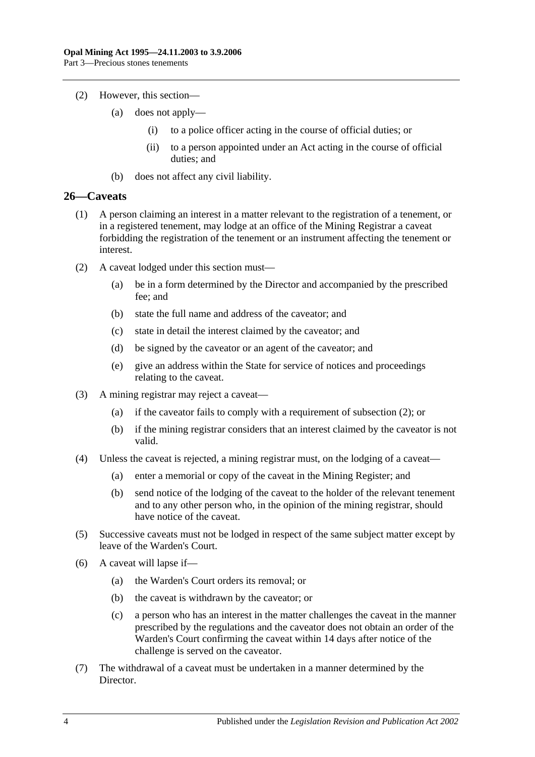(2) However, this section—

(a) does not apply—

(i) to a police officer acting in the course of official duties; or

(ii) to a person appointed under an Act acting in the course of official duties; and

(b) does not affect any civil liability.

## 26—Caveats

(1) A person claiming an interest in a matter relevant to the registration of a tenement, or in a registered tenement, may lodge at an office of the Mining Registrar a caveat forbidding the registration of the tenement or an instrument affecting the tenement or interest.

(2) A caveat lodged under this section must—

(a) be in a form determined by the Director and accompanied by the prescribed fee; and

(b) state the full name and address of the caveator; and

(c) state in detail the interest claimed by the caveator; and

(d) be signed by the caveator or an agent of the caveator; and

(e) give an address within the State for service of notices and proceedings relating to the caveat.

(3) A mining registrar may reject a caveat—

(a) if the caveator fails to comply with a requirement of subsection (2); or

(b) if the mining registrar considers that an interest claimed by the caveator is not valid.

(4) Unless the caveat is rejected, a mining registrar must, on the lodging of a caveat—

(a) enter a memorial or copy of the caveat in the Mining Register; and

(b) send notice of the lodging of the caveat to the holder of the relevant tenement and to any other person who, in the opinion of the mining registrar, should have notice of the caveat.

(5) Successive caveats must not be lodged in respect of the same subject matter except by leave of the Warden's Court.

(6) A caveat will lapse if—

(a) the Warden's Court orders its removal; or

(b) the caveat is withdrawn by the caveator; or

(c) a person who has an interest in the matter challenges the caveat in the manner prescribed by the regulations and the caveator does not obtain an order of the Warden's Court confirming the caveat within 14 days after notice of the challenge is served on the caveator.

(7) The withdrawal of a caveat must be undertaken in a manner determined by the Director.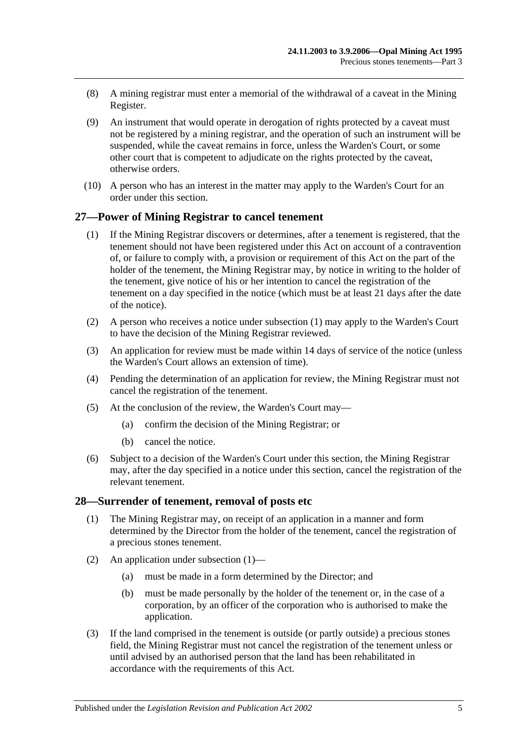(8) A mining registrar must enter a memorial of the withdrawal of a caveat in the Mining Register.

(9) An instrument that would operate in derogation of rights protected by a caveat must not be registered by a mining registrar, and the operation of such an instrument will be suspended, while the caveat remains in force, unless the Warden's Court, or some other court that is competent to adjudicate on the rights protected by the caveat, otherwise orders.

(10) A person who has an interest in the matter may apply to the Warden's Court for an order under this section.

## 27—Power of Mining Registrar to cancel tenement

(1) If the Mining Registrar discovers or determines, after a tenement is registered, that the tenement should not have been registered under this Act on account of a contravention of, or failure to comply with, a provision or requirement of this Act on the part of the holder of the tenement, the Mining Registrar may, by notice in writing to the holder of the tenement, give notice of his or her intention to cancel the registration of the tenement on a day specified in the notice (which must be at least 21 days after the date of the notice).

(2) A person who receives a notice under subsection (1) may apply to the Warden's Court to have the decision of the Mining Registrar reviewed.

(3) An application for review must be made within 14 days of service of the notice (unless the Warden's Court allows an extension of time).

(4) Pending the determination of an application for review, the Mining Registrar must not cancel the registration of the tenement.

(5) At the conclusion of the review, the Warden's Court may—

(a) confirm the decision of the Mining Registrar; or

(b) cancel the notice.

(6) Subject to a decision of the Warden's Court under this section, the Mining Registrar may, after the day specified in a notice under this section, cancel the registration of the relevant tenement.

## 28—Surrender of tenement, removal of posts etc

(1) The Mining Registrar may, on receipt of an application in a manner and form determined by the Director from the holder of the tenement, cancel the registration of a precious stones tenement.

(2) An application under subsection (1)—

(a) must be made in a form determined by the Director; and

(b) must be made personally by the holder of the tenement or, in the case of a corporation, by an officer of the corporation who is authorised to make the application.

(3) If the land comprised in the tenement is outside (or partly outside) a precious stones field, the Mining Registrar must not cancel the registration of the tenement unless or until advised by an authorised person that the land has been rehabilitated in accordance with the requirements of this Act.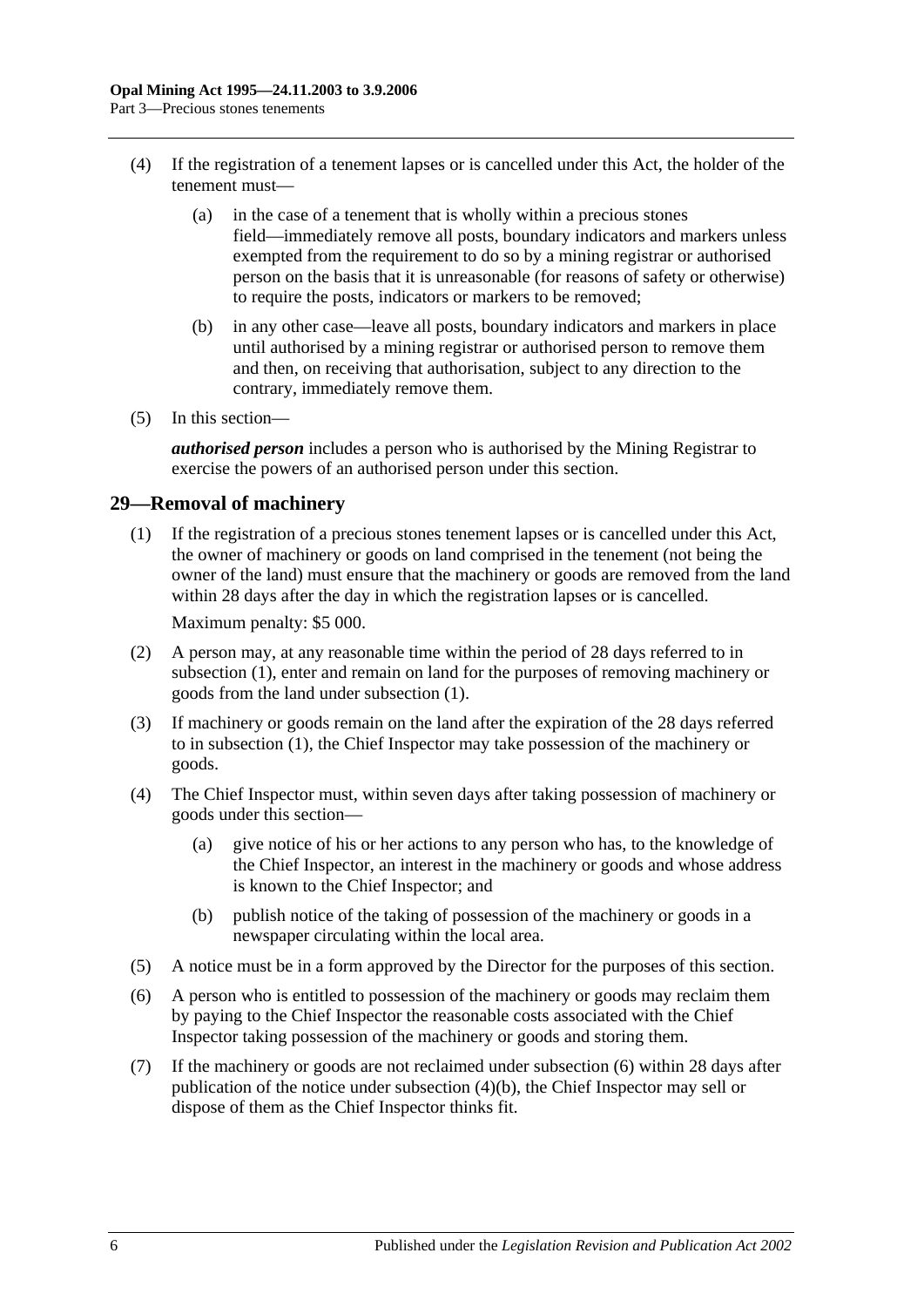(4) If the registration of a tenement lapses or is cancelled under this Act, the holder of the tenement must—

(a) in the case of a tenement that is wholly within a precious stones field—immediately remove all posts, boundary indicators and markers unless exempted from the requirement to do so by a mining registrar or authorised person on the basis that it is unreasonable (for reasons of safety or otherwise) to require the posts, indicators or markers to be removed;

(b) in any other case—leave all posts, boundary indicators and markers in place until authorised by a mining registrar or authorised person to remove them and then, on receiving that authorisation, subject to any direction to the contrary, immediately remove them.

(5) In this section—

***authorised person*** includes a person who is authorised by the Mining Registrar to exercise the powers of an authorised person under this section.

## 29—Removal of machinery

(1) If the registration of a precious stones tenement lapses or is cancelled under this Act, the owner of machinery or goods on land comprised in the tenement (not being the owner of the land) must ensure that the machinery or goods are removed from the land within 28 days after the day in which the registration lapses or is cancelled.

Maximum penalty: $5 000.

(2) A person may, at any reasonable time within the period of 28 days referred to in subsection (1), enter and remain on land for the purposes of removing machinery or goods from the land under subsection (1).

(3) If machinery or goods remain on the land after the expiration of the 28 days referred to in subsection (1), the Chief Inspector may take possession of the machinery or goods.

(4) The Chief Inspector must, within seven days after taking possession of machinery or goods under this section—

(a) give notice of his or her actions to any person who has, to the knowledge of the Chief Inspector, an interest in the machinery or goods and whose address is known to the Chief Inspector; and

(b) publish notice of the taking of possession of the machinery or goods in a newspaper circulating within the local area.

(5) A notice must be in a form approved by the Director for the purposes of this section.

(6) A person who is entitled to possession of the machinery or goods may reclaim them by paying to the Chief Inspector the reasonable costs associated with the Chief Inspector taking possession of the machinery or goods and storing them.

(7) If the machinery or goods are not reclaimed under subsection (6) within 28 days after publication of the notice under subsection (4)(b), the Chief Inspector may sell or dispose of them as the Chief Inspector thinks fit.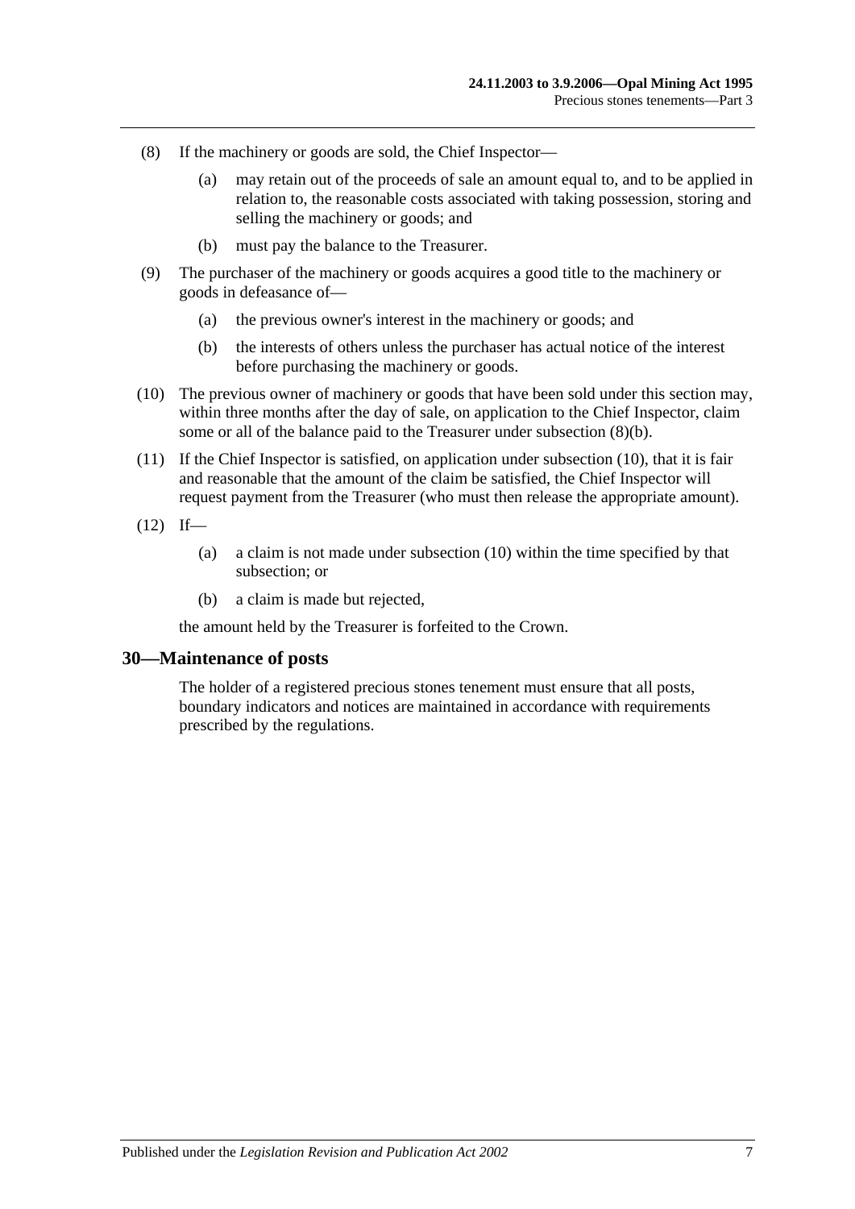(8) If the machinery or goods are sold, the Chief Inspector—

(a) may retain out of the proceeds of sale an amount equal to, and to be applied in relation to, the reasonable costs associated with taking possession, storing and selling the machinery or goods; and

(b) must pay the balance to the Treasurer.

(9) The purchaser of the machinery or goods acquires a good title to the machinery or goods in defeasance of—

(a) the previous owner's interest in the machinery or goods; and

(b) the interests of others unless the purchaser has actual notice of the interest before purchasing the machinery or goods.

(10) The previous owner of machinery or goods that have been sold under this section may, within three months after the day of sale, on application to the Chief Inspector, claim some or all of the balance paid to the Treasurer under subsection (8)(b).

(11) If the Chief Inspector is satisfied, on application under subsection (10), that it is fair and reasonable that the amount of the claim be satisfied, the Chief Inspector will request payment from the Treasurer (who must then release the appropriate amount).

(12) If—

(a) a claim is not made under subsection (10) within the time specified by that subsection; or

(b) a claim is made but rejected,

the amount held by the Treasurer is forfeited to the Crown.

## 30—Maintenance of posts

The holder of a registered precious stones tenement must ensure that all posts, boundary indicators and notices are maintained in accordance with requirements prescribed by the regulations.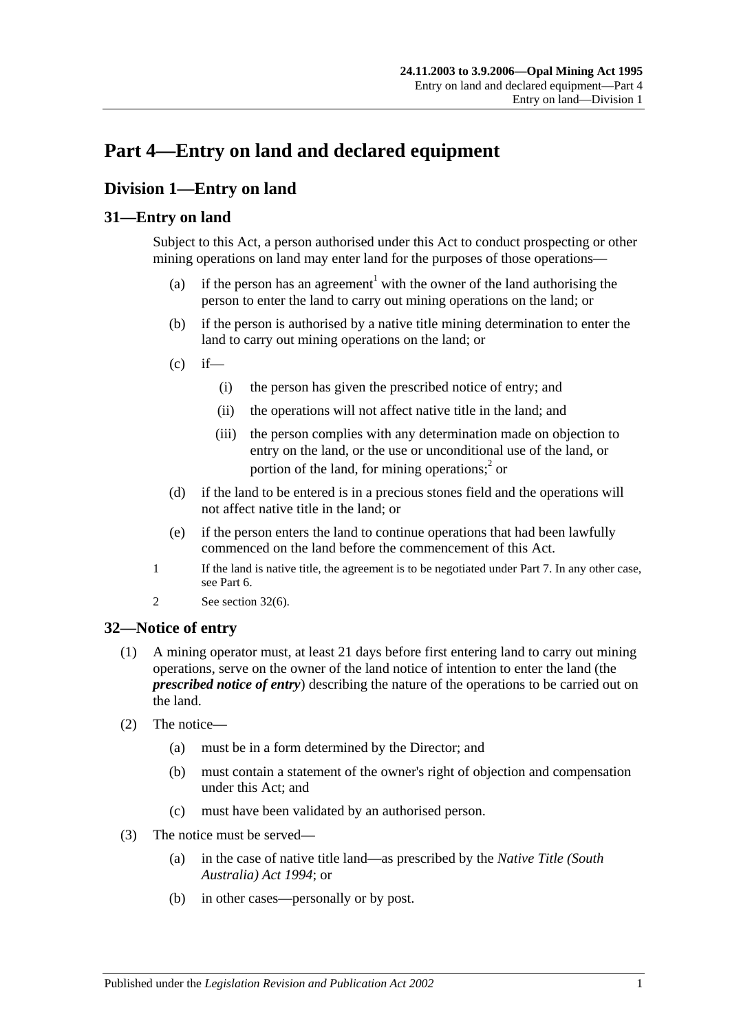# Part 4—Entry on land and declared equipment

## Division 1—Entry on land

### 31—Entry on land

Subject to this Act, a person authorised under this Act to conduct prospecting or other mining operations on land may enter land for the purposes of those operations—

(a) if the person has an agreement[1] with the owner of the land authorising the person to enter the land to carry out mining operations on the land; or

(b) if the person is authorised by a native title mining determination to enter the land to carry out mining operations on the land; or

(c) if—

(i) the person has given the prescribed notice of entry; and

(ii) the operations will not affect native title in the land; and

(iii) the person complies with any determination made on objection to entry on the land, or the use or unconditional use of the land, or portion of the land, for mining operations;[2] or

(d) if the land to be entered is in a precious stones field and the operations will not affect native title in the land; or

(e) if the person enters the land to continue operations that had been lawfully commenced on the land before the commencement of this Act.

1 If the land is native title, the agreement is to be negotiated under Part 7. In any other case, see Part 6.

2 See section 32(6).

### 32—Notice of entry

(1) A mining operator must, at least 21 days before first entering land to carry out mining operations, serve on the owner of the land notice of intention to enter the land (the ***prescribed notice of entry***) describing the nature of the operations to be carried out on the land.

(2) The notice—

(a) must be in a form determined by the Director; and

(b) must contain a statement of the owner's right of objection and compensation under this Act; and

(c) must have been validated by an authorised person.

(3) The notice must be served—

(a) in the case of native title land—as prescribed by the *Native Title (South Australia) Act 1994*; or

(b) in other cases—personally or by post.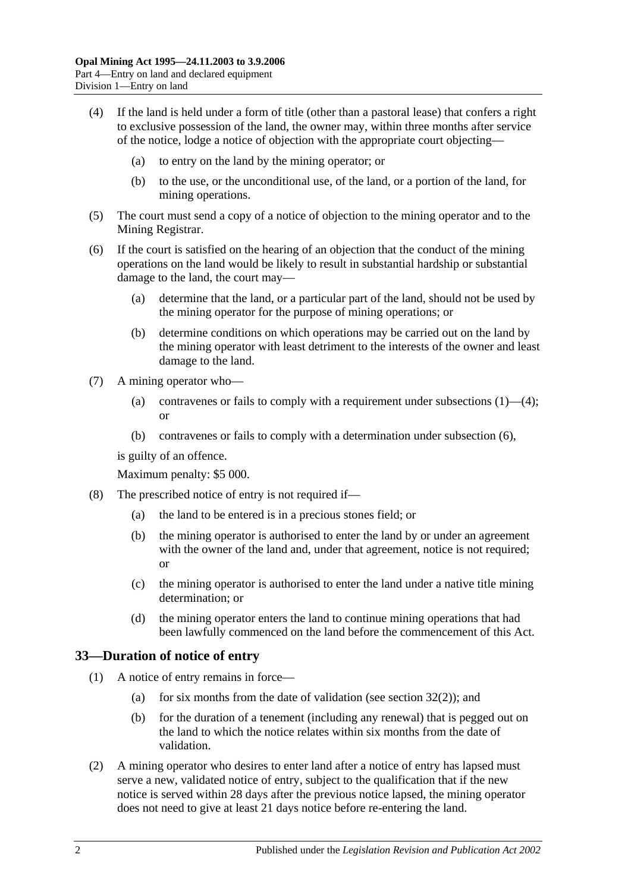(4) If the land is held under a form of title (other than a pastoral lease) that confers a right to exclusive possession of the land, the owner may, within three months after service of the notice, lodge a notice of objection with the appropriate court objecting—

(a) to entry on the land by the mining operator; or

(b) to the use, or the unconditional use, of the land, or a portion of the land, for mining operations.

(5) The court must send a copy of a notice of objection to the mining operator and to the Mining Registrar.

(6) If the court is satisfied on the hearing of an objection that the conduct of the mining operations on the land would be likely to result in substantial hardship or substantial damage to the land, the court may—

(a) determine that the land, or a particular part of the land, should not be used by the mining operator for the purpose of mining operations; or

(b) determine conditions on which operations may be carried out on the land by the mining operator with least detriment to the interests of the owner and least damage to the land.

(7) A mining operator who—

(a) contravenes or fails to comply with a requirement under subsections (1)—(4); or

(b) contravenes or fails to comply with a determination under subsection (6),

is guilty of an offence.

Maximum penalty: $5 000.

(8) The prescribed notice of entry is not required if—

(a) the land to be entered is in a precious stones field; or

(b) the mining operator is authorised to enter the land by or under an agreement with the owner of the land and, under that agreement, notice is not required; or

(c) the mining operator is authorised to enter the land under a native title mining determination; or

(d) the mining operator enters the land to continue mining operations that had been lawfully commenced on the land before the commencement of this Act.

## 33—Duration of notice of entry

(1) A notice of entry remains in force—

(a) for six months from the date of validation (see section 32(2)); and

(b) for the duration of a tenement (including any renewal) that is pegged out on the land to which the notice relates within six months from the date of validation.

(2) A mining operator who desires to enter land after a notice of entry has lapsed must serve a new, validated notice of entry, subject to the qualification that if the new notice is served within 28 days after the previous notice lapsed, the mining operator does not need to give at least 21 days notice before re-entering the land.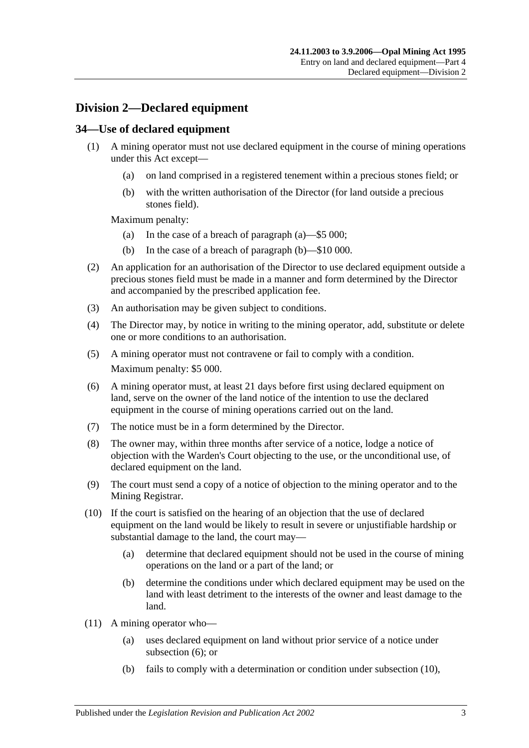## Division 2—Declared equipment

### 34—Use of declared equipment

(1) A mining operator must not use declared equipment in the course of mining operations under this Act except—

(a) on land comprised in a registered tenement within a precious stones field; or

(b) with the written authorisation of the Director (for land outside a precious stones field).

Maximum penalty:

(a) In the case of a breach of paragraph (a)—$5 000;

(b) In the case of a breach of paragraph (b)—$10 000.

(2) An application for an authorisation of the Director to use declared equipment outside a precious stones field must be made in a manner and form determined by the Director and accompanied by the prescribed application fee.

(3) An authorisation may be given subject to conditions.

(4) The Director may, by notice in writing to the mining operator, add, substitute or delete one or more conditions to an authorisation.

(5) A mining operator must not contravene or fail to comply with a condition.

Maximum penalty: $5 000.

(6) A mining operator must, at least 21 days before first using declared equipment on land, serve on the owner of the land notice of the intention to use the declared equipment in the course of mining operations carried out on the land.

(7) The notice must be in a form determined by the Director.

(8) The owner may, within three months after service of a notice, lodge a notice of objection with the Warden's Court objecting to the use, or the unconditional use, of declared equipment on the land.

(9) The court must send a copy of a notice of objection to the mining operator and to the Mining Registrar.

(10) If the court is satisfied on the hearing of an objection that the use of declared equipment on the land would be likely to result in severe or unjustifiable hardship or substantial damage to the land, the court may—

(a) determine that declared equipment should not be used in the course of mining operations on the land or a part of the land; or

(b) determine the conditions under which declared equipment may be used on the land with least detriment to the interests of the owner and least damage to the land.

(11) A mining operator who—

(a) uses declared equipment on land without prior service of a notice under subsection (6); or

(b) fails to comply with a determination or condition under subsection (10),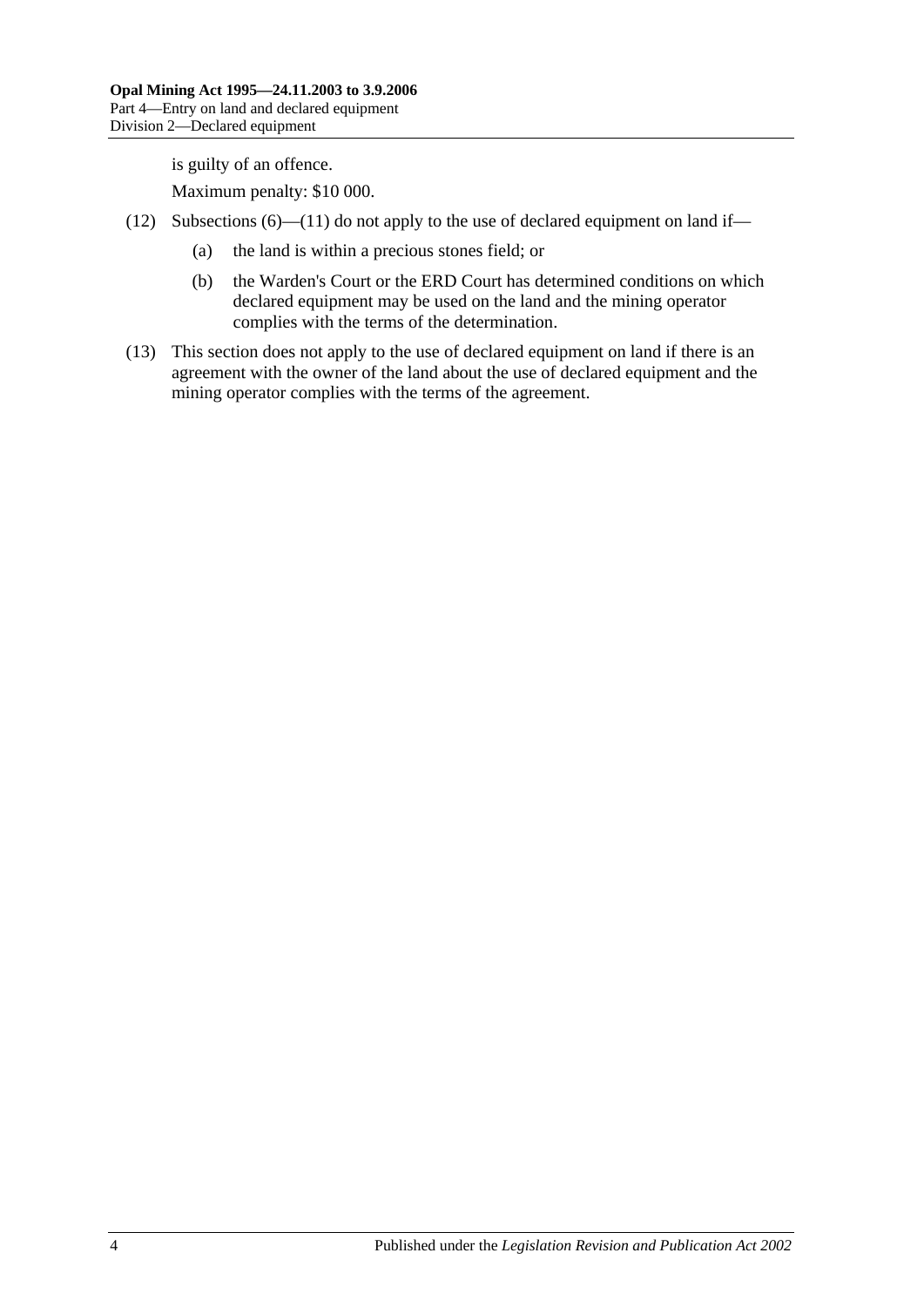is guilty of an offence.

Maximum penalty: $10 000.

(12) Subsections (6)—(11) do not apply to the use of declared equipment on land if—

  (a) the land is within a precious stones field; or

  (b) the Warden's Court or the ERD Court has determined conditions on which declared equipment may be used on the land and the mining operator complies with the terms of the determination.

(13) This section does not apply to the use of declared equipment on land if there is an agreement with the owner of the land about the use of declared equipment and the mining operator complies with the terms of the agreement.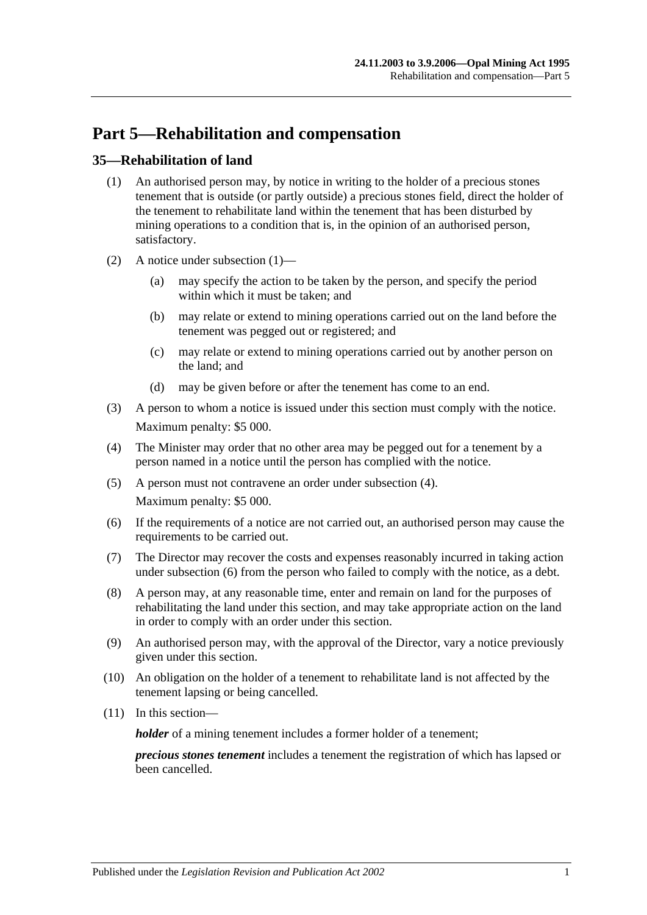# Part 5—Rehabilitation and compensation

## 35—Rehabilitation of land

(1) An authorised person may, by notice in writing to the holder of a precious stones tenement that is outside (or partly outside) a precious stones field, direct the holder of the tenement to rehabilitate land within the tenement that has been disturbed by mining operations to a condition that is, in the opinion of an authorised person, satisfactory.

(2) A notice under subsection (1)—

(a) may specify the action to be taken by the person, and specify the period within which it must be taken; and

(b) may relate or extend to mining operations carried out on the land before the tenement was pegged out or registered; and

(c) may relate or extend to mining operations carried out by another person on the land; and

(d) may be given before or after the tenement has come to an end.

(3) A person to whom a notice is issued under this section must comply with the notice.

Maximum penalty: $5 000.

(4) The Minister may order that no other area may be pegged out for a tenement by a person named in a notice until the person has complied with the notice.

(5) A person must not contravene an order under subsection (4).

Maximum penalty: $5 000.

(6) If the requirements of a notice are not carried out, an authorised person may cause the requirements to be carried out.

(7) The Director may recover the costs and expenses reasonably incurred in taking action under subsection (6) from the person who failed to comply with the notice, as a debt.

(8) A person may, at any reasonable time, enter and remain on land for the purposes of rehabilitating the land under this section, and may take appropriate action on the land in order to comply with an order under this section.

(9) An authorised person may, with the approval of the Director, vary a notice previously given under this section.

(10) An obligation on the holder of a tenement to rehabilitate land is not affected by the tenement lapsing or being cancelled.

(11) In this section—

***holder*** of a mining tenement includes a former holder of a tenement;

***precious stones tenement*** includes a tenement the registration of which has lapsed or been cancelled.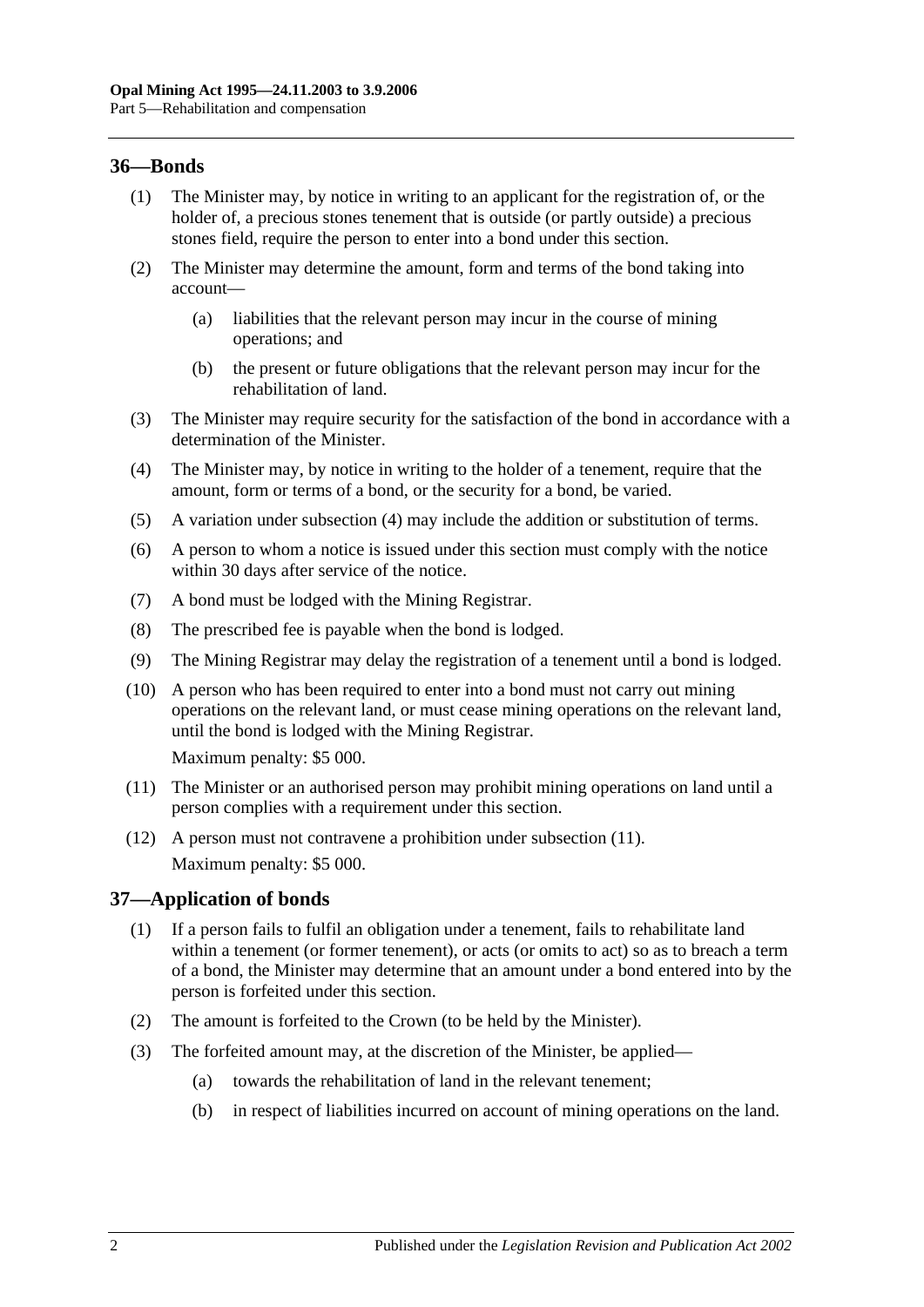## 36—Bonds

(1) The Minister may, by notice in writing to an applicant for the registration of, or the holder of, a precious stones tenement that is outside (or partly outside) a precious stones field, require the person to enter into a bond under this section.

(2) The Minister may determine the amount, form and terms of the bond taking into account—

(a) liabilities that the relevant person may incur in the course of mining operations; and

(b) the present or future obligations that the relevant person may incur for the rehabilitation of land.

(3) The Minister may require security for the satisfaction of the bond in accordance with a determination of the Minister.

(4) The Minister may, by notice in writing to the holder of a tenement, require that the amount, form or terms of a bond, or the security for a bond, be varied.

(5) A variation under subsection (4) may include the addition or substitution of terms.

(6) A person to whom a notice is issued under this section must comply with the notice within 30 days after service of the notice.

(7) A bond must be lodged with the Mining Registrar.

(8) The prescribed fee is payable when the bond is lodged.

(9) The Mining Registrar may delay the registration of a tenement until a bond is lodged.

(10) A person who has been required to enter into a bond must not carry out mining operations on the relevant land, or must cease mining operations on the relevant land, until the bond is lodged with the Mining Registrar.

Maximum penalty: $5 000.

(11) The Minister or an authorised person may prohibit mining operations on land until a person complies with a requirement under this section.

(12) A person must not contravene a prohibition under subsection (11).

Maximum penalty: $5 000.

## 37—Application of bonds

(1) If a person fails to fulfil an obligation under a tenement, fails to rehabilitate land within a tenement (or former tenement), or acts (or omits to act) so as to breach a term of a bond, the Minister may determine that an amount under a bond entered into by the person is forfeited under this section.

(2) The amount is forfeited to the Crown (to be held by the Minister).

(3) The forfeited amount may, at the discretion of the Minister, be applied—

(a) towards the rehabilitation of land in the relevant tenement;

(b) in respect of liabilities incurred on account of mining operations on the land.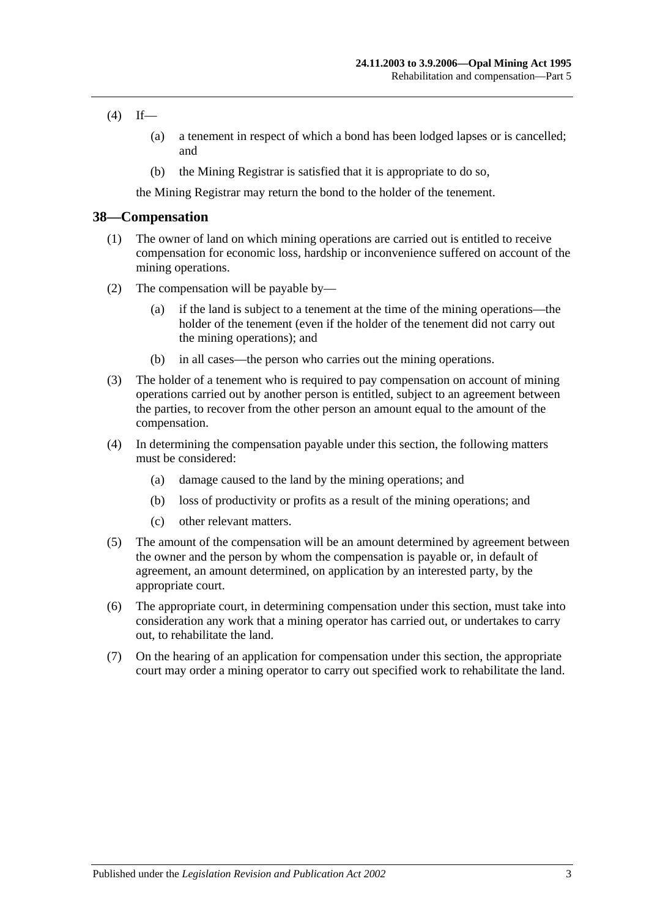(4) If—

(a) a tenement in respect of which a bond has been lodged lapses or is cancelled; and

(b) the Mining Registrar is satisfied that it is appropriate to do so,

the Mining Registrar may return the bond to the holder of the tenement.

## 38—Compensation

(1) The owner of land on which mining operations are carried out is entitled to receive compensation for economic loss, hardship or inconvenience suffered on account of the mining operations.

(2) The compensation will be payable by—

(a) if the land is subject to a tenement at the time of the mining operations—the holder of the tenement (even if the holder of the tenement did not carry out the mining operations); and

(b) in all cases—the person who carries out the mining operations.

(3) The holder of a tenement who is required to pay compensation on account of mining operations carried out by another person is entitled, subject to an agreement between the parties, to recover from the other person an amount equal to the amount of the compensation.

(4) In determining the compensation payable under this section, the following matters must be considered:

(a) damage caused to the land by the mining operations; and

(b) loss of productivity or profits as a result of the mining operations; and

(c) other relevant matters.

(5) The amount of the compensation will be an amount determined by agreement between the owner and the person by whom the compensation is payable or, in default of agreement, an amount determined, on application by an interested party, by the appropriate court.

(6) The appropriate court, in determining compensation under this section, must take into consideration any work that a mining operator has carried out, or undertakes to carry out, to rehabilitate the land.

(7) On the hearing of an application for compensation under this section, the appropriate court may order a mining operator to carry out specified work to rehabilitate the land.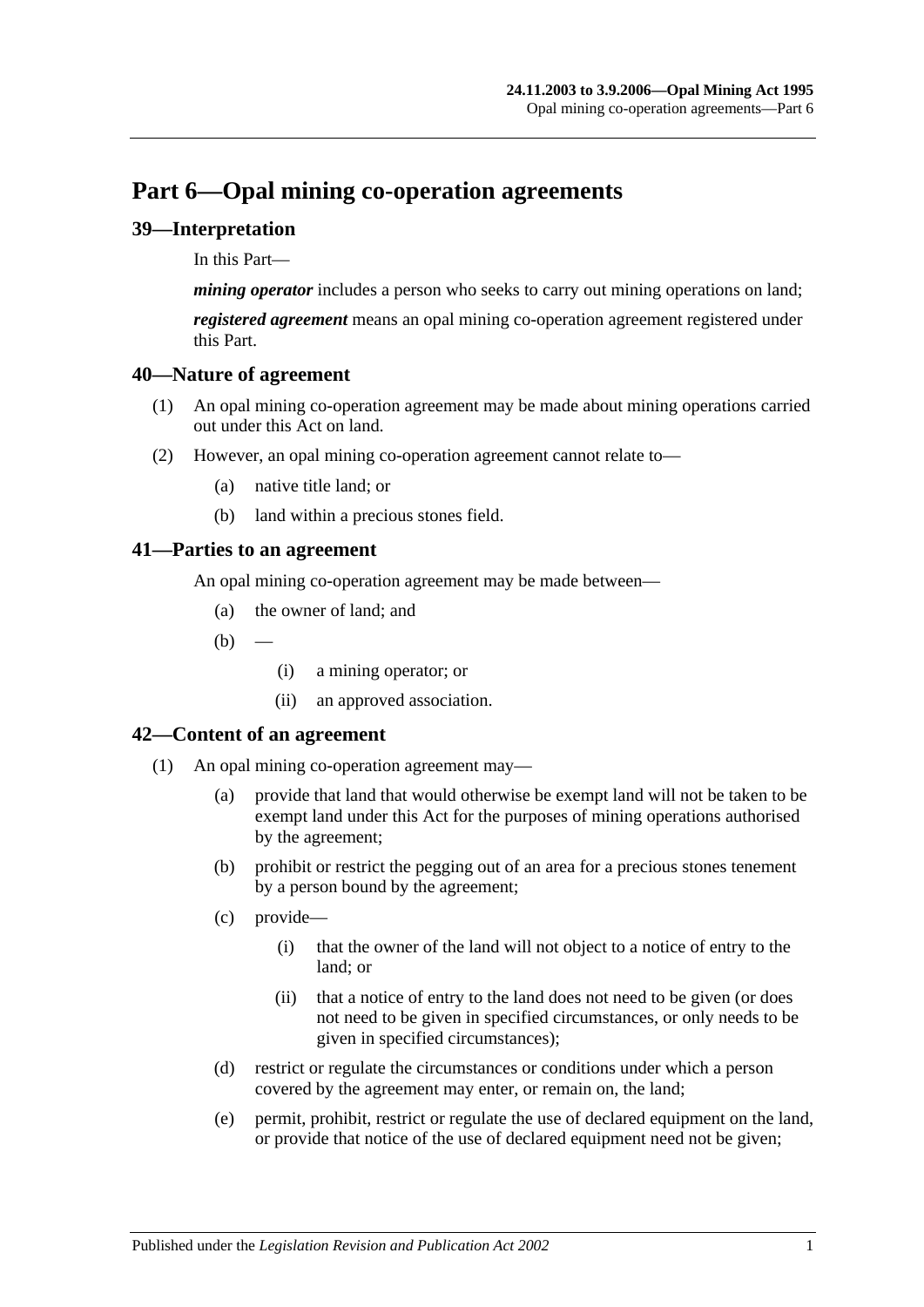# Part 6—Opal mining co-operation agreements

## 39—Interpretation

In this Part—

***mining operator*** includes a person who seeks to carry out mining operations on land;

***registered agreement*** means an opal mining co-operation agreement registered under this Part.

## 40—Nature of agreement

(1) An opal mining co-operation agreement may be made about mining operations carried out under this Act on land.

(2) However, an opal mining co-operation agreement cannot relate to—

- (a) native title land; or
- (b) land within a precious stones field.

## 41—Parties to an agreement

An opal mining co-operation agreement may be made between—

- (a) the owner of land; and
- (b) —
  - (i) a mining operator; or
  - (ii) an approved association.

## 42—Content of an agreement

(1) An opal mining co-operation agreement may—

- (a) provide that land that would otherwise be exempt land will not be taken to be exempt land under this Act for the purposes of mining operations authorised by the agreement;
- (b) prohibit or restrict the pegging out of an area for a precious stones tenement by a person bound by the agreement;
- (c) provide—
  - (i) that the owner of the land will not object to a notice of entry to the land; or
  - (ii) that a notice of entry to the land does not need to be given (or does not need to be given in specified circumstances, or only needs to be given in specified circumstances);
- (d) restrict or regulate the circumstances or conditions under which a person covered by the agreement may enter, or remain on, the land;
- (e) permit, prohibit, restrict or regulate the use of declared equipment on the land, or provide that notice of the use of declared equipment need not be given;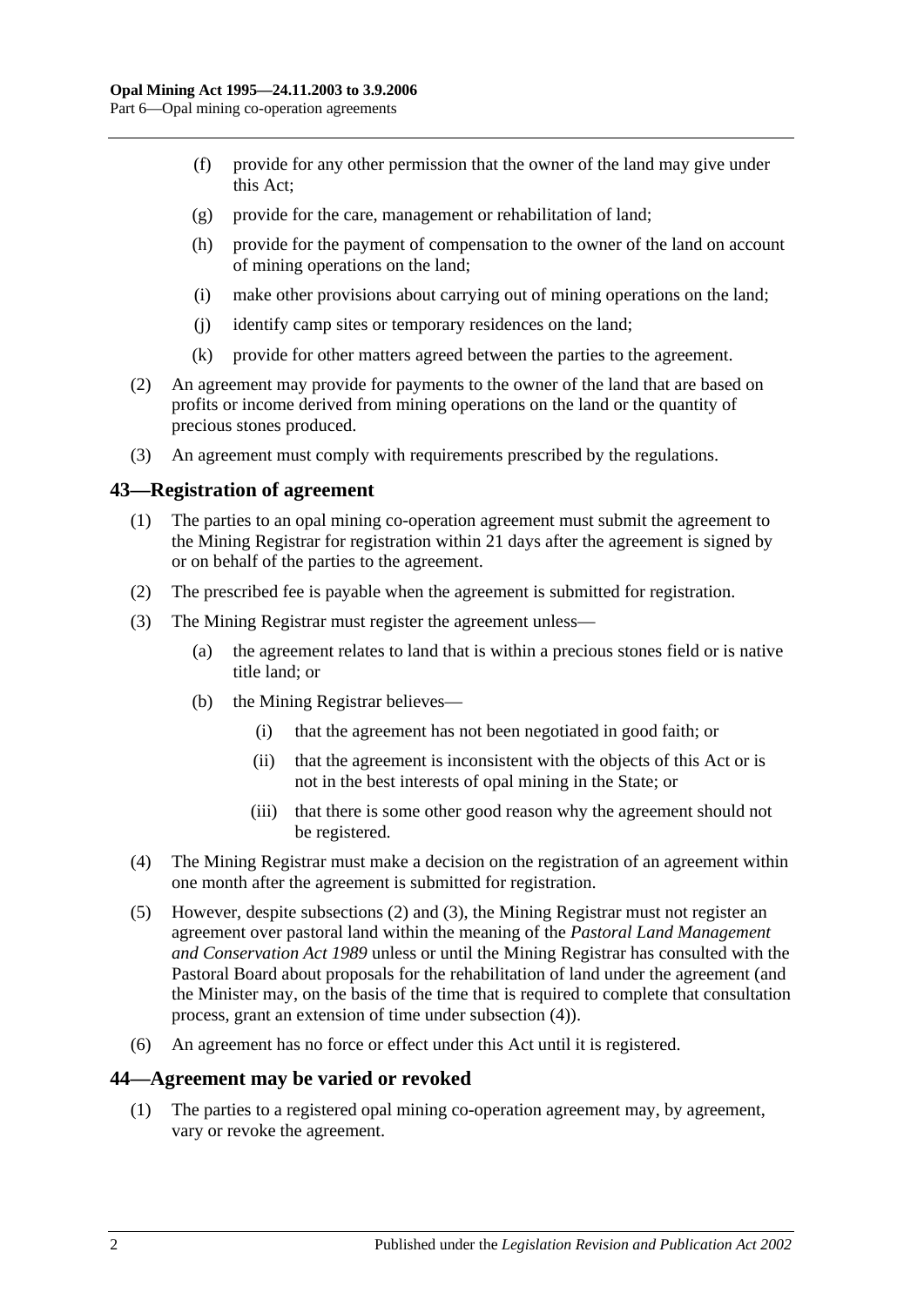(f) provide for any other permission that the owner of the land may give under this Act;

(g) provide for the care, management or rehabilitation of land;

(h) provide for the payment of compensation to the owner of the land on account of mining operations on the land;

(i) make other provisions about carrying out of mining operations on the land;

(j) identify camp sites or temporary residences on the land;

(k) provide for other matters agreed between the parties to the agreement.

(2) An agreement may provide for payments to the owner of the land that are based on profits or income derived from mining operations on the land or the quantity of precious stones produced.

(3) An agreement must comply with requirements prescribed by the regulations.

## 43—Registration of agreement

(1) The parties to an opal mining co-operation agreement must submit the agreement to the Mining Registrar for registration within 21 days after the agreement is signed by or on behalf of the parties to the agreement.

(2) The prescribed fee is payable when the agreement is submitted for registration.

(3) The Mining Registrar must register the agreement unless—

(a) the agreement relates to land that is within a precious stones field or is native title land; or

(b) the Mining Registrar believes—

(i) that the agreement has not been negotiated in good faith; or

(ii) that the agreement is inconsistent with the objects of this Act or is not in the best interests of opal mining in the State; or

(iii) that there is some other good reason why the agreement should not be registered.

(4) The Mining Registrar must make a decision on the registration of an agreement within one month after the agreement is submitted for registration.

(5) However, despite subsections (2) and (3), the Mining Registrar must not register an agreement over pastoral land within the meaning of the *Pastoral Land Management and Conservation Act 1989* unless or until the Mining Registrar has consulted with the Pastoral Board about proposals for the rehabilitation of land under the agreement (and the Minister may, on the basis of the time that is required to complete that consultation process, grant an extension of time under subsection (4)).

(6) An agreement has no force or effect under this Act until it is registered.

## 44—Agreement may be varied or revoked

(1) The parties to a registered opal mining co-operation agreement may, by agreement, vary or revoke the agreement.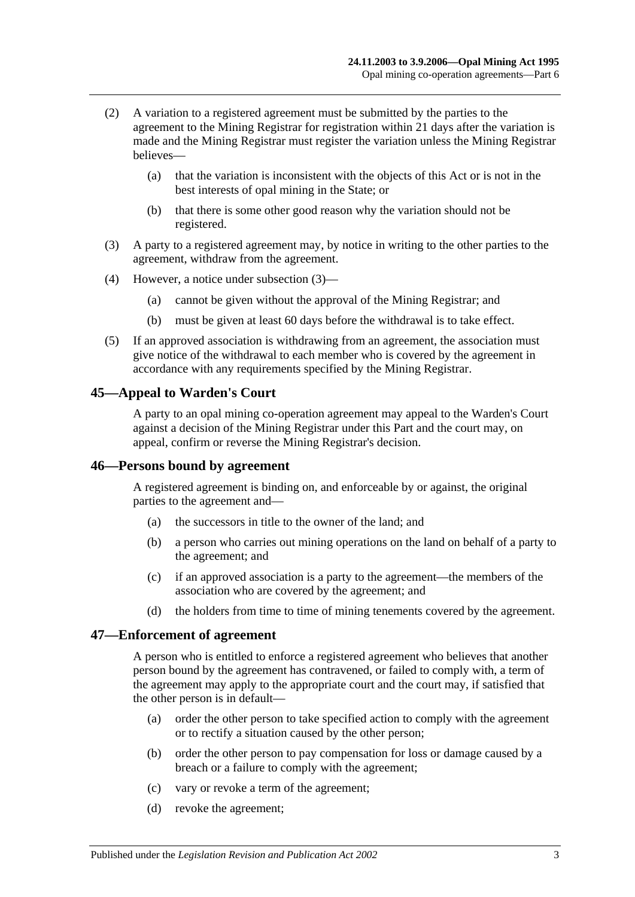(2) A variation to a registered agreement must be submitted by the parties to the agreement to the Mining Registrar for registration within 21 days after the variation is made and the Mining Registrar must register the variation unless the Mining Registrar believes—

(a) that the variation is inconsistent with the objects of this Act or is not in the best interests of opal mining in the State; or

(b) that there is some other good reason why the variation should not be registered.

(3) A party to a registered agreement may, by notice in writing to the other parties to the agreement, withdraw from the agreement.

(4) However, a notice under subsection (3)—

(a) cannot be given without the approval of the Mining Registrar; and

(b) must be given at least 60 days before the withdrawal is to take effect.

(5) If an approved association is withdrawing from an agreement, the association must give notice of the withdrawal to each member who is covered by the agreement in accordance with any requirements specified by the Mining Registrar.

## 45—Appeal to Warden's Court

A party to an opal mining co-operation agreement may appeal to the Warden's Court against a decision of the Mining Registrar under this Part and the court may, on appeal, confirm or reverse the Mining Registrar's decision.

## 46—Persons bound by agreement

A registered agreement is binding on, and enforceable by or against, the original parties to the agreement and—

(a) the successors in title to the owner of the land; and

(b) a person who carries out mining operations on the land on behalf of a party to the agreement; and

(c) if an approved association is a party to the agreement—the members of the association who are covered by the agreement; and

(d) the holders from time to time of mining tenements covered by the agreement.

## 47—Enforcement of agreement

A person who is entitled to enforce a registered agreement who believes that another person bound by the agreement has contravened, or failed to comply with, a term of the agreement may apply to the appropriate court and the court may, if satisfied that the other person is in default—

(a) order the other person to take specified action to comply with the agreement or to rectify a situation caused by the other person;

(b) order the other person to pay compensation for loss or damage caused by a breach or a failure to comply with the agreement;

(c) vary or revoke a term of the agreement;

(d) revoke the agreement;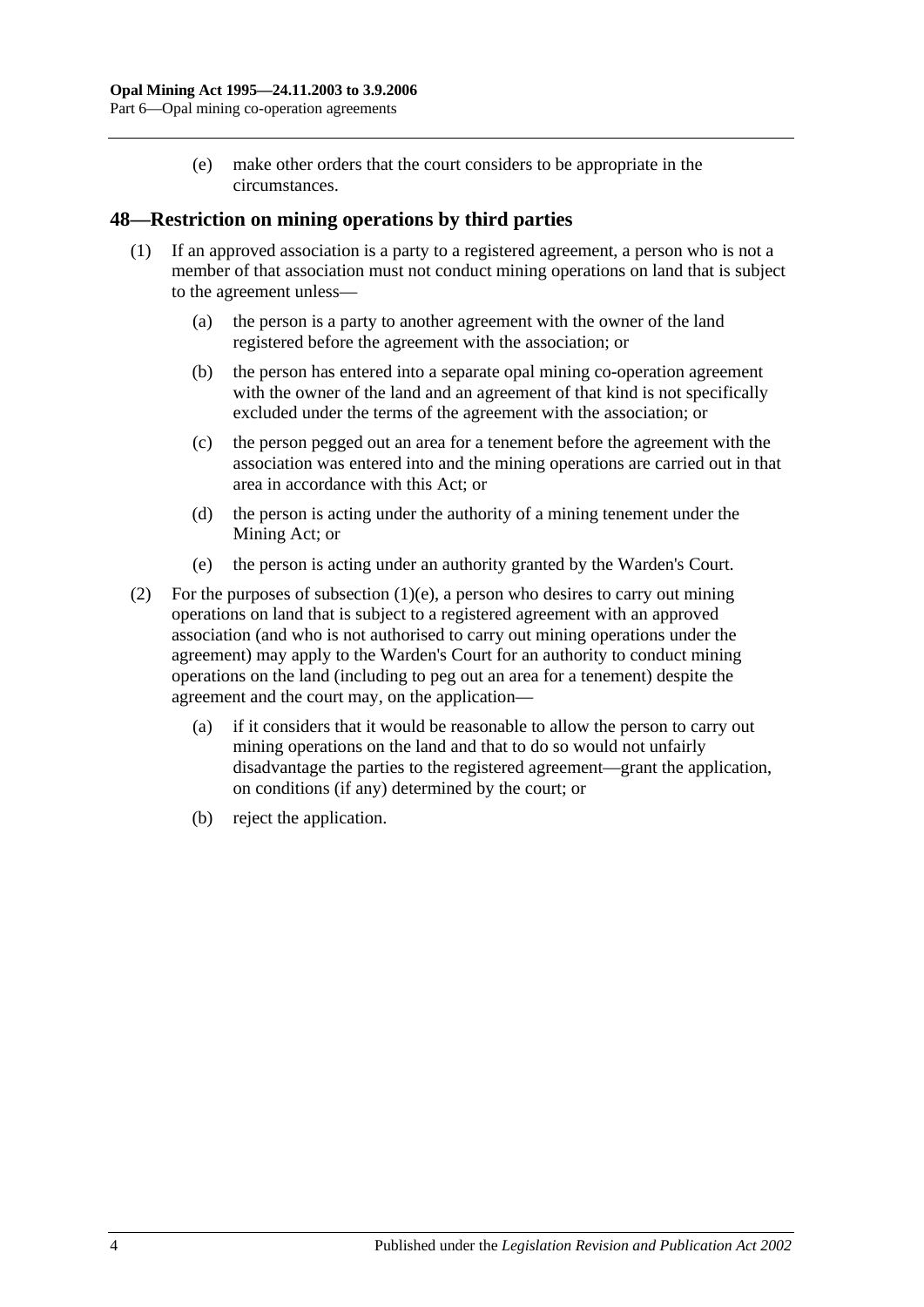(e) make other orders that the court considers to be appropriate in the circumstances.

## 48—Restriction on mining operations by third parties

(1) If an approved association is a party to a registered agreement, a person who is not a member of that association must not conduct mining operations on land that is subject to the agreement unless—

(a) the person is a party to another agreement with the owner of the land registered before the agreement with the association; or

(b) the person has entered into a separate opal mining co-operation agreement with the owner of the land and an agreement of that kind is not specifically excluded under the terms of the agreement with the association; or

(c) the person pegged out an area for a tenement before the agreement with the association was entered into and the mining operations are carried out in that area in accordance with this Act; or

(d) the person is acting under the authority of a mining tenement under the Mining Act; or

(e) the person is acting under an authority granted by the Warden's Court.

(2) For the purposes of subsection (1)(e), a person who desires to carry out mining operations on land that is subject to a registered agreement with an approved association (and who is not authorised to carry out mining operations under the agreement) may apply to the Warden's Court for an authority to conduct mining operations on the land (including to peg out an area for a tenement) despite the agreement and the court may, on the application—

(a) if it considers that it would be reasonable to allow the person to carry out mining operations on the land and that to do so would not unfairly disadvantage the parties to the registered agreement—grant the application, on conditions (if any) determined by the court; or

(b) reject the application.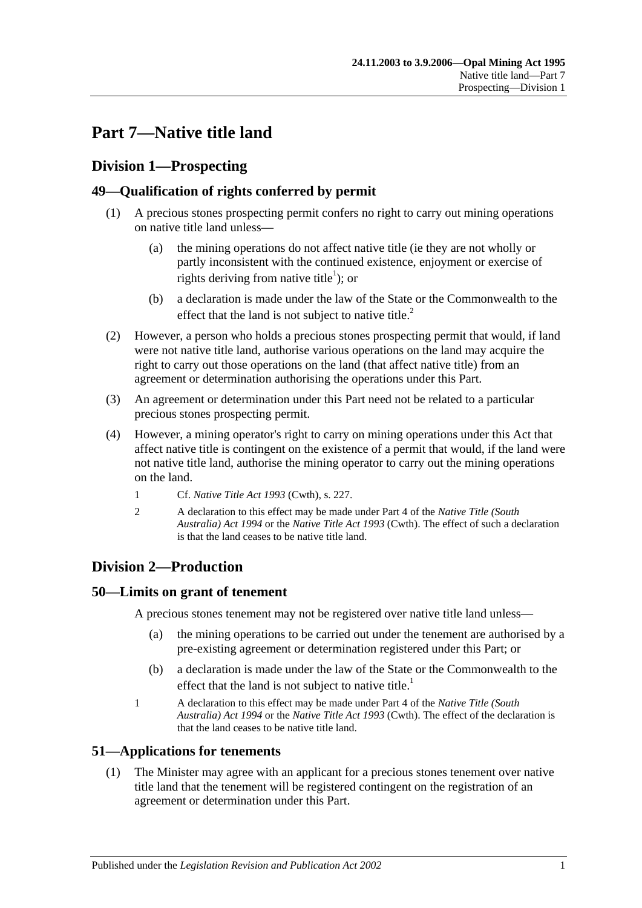# Part 7—Native title land

## Division 1—Prospecting

### 49—Qualification of rights conferred by permit

(1) A precious stones prospecting permit confers no right to carry out mining operations on native title land unless—

(a) the mining operations do not affect native title (ie they are not wholly or partly inconsistent with the continued existence, enjoyment or exercise of rights deriving from native title[1]); or

(b) a declaration is made under the law of the State or the Commonwealth to the effect that the land is not subject to native title.[2]

(2) However, a person who holds a precious stones prospecting permit that would, if land were not native title land, authorise various operations on the land may acquire the right to carry out those operations on the land (that affect native title) from an agreement or determination authorising the operations under this Part.

(3) An agreement or determination under this Part need not be related to a particular precious stones prospecting permit.

(4) However, a mining operator's right to carry on mining operations under this Act that affect native title is contingent on the existence of a permit that would, if the land were not native title land, authorise the mining operator to carry out the mining operations on the land.

1 Cf. *Native Title Act 1993* (Cwth), s. 227.

2 A declaration to this effect may be made under Part 4 of the *Native Title (South Australia) Act 1994* or the *Native Title Act 1993* (Cwth). The effect of such a declaration is that the land ceases to be native title land.

## Division 2—Production

### 50—Limits on grant of tenement

A precious stones tenement may not be registered over native title land unless—

(a) the mining operations to be carried out under the tenement are authorised by a pre-existing agreement or determination registered under this Part; or

(b) a declaration is made under the law of the State or the Commonwealth to the effect that the land is not subject to native title.[1]

1 A declaration to this effect may be made under Part 4 of the *Native Title (South Australia) Act 1994* or the *Native Title Act 1993* (Cwth). The effect of the declaration is that the land ceases to be native title land.

### 51—Applications for tenements

(1) The Minister may agree with an applicant for a precious stones tenement over native title land that the tenement will be registered contingent on the registration of an agreement or determination under this Part.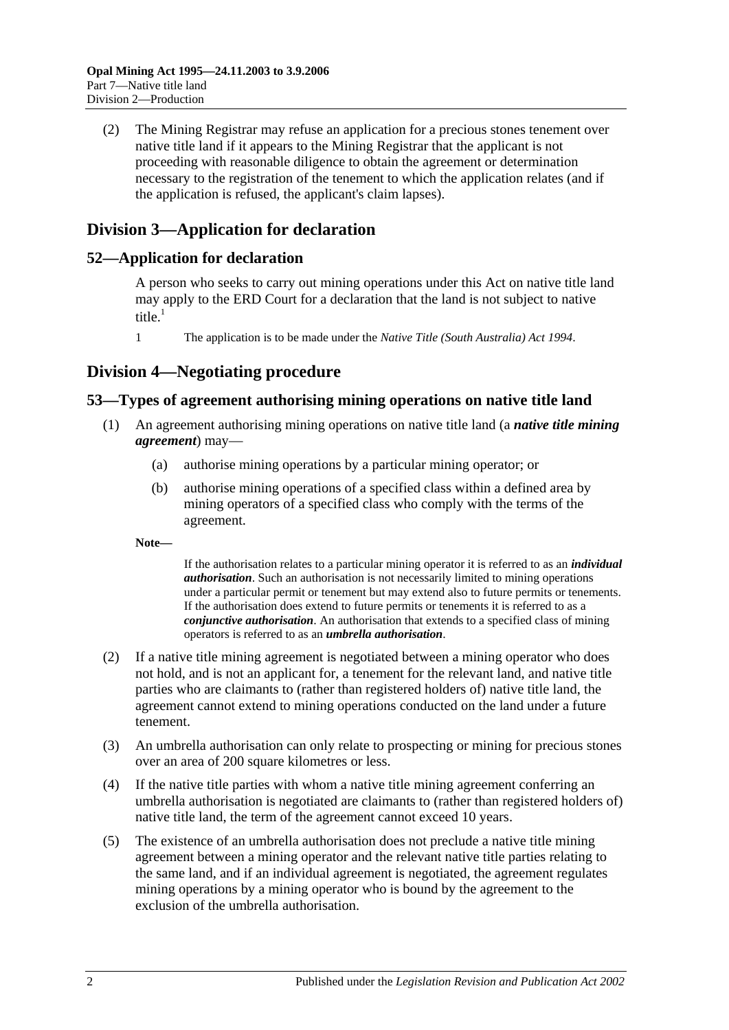(2) The Mining Registrar may refuse an application for a precious stones tenement over native title land if it appears to the Mining Registrar that the applicant is not proceeding with reasonable diligence to obtain the agreement or determination necessary to the registration of the tenement to which the application relates (and if the application is refused, the applicant's claim lapses).

## Division 3—Application for declaration

### 52—Application for declaration

A person who seeks to carry out mining operations under this Act on native title land may apply to the ERD Court for a declaration that the land is not subject to native title.[1]

1 The application is to be made under the *Native Title (South Australia) Act 1994*.

## Division 4—Negotiating procedure

### 53—Types of agreement authorising mining operations on native title land

(1) An agreement authorising mining operations on native title land (a ***native title mining agreement***) may—

(a) authorise mining operations by a particular mining operator; or

(b) authorise mining operations of a specified class within a defined area by mining operators of a specified class who comply with the terms of the agreement.

**Note—**

If the authorisation relates to a particular mining operator it is referred to as an ***individual authorisation***. Such an authorisation is not necessarily limited to mining operations under a particular permit or tenement but may extend also to future permits or tenements. If the authorisation does extend to future permits or tenements it is referred to as a ***conjunctive authorisation***. An authorisation that extends to a specified class of mining operators is referred to as an ***umbrella authorisation***.

(2) If a native title mining agreement is negotiated between a mining operator who does not hold, and is not an applicant for, a tenement for the relevant land, and native title parties who are claimants to (rather than registered holders of) native title land, the agreement cannot extend to mining operations conducted on the land under a future tenement.

(3) An umbrella authorisation can only relate to prospecting or mining for precious stones over an area of 200 square kilometres or less.

(4) If the native title parties with whom a native title mining agreement conferring an umbrella authorisation is negotiated are claimants to (rather than registered holders of) native title land, the term of the agreement cannot exceed 10 years.

(5) The existence of an umbrella authorisation does not preclude a native title mining agreement between a mining operator and the relevant native title parties relating to the same land, and if an individual agreement is negotiated, the agreement regulates mining operations by a mining operator who is bound by the agreement to the exclusion of the umbrella authorisation.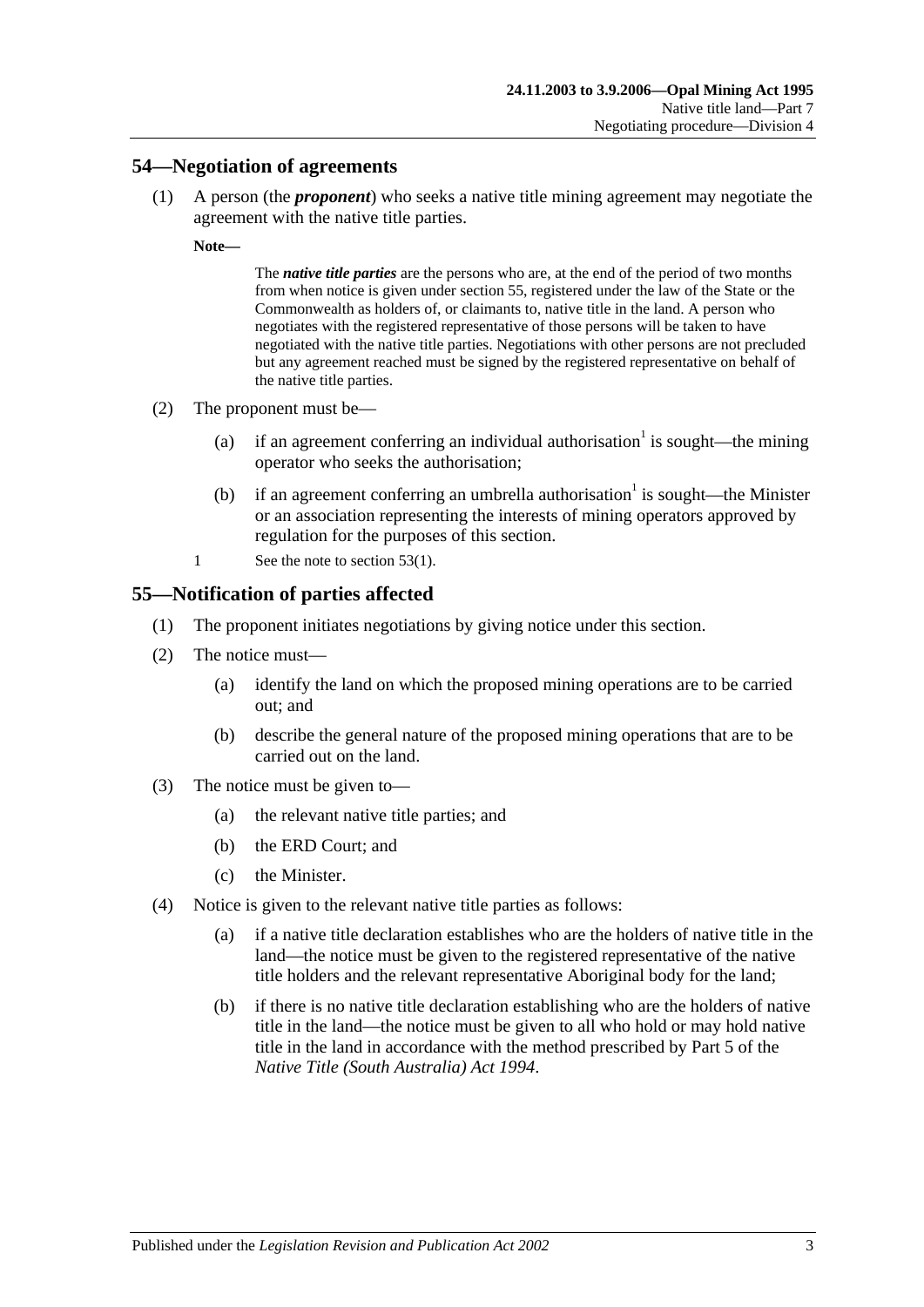## 54—Negotiation of agreements

(1) A person (the ***proponent***) who seeks a native title mining agreement may negotiate the agreement with the native title parties.

**Note—**

> The ***native title parties*** are the persons who are, at the end of the period of two months from when notice is given under section 55, registered under the law of the State or the Commonwealth as holders of, or claimants to, native title in the land. A person who negotiates with the registered representative of those persons will be taken to have negotiated with the native title parties. Negotiations with other persons are not precluded but any agreement reached must be signed by the registered representative on behalf of the native title parties.

(2) The proponent must be—

- (a) if an agreement conferring an individual authorisation[1] is sought—the mining operator who seeks the authorisation;
- (b) if an agreement conferring an umbrella authorisation[1] is sought—the Minister or an association representing the interests of mining operators approved by regulation for the purposes of this section.

1 See the note to section 53(1).

## 55—Notification of parties affected

(1) The proponent initiates negotiations by giving notice under this section.

(2) The notice must—

- (a) identify the land on which the proposed mining operations are to be carried out; and
- (b) describe the general nature of the proposed mining operations that are to be carried out on the land.

(3) The notice must be given to—

- (a) the relevant native title parties; and
- (b) the ERD Court; and
- (c) the Minister.

(4) Notice is given to the relevant native title parties as follows:

- (a) if a native title declaration establishes who are the holders of native title in the land—the notice must be given to the registered representative of the native title holders and the relevant representative Aboriginal body for the land;
- (b) if there is no native title declaration establishing who are the holders of native title in the land—the notice must be given to all who hold or may hold native title in the land in accordance with the method prescribed by Part 5 of the *Native Title (South Australia) Act 1994*.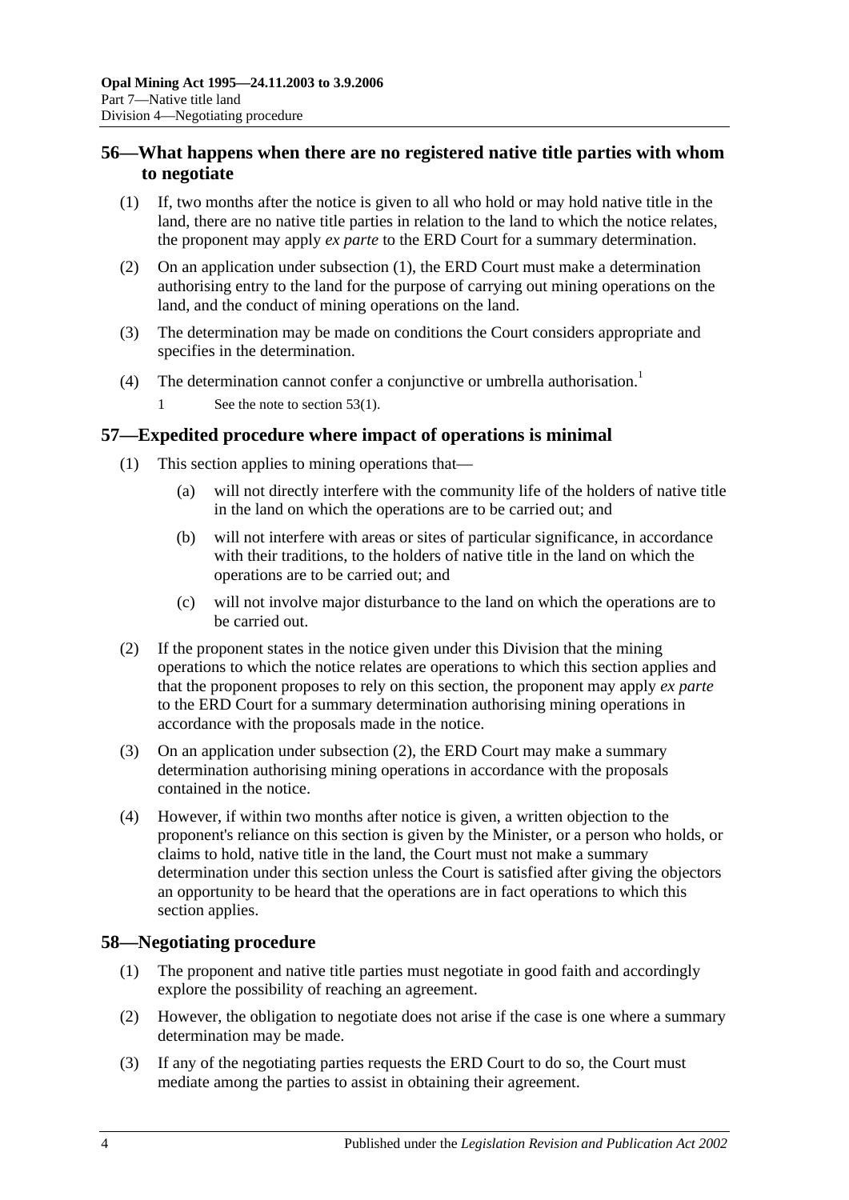## 56—What happens when there are no registered native title parties with whom to negotiate

(1) If, two months after the notice is given to all who hold or may hold native title in the land, there are no native title parties in relation to the land to which the notice relates, the proponent may apply *ex parte* to the ERD Court for a summary determination.

(2) On an application under subsection (1), the ERD Court must make a determination authorising entry to the land for the purpose of carrying out mining operations on the land, and the conduct of mining operations on the land.

(3) The determination may be made on conditions the Court considers appropriate and specifies in the determination.

(4) The determination cannot confer a conjunctive or umbrella authorisation.[1]

1 See the note to section 53(1).

## 57—Expedited procedure where impact of operations is minimal

(1) This section applies to mining operations that—

(a) will not directly interfere with the community life of the holders of native title in the land on which the operations are to be carried out; and

(b) will not interfere with areas or sites of particular significance, in accordance with their traditions, to the holders of native title in the land on which the operations are to be carried out; and

(c) will not involve major disturbance to the land on which the operations are to be carried out.

(2) If the proponent states in the notice given under this Division that the mining operations to which the notice relates are operations to which this section applies and that the proponent proposes to rely on this section, the proponent may apply *ex parte* to the ERD Court for a summary determination authorising mining operations in accordance with the proposals made in the notice.

(3) On an application under subsection (2), the ERD Court may make a summary determination authorising mining operations in accordance with the proposals contained in the notice.

(4) However, if within two months after notice is given, a written objection to the proponent's reliance on this section is given by the Minister, or a person who holds, or claims to hold, native title in the land, the Court must not make a summary determination under this section unless the Court is satisfied after giving the objectors an opportunity to be heard that the operations are in fact operations to which this section applies.

## 58—Negotiating procedure

(1) The proponent and native title parties must negotiate in good faith and accordingly explore the possibility of reaching an agreement.

(2) However, the obligation to negotiate does not arise if the case is one where a summary determination may be made.

(3) If any of the negotiating parties requests the ERD Court to do so, the Court must mediate among the parties to assist in obtaining their agreement.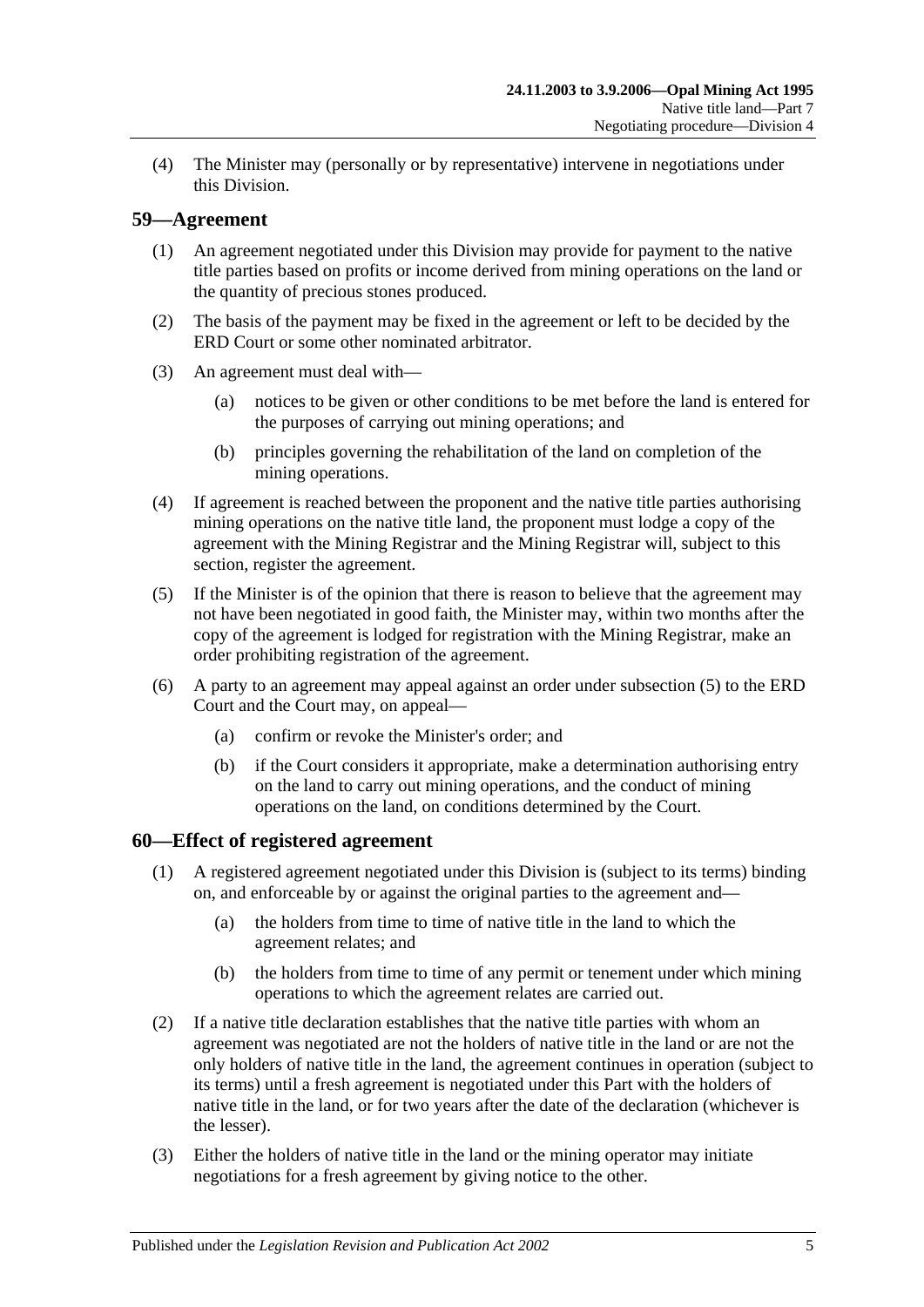(4) The Minister may (personally or by representative) intervene in negotiations under this Division.

## 59—Agreement

(1) An agreement negotiated under this Division may provide for payment to the native title parties based on profits or income derived from mining operations on the land or the quantity of precious stones produced.

(2) The basis of the payment may be fixed in the agreement or left to be decided by the ERD Court or some other nominated arbitrator.

(3) An agreement must deal with—

(a) notices to be given or other conditions to be met before the land is entered for the purposes of carrying out mining operations; and

(b) principles governing the rehabilitation of the land on completion of the mining operations.

(4) If agreement is reached between the proponent and the native title parties authorising mining operations on the native title land, the proponent must lodge a copy of the agreement with the Mining Registrar and the Mining Registrar will, subject to this section, register the agreement.

(5) If the Minister is of the opinion that there is reason to believe that the agreement may not have been negotiated in good faith, the Minister may, within two months after the copy of the agreement is lodged for registration with the Mining Registrar, make an order prohibiting registration of the agreement.

(6) A party to an agreement may appeal against an order under subsection (5) to the ERD Court and the Court may, on appeal—

(a) confirm or revoke the Minister's order; and

(b) if the Court considers it appropriate, make a determination authorising entry on the land to carry out mining operations, and the conduct of mining operations on the land, on conditions determined by the Court.

## 60—Effect of registered agreement

(1) A registered agreement negotiated under this Division is (subject to its terms) binding on, and enforceable by or against the original parties to the agreement and—

(a) the holders from time to time of native title in the land to which the agreement relates; and

(b) the holders from time to time of any permit or tenement under which mining operations to which the agreement relates are carried out.

(2) If a native title declaration establishes that the native title parties with whom an agreement was negotiated are not the holders of native title in the land or are not the only holders of native title in the land, the agreement continues in operation (subject to its terms) until a fresh agreement is negotiated under this Part with the holders of native title in the land, or for two years after the date of the declaration (whichever is the lesser).

(3) Either the holders of native title in the land or the mining operator may initiate negotiations for a fresh agreement by giving notice to the other.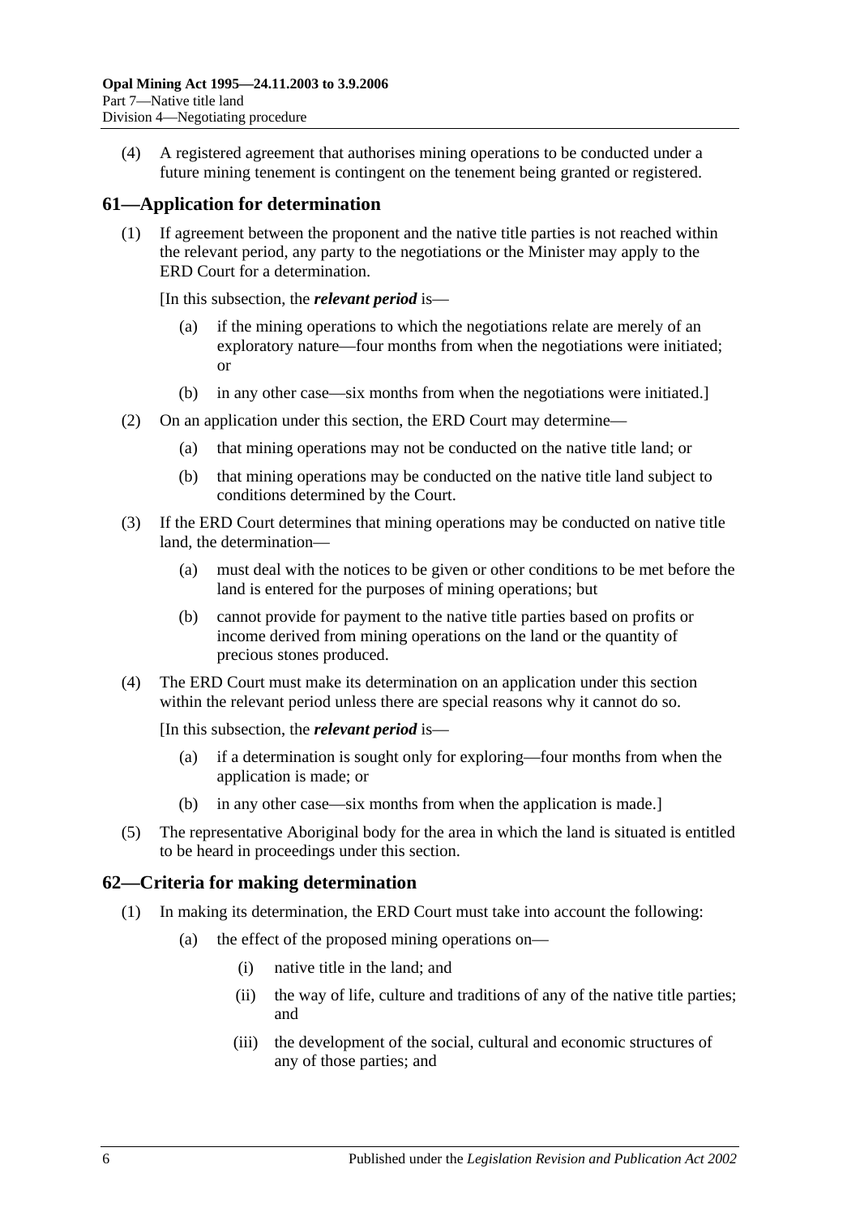(4) A registered agreement that authorises mining operations to be conducted under a future mining tenement is contingent on the tenement being granted or registered.

## 61—Application for determination

(1) If agreement between the proponent and the native title parties is not reached within the relevant period, any party to the negotiations or the Minister may apply to the ERD Court for a determination.

[In this subsection, the ***relevant period*** is—

(a) if the mining operations to which the negotiations relate are merely of an exploratory nature—four months from when the negotiations were initiated; or

(b) in any other case—six months from when the negotiations were initiated.]

(2) On an application under this section, the ERD Court may determine—

(a) that mining operations may not be conducted on the native title land; or

(b) that mining operations may be conducted on the native title land subject to conditions determined by the Court.

(3) If the ERD Court determines that mining operations may be conducted on native title land, the determination—

(a) must deal with the notices to be given or other conditions to be met before the land is entered for the purposes of mining operations; but

(b) cannot provide for payment to the native title parties based on profits or income derived from mining operations on the land or the quantity of precious stones produced.

(4) The ERD Court must make its determination on an application under this section within the relevant period unless there are special reasons why it cannot do so.

[In this subsection, the ***relevant period*** is—

(a) if a determination is sought only for exploring—four months from when the application is made; or

(b) in any other case—six months from when the application is made.]

(5) The representative Aboriginal body for the area in which the land is situated is entitled to be heard in proceedings under this section.

## 62—Criteria for making determination

(1) In making its determination, the ERD Court must take into account the following:

(a) the effect of the proposed mining operations on—

(i) native title in the land; and

(ii) the way of life, culture and traditions of any of the native title parties; and

(iii) the development of the social, cultural and economic structures of any of those parties; and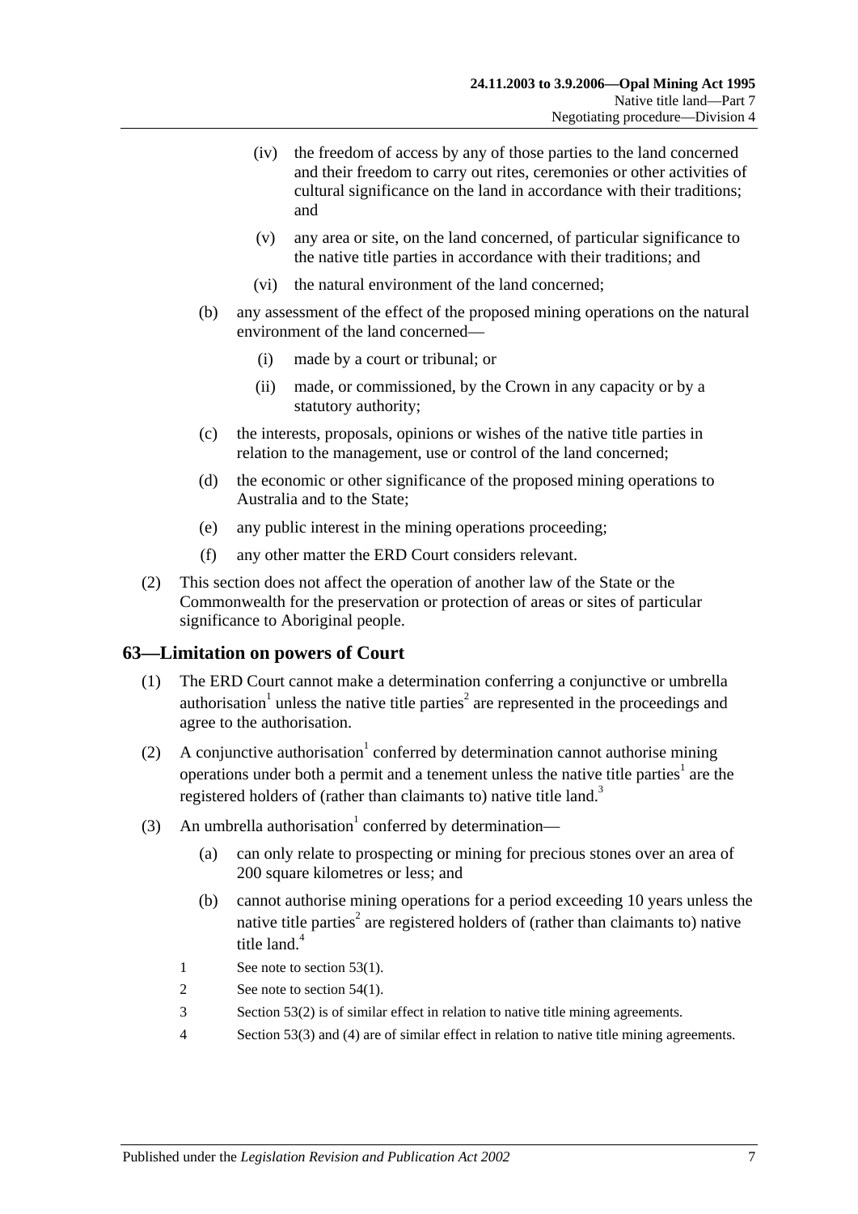(iv) the freedom of access by any of those parties to the land concerned and their freedom to carry out rites, ceremonies or other activities of cultural significance on the land in accordance with their traditions; and

(v) any area or site, on the land concerned, of particular significance to the native title parties in accordance with their traditions; and

(vi) the natural environment of the land concerned;

(b) any assessment of the effect of the proposed mining operations on the natural environment of the land concerned—

(i) made by a court or tribunal; or

(ii) made, or commissioned, by the Crown in any capacity or by a statutory authority;

(c) the interests, proposals, opinions or wishes of the native title parties in relation to the management, use or control of the land concerned;

(d) the economic or other significance of the proposed mining operations to Australia and to the State;

(e) any public interest in the mining operations proceeding;

(f) any other matter the ERD Court considers relevant.

(2) This section does not affect the operation of another law of the State or the Commonwealth for the preservation or protection of areas or sites of particular significance to Aboriginal people.

## 63—Limitation on powers of Court

(1) The ERD Court cannot make a determination conferring a conjunctive or umbrella authorisation[1] unless the native title parties[2] are represented in the proceedings and agree to the authorisation.

(2) A conjunctive authorisation[1] conferred by determination cannot authorise mining operations under both a permit and a tenement unless the native title parties[1] are the registered holders of (rather than claimants to) native title land.[3]

(3) An umbrella authorisation[1] conferred by determination—

(a) can only relate to prospecting or mining for precious stones over an area of 200 square kilometres or less; and

(b) cannot authorise mining operations for a period exceeding 10 years unless the native title parties[2] are registered holders of (rather than claimants to) native title land.[4]

1 See note to section 53(1).

2 See note to section 54(1).

3 Section 53(2) is of similar effect in relation to native title mining agreements.

4 Section 53(3) and (4) are of similar effect in relation to native title mining agreements.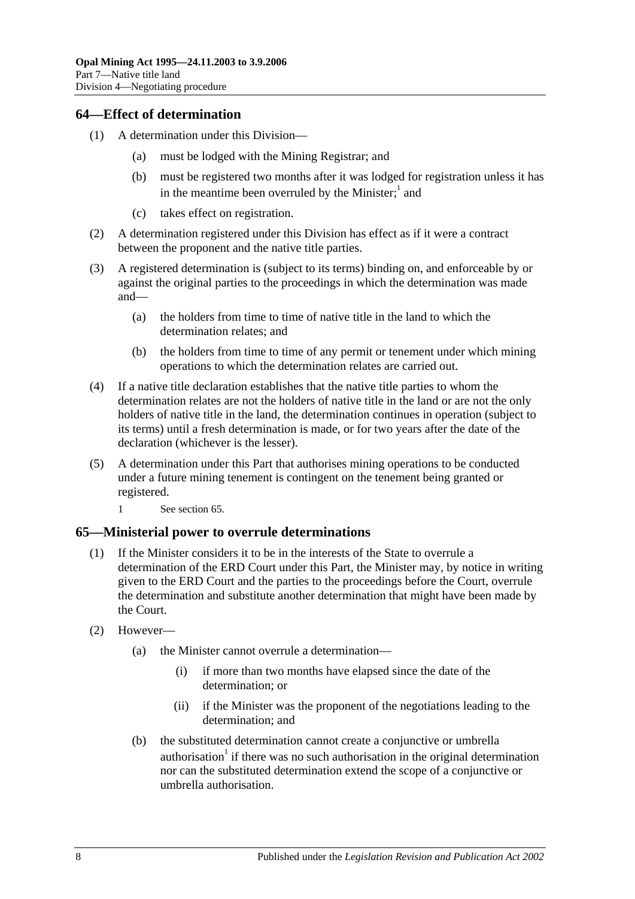## 64—Effect of determination

(1) A determination under this Division—

(a) must be lodged with the Mining Registrar; and

(b) must be registered two months after it was lodged for registration unless it has in the meantime been overruled by the Minister;[1] and

(c) takes effect on registration.

(2) A determination registered under this Division has effect as if it were a contract between the proponent and the native title parties.

(3) A registered determination is (subject to its terms) binding on, and enforceable by or against the original parties to the proceedings in which the determination was made and—

(a) the holders from time to time of native title in the land to which the determination relates; and

(b) the holders from time to time of any permit or tenement under which mining operations to which the determination relates are carried out.

(4) If a native title declaration establishes that the native title parties to whom the determination relates are not the holders of native title in the land or are not the only holders of native title in the land, the determination continues in operation (subject to its terms) until a fresh determination is made, or for two years after the date of the declaration (whichever is the lesser).

(5) A determination under this Part that authorises mining operations to be conducted under a future mining tenement is contingent on the tenement being granted or registered.

1 See section 65.

## 65—Ministerial power to overrule determinations

(1) If the Minister considers it to be in the interests of the State to overrule a determination of the ERD Court under this Part, the Minister may, by notice in writing given to the ERD Court and the parties to the proceedings before the Court, overrule the determination and substitute another determination that might have been made by the Court.

(2) However—

(a) the Minister cannot overrule a determination—

(i) if more than two months have elapsed since the date of the determination; or

(ii) if the Minister was the proponent of the negotiations leading to the determination; and

(b) the substituted determination cannot create a conjunctive or umbrella authorisation[1] if there was no such authorisation in the original determination nor can the substituted determination extend the scope of a conjunctive or umbrella authorisation.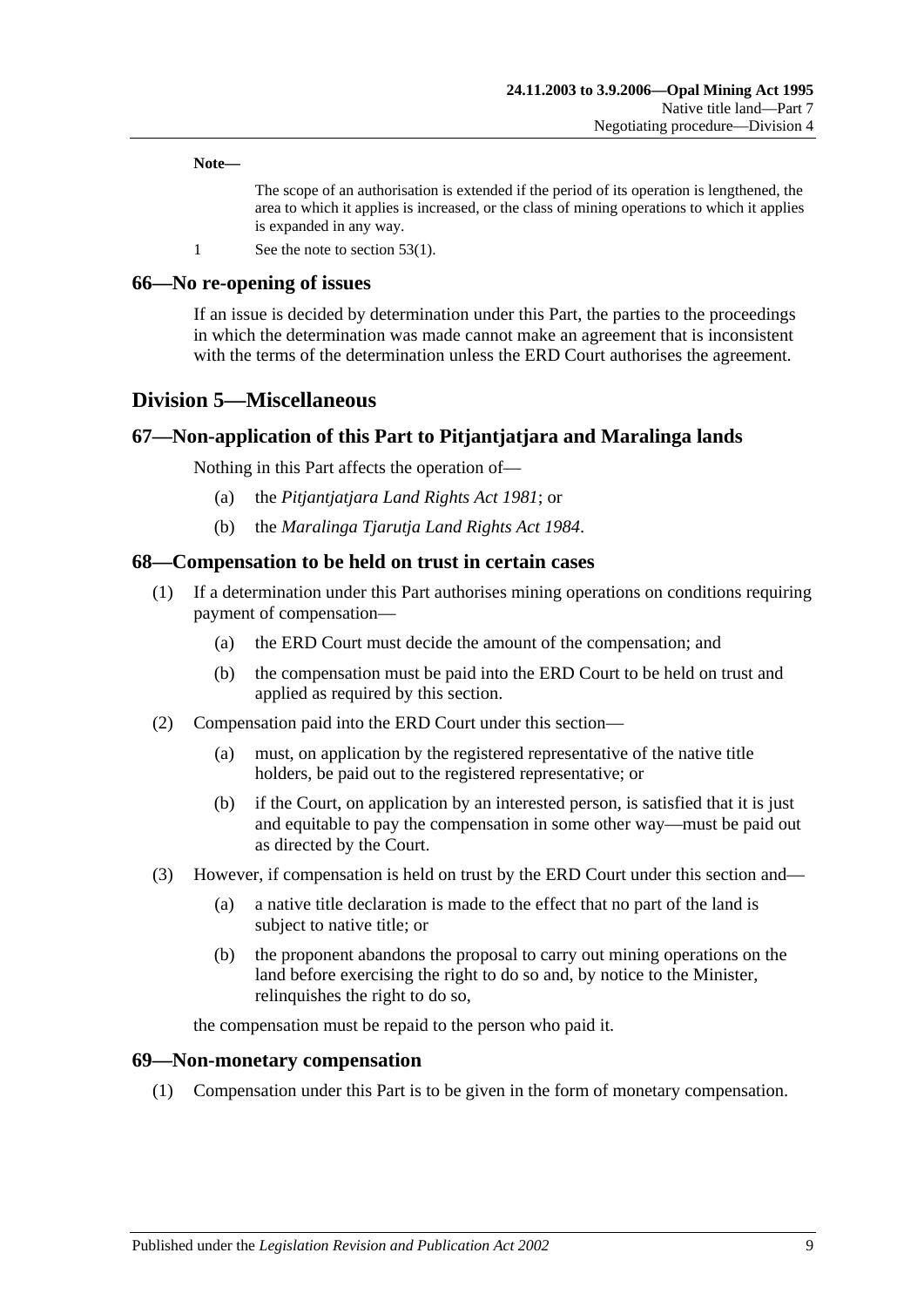**Note—**

The scope of an authorisation is extended if the period of its operation is lengthened, the area to which it applies is increased, or the class of mining operations to which it applies is expanded in any way.

1 See the note to section 53(1).

## 66—No re-opening of issues

If an issue is decided by determination under this Part, the parties to the proceedings in which the determination was made cannot make an agreement that is inconsistent with the terms of the determination unless the ERD Court authorises the agreement.

# Division 5—Miscellaneous

## 67—Non-application of this Part to Pitjantjatjara and Maralinga lands

Nothing in this Part affects the operation of—

(a) the *Pitjantjatjara Land Rights Act 1981*; or

(b) the *Maralinga Tjarutja Land Rights Act 1984*.

## 68—Compensation to be held on trust in certain cases

(1) If a determination under this Part authorises mining operations on conditions requiring payment of compensation—

(a) the ERD Court must decide the amount of the compensation; and

(b) the compensation must be paid into the ERD Court to be held on trust and applied as required by this section.

(2) Compensation paid into the ERD Court under this section—

(a) must, on application by the registered representative of the native title holders, be paid out to the registered representative; or

(b) if the Court, on application by an interested person, is satisfied that it is just and equitable to pay the compensation in some other way—must be paid out as directed by the Court.

(3) However, if compensation is held on trust by the ERD Court under this section and—

(a) a native title declaration is made to the effect that no part of the land is subject to native title; or

(b) the proponent abandons the proposal to carry out mining operations on the land before exercising the right to do so and, by notice to the Minister, relinquishes the right to do so,

the compensation must be repaid to the person who paid it.

## 69—Non-monetary compensation

(1) Compensation under this Part is to be given in the form of monetary compensation.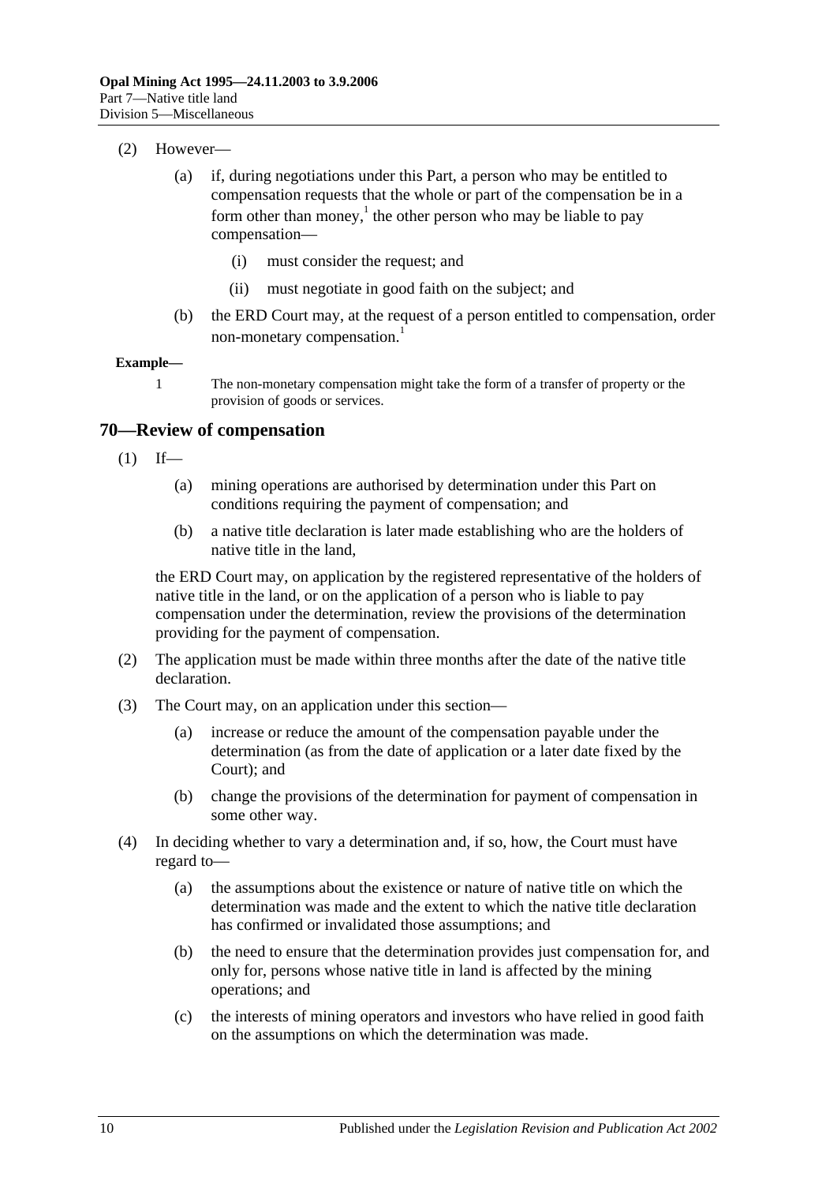(2) However—

(a) if, during negotiations under this Part, a person who may be entitled to compensation requests that the whole or part of the compensation be in a form other than money,[1] the other person who may be liable to pay compensation—

(i) must consider the request; and

(ii) must negotiate in good faith on the subject; and

(b) the ERD Court may, at the request of a person entitled to compensation, order non-monetary compensation.[1]

**Example—**

1 The non-monetary compensation might take the form of a transfer of property or the provision of goods or services.

## 70—Review of compensation

(1) If—

(a) mining operations are authorised by determination under this Part on conditions requiring the payment of compensation; and

(b) a native title declaration is later made establishing who are the holders of native title in the land,

the ERD Court may, on application by the registered representative of the holders of native title in the land, or on the application of a person who is liable to pay compensation under the determination, review the provisions of the determination providing for the payment of compensation.

(2) The application must be made within three months after the date of the native title declaration.

(3) The Court may, on an application under this section—

(a) increase or reduce the amount of the compensation payable under the determination (as from the date of application or a later date fixed by the Court); and

(b) change the provisions of the determination for payment of compensation in some other way.

(4) In deciding whether to vary a determination and, if so, how, the Court must have regard to—

(a) the assumptions about the existence or nature of native title on which the determination was made and the extent to which the native title declaration has confirmed or invalidated those assumptions; and

(b) the need to ensure that the determination provides just compensation for, and only for, persons whose native title in land is affected by the mining operations; and

(c) the interests of mining operators and investors who have relied in good faith on the assumptions on which the determination was made.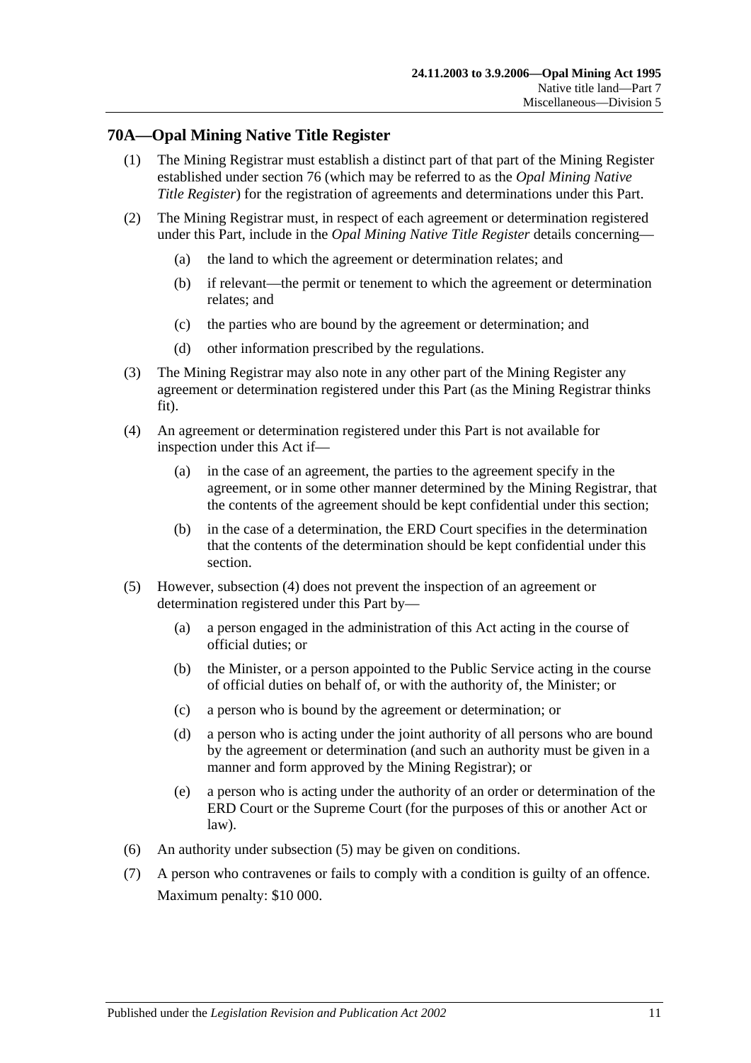## 70A—Opal Mining Native Title Register

(1) The Mining Registrar must establish a distinct part of that part of the Mining Register established under section 76 (which may be referred to as the *Opal Mining Native Title Register*) for the registration of agreements and determinations under this Part.

(2) The Mining Registrar must, in respect of each agreement or determination registered under this Part, include in the *Opal Mining Native Title Register* details concerning—

- (a) the land to which the agreement or determination relates; and
- (b) if relevant—the permit or tenement to which the agreement or determination relates; and
- (c) the parties who are bound by the agreement or determination; and
- (d) other information prescribed by the regulations.

(3) The Mining Registrar may also note in any other part of the Mining Register any agreement or determination registered under this Part (as the Mining Registrar thinks fit).

(4) An agreement or determination registered under this Part is not available for inspection under this Act if—

- (a) in the case of an agreement, the parties to the agreement specify in the agreement, or in some other manner determined by the Mining Registrar, that the contents of the agreement should be kept confidential under this section;
- (b) in the case of a determination, the ERD Court specifies in the determination that the contents of the determination should be kept confidential under this section.

(5) However, subsection (4) does not prevent the inspection of an agreement or determination registered under this Part by—

- (a) a person engaged in the administration of this Act acting in the course of official duties; or
- (b) the Minister, or a person appointed to the Public Service acting in the course of official duties on behalf of, or with the authority of, the Minister; or
- (c) a person who is bound by the agreement or determination; or
- (d) a person who is acting under the joint authority of all persons who are bound by the agreement or determination (and such an authority must be given in a manner and form approved by the Mining Registrar); or
- (e) a person who is acting under the authority of an order or determination of the ERD Court or the Supreme Court (for the purposes of this or another Act or law).

(6) An authority under subsection (5) may be given on conditions.

(7) A person who contravenes or fails to comply with a condition is guilty of an offence.

Maximum penalty: $10 000.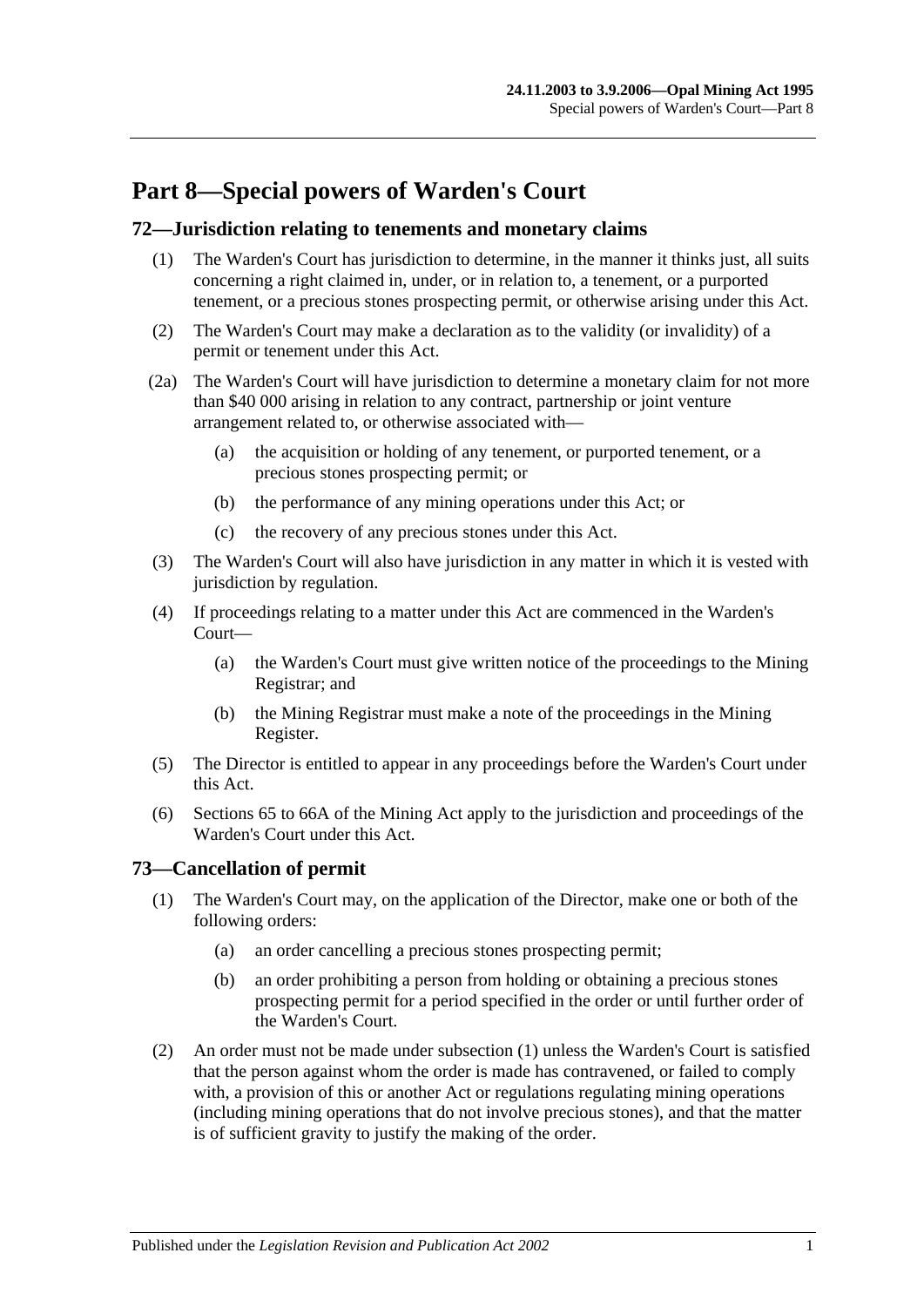# Part 8—Special powers of Warden's Court

## 72—Jurisdiction relating to tenements and monetary claims

(1) The Warden's Court has jurisdiction to determine, in the manner it thinks just, all suits concerning a right claimed in, under, or in relation to, a tenement, or a purported tenement, or a precious stones prospecting permit, or otherwise arising under this Act.

(2) The Warden's Court may make a declaration as to the validity (or invalidity) of a permit or tenement under this Act.

(2a) The Warden's Court will have jurisdiction to determine a monetary claim for not more than \$40 000 arising in relation to any contract, partnership or joint venture arrangement related to, or otherwise associated with—

- (a) the acquisition or holding of any tenement, or purported tenement, or a precious stones prospecting permit; or
- (b) the performance of any mining operations under this Act; or
- (c) the recovery of any precious stones under this Act.

(3) The Warden's Court will also have jurisdiction in any matter in which it is vested with jurisdiction by regulation.

(4) If proceedings relating to a matter under this Act are commenced in the Warden's Court—

- (a) the Warden's Court must give written notice of the proceedings to the Mining Registrar; and
- (b) the Mining Registrar must make a note of the proceedings in the Mining Register.

(5) The Director is entitled to appear in any proceedings before the Warden's Court under this Act.

(6) Sections 65 to 66A of the Mining Act apply to the jurisdiction and proceedings of the Warden's Court under this Act.

## 73—Cancellation of permit

(1) The Warden's Court may, on the application of the Director, make one or both of the following orders:

- (a) an order cancelling a precious stones prospecting permit;
- (b) an order prohibiting a person from holding or obtaining a precious stones prospecting permit for a period specified in the order or until further order of the Warden's Court.

(2) An order must not be made under subsection (1) unless the Warden's Court is satisfied that the person against whom the order is made has contravened, or failed to comply with, a provision of this or another Act or regulations regulating mining operations (including mining operations that do not involve precious stones), and that the matter is of sufficient gravity to justify the making of the order.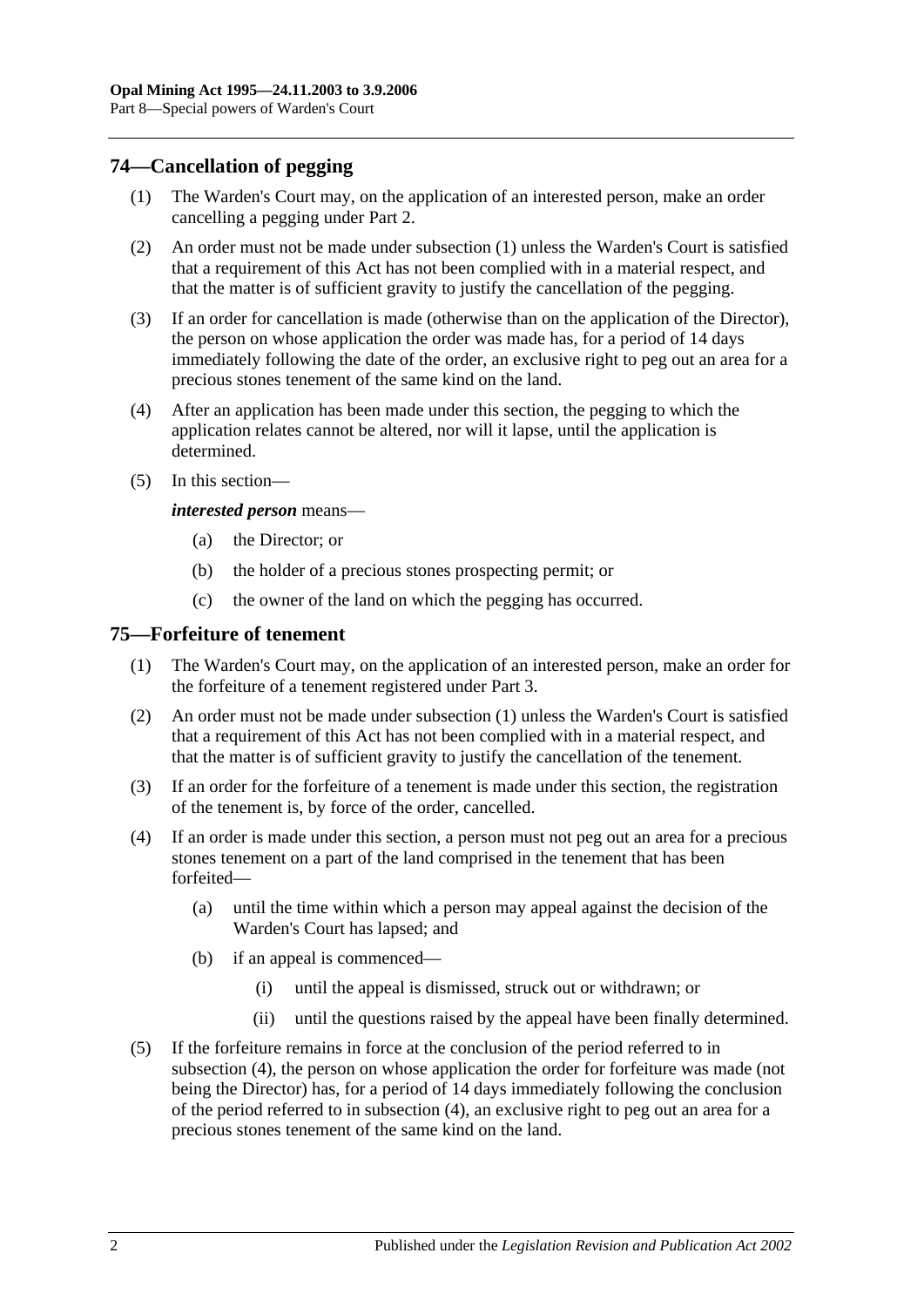## 74—Cancellation of pegging

(1) The Warden's Court may, on the application of an interested person, make an order cancelling a pegging under Part 2.

(2) An order must not be made under subsection (1) unless the Warden's Court is satisfied that a requirement of this Act has not been complied with in a material respect, and that the matter is of sufficient gravity to justify the cancellation of the pegging.

(3) If an order for cancellation is made (otherwise than on the application of the Director), the person on whose application the order was made has, for a period of 14 days immediately following the date of the order, an exclusive right to peg out an area for a precious stones tenement of the same kind on the land.

(4) After an application has been made under this section, the pegging to which the application relates cannot be altered, nor will it lapse, until the application is determined.

(5) In this section—

***interested person*** means—

(a) the Director; or

(b) the holder of a precious stones prospecting permit; or

(c) the owner of the land on which the pegging has occurred.

## 75—Forfeiture of tenement

(1) The Warden's Court may, on the application of an interested person, make an order for the forfeiture of a tenement registered under Part 3.

(2) An order must not be made under subsection (1) unless the Warden's Court is satisfied that a requirement of this Act has not been complied with in a material respect, and that the matter is of sufficient gravity to justify the cancellation of the tenement.

(3) If an order for the forfeiture of a tenement is made under this section, the registration of the tenement is, by force of the order, cancelled.

(4) If an order is made under this section, a person must not peg out an area for a precious stones tenement on a part of the land comprised in the tenement that has been forfeited—

(a) until the time within which a person may appeal against the decision of the Warden's Court has lapsed; and

(b) if an appeal is commenced—

(i) until the appeal is dismissed, struck out or withdrawn; or

(ii) until the questions raised by the appeal have been finally determined.

(5) If the forfeiture remains in force at the conclusion of the period referred to in subsection (4), the person on whose application the order for forfeiture was made (not being the Director) has, for a period of 14 days immediately following the conclusion of the period referred to in subsection (4), an exclusive right to peg out an area for a precious stones tenement of the same kind on the land.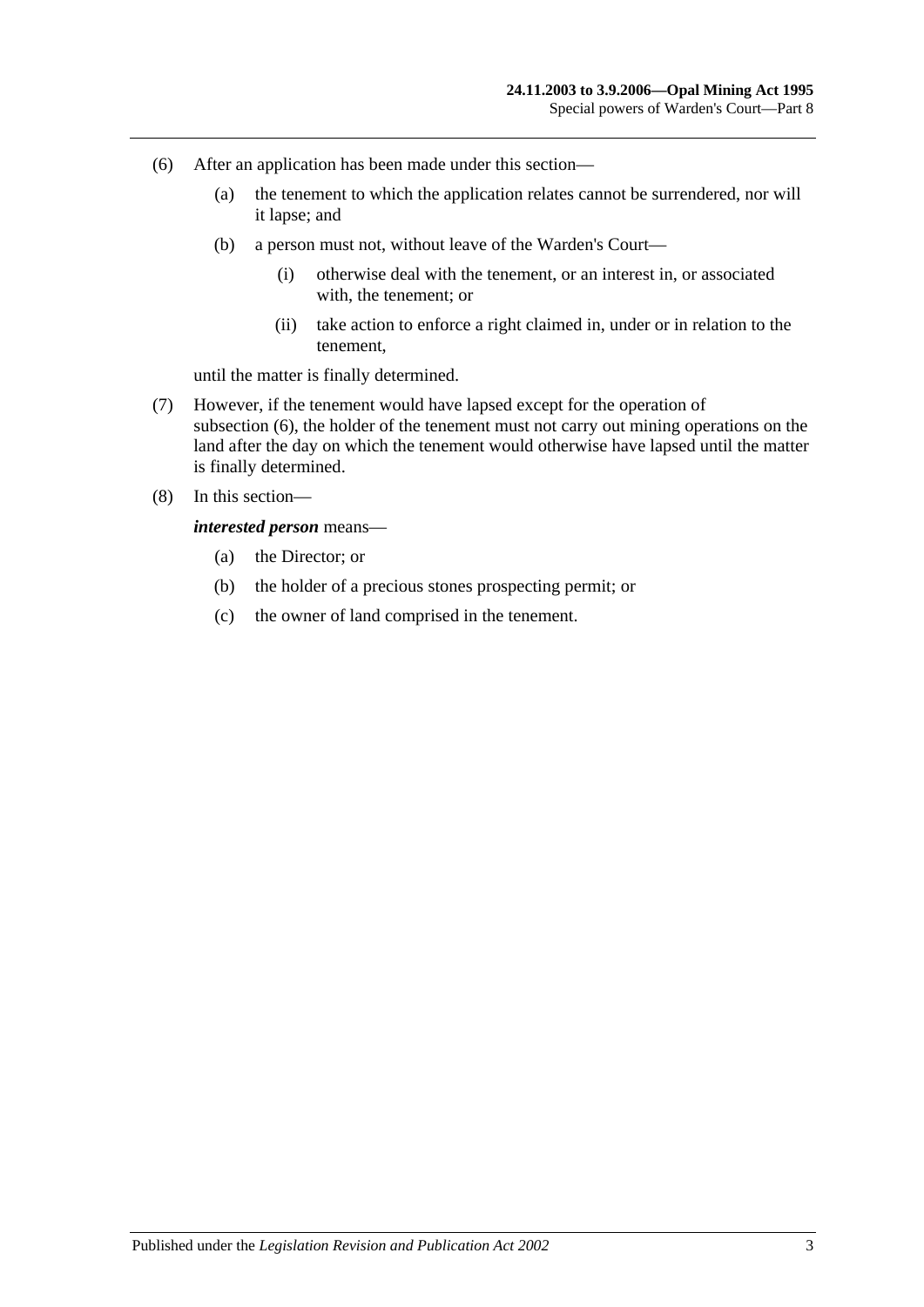(6) After an application has been made under this section—

(a) the tenement to which the application relates cannot be surrendered, nor will it lapse; and

(b) a person must not, without leave of the Warden's Court—

(i) otherwise deal with the tenement, or an interest in, or associated with, the tenement; or

(ii) take action to enforce a right claimed in, under or in relation to the tenement,

until the matter is finally determined.

(7) However, if the tenement would have lapsed except for the operation of subsection (6), the holder of the tenement must not carry out mining operations on the land after the day on which the tenement would otherwise have lapsed until the matter is finally determined.

(8) In this section—

***interested person*** means—

(a) the Director; or

(b) the holder of a precious stones prospecting permit; or

(c) the owner of land comprised in the tenement.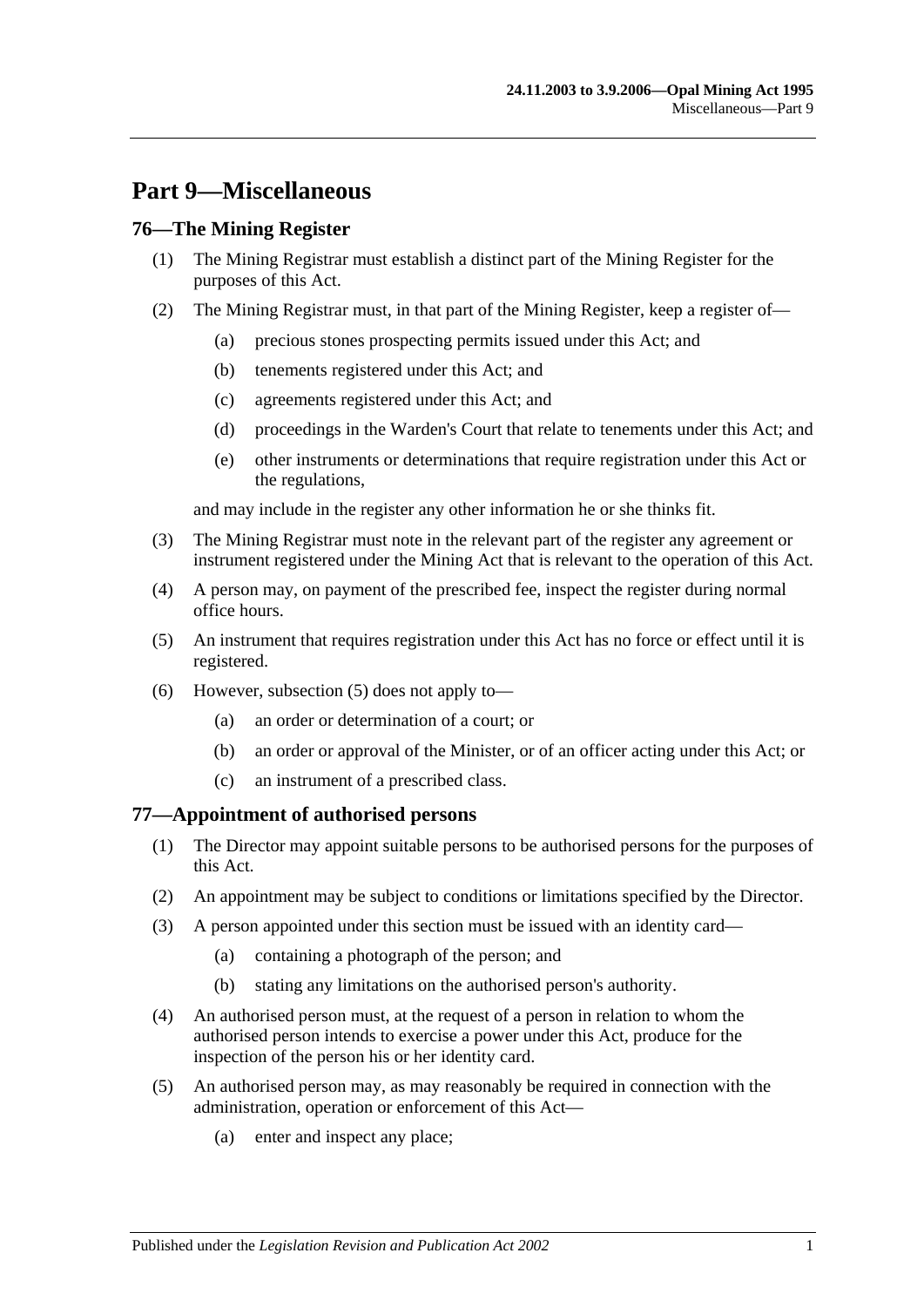# Part 9—Miscellaneous

## 76—The Mining Register

(1) The Mining Registrar must establish a distinct part of the Mining Register for the purposes of this Act.

(2) The Mining Registrar must, in that part of the Mining Register, keep a register of—

- (a) precious stones prospecting permits issued under this Act; and
- (b) tenements registered under this Act; and
- (c) agreements registered under this Act; and
- (d) proceedings in the Warden's Court that relate to tenements under this Act; and
- (e) other instruments or determinations that require registration under this Act or the regulations,

and may include in the register any other information he or she thinks fit.

(3) The Mining Registrar must note in the relevant part of the register any agreement or instrument registered under the Mining Act that is relevant to the operation of this Act.

(4) A person may, on payment of the prescribed fee, inspect the register during normal office hours.

(5) An instrument that requires registration under this Act has no force or effect until it is registered.

(6) However, subsection (5) does not apply to—

- (a) an order or determination of a court; or
- (b) an order or approval of the Minister, or of an officer acting under this Act; or
- (c) an instrument of a prescribed class.

## 77—Appointment of authorised persons

(1) The Director may appoint suitable persons to be authorised persons for the purposes of this Act.

(2) An appointment may be subject to conditions or limitations specified by the Director.

(3) A person appointed under this section must be issued with an identity card—

- (a) containing a photograph of the person; and
- (b) stating any limitations on the authorised person's authority.

(4) An authorised person must, at the request of a person in relation to whom the authorised person intends to exercise a power under this Act, produce for the inspection of the person his or her identity card.

(5) An authorised person may, as may reasonably be required in connection with the administration, operation or enforcement of this Act—

- (a) enter and inspect any place;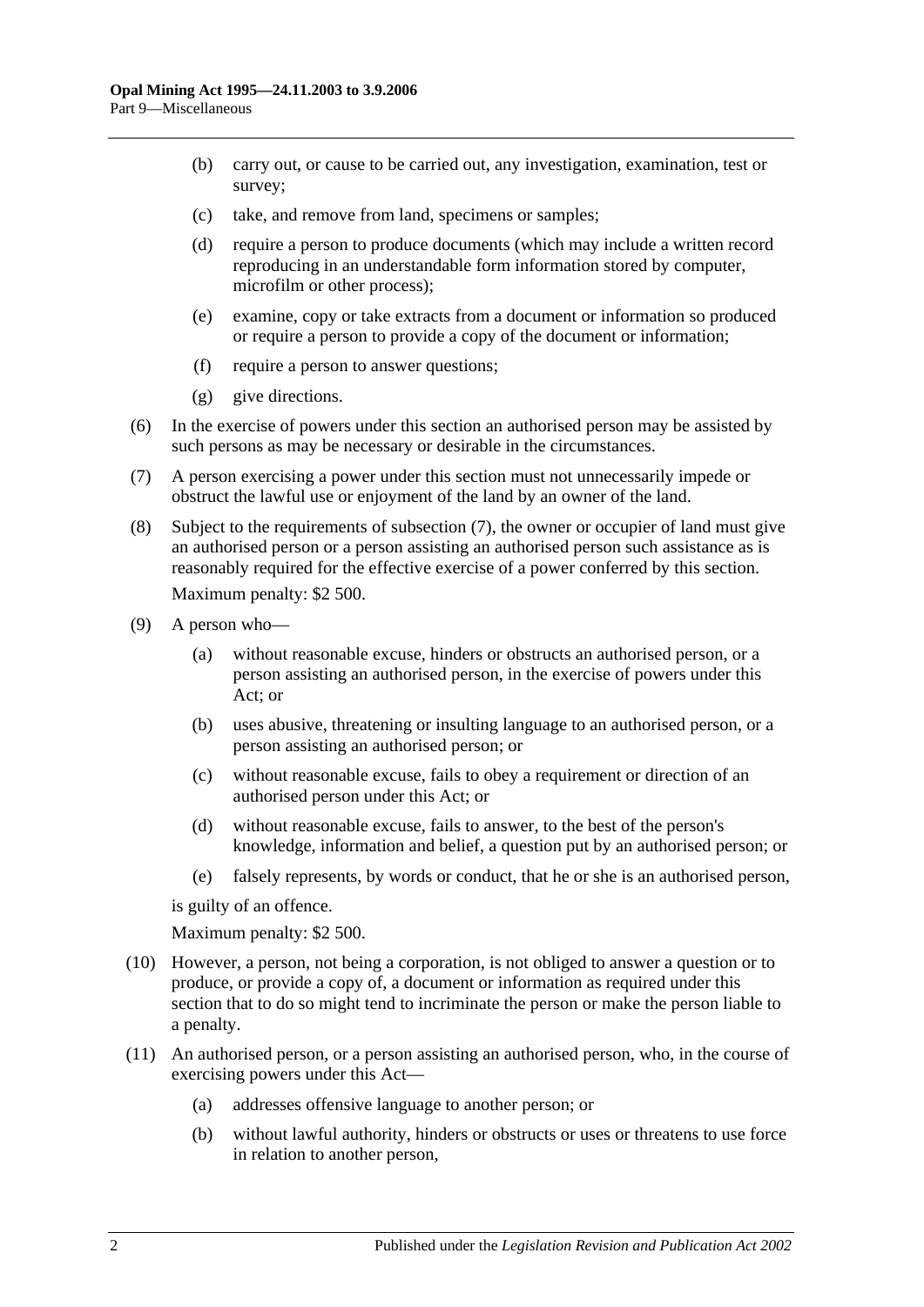(b) carry out, or cause to be carried out, any investigation, examination, test or survey;

(c) take, and remove from land, specimens or samples;

(d) require a person to produce documents (which may include a written record reproducing in an understandable form information stored by computer, microfilm or other process);

(e) examine, copy or take extracts from a document or information so produced or require a person to provide a copy of the document or information;

(f) require a person to answer questions;

(g) give directions.

(6) In the exercise of powers under this section an authorised person may be assisted by such persons as may be necessary or desirable in the circumstances.

(7) A person exercising a power under this section must not unnecessarily impede or obstruct the lawful use or enjoyment of the land by an owner of the land.

(8) Subject to the requirements of subsection (7), the owner or occupier of land must give an authorised person or a person assisting an authorised person such assistance as is reasonably required for the effective exercise of a power conferred by this section.

Maximum penalty: $2 500.

(9) A person who—

(a) without reasonable excuse, hinders or obstructs an authorised person, or a person assisting an authorised person, in the exercise of powers under this Act; or

(b) uses abusive, threatening or insulting language to an authorised person, or a person assisting an authorised person; or

(c) without reasonable excuse, fails to obey a requirement or direction of an authorised person under this Act; or

(d) without reasonable excuse, fails to answer, to the best of the person's knowledge, information and belief, a question put by an authorised person; or

(e) falsely represents, by words or conduct, that he or she is an authorised person,

is guilty of an offence.

Maximum penalty: $2 500.

(10) However, a person, not being a corporation, is not obliged to answer a question or to produce, or provide a copy of, a document or information as required under this section that to do so might tend to incriminate the person or make the person liable to a penalty.

(11) An authorised person, or a person assisting an authorised person, who, in the course of exercising powers under this Act—

(a) addresses offensive language to another person; or

(b) without lawful authority, hinders or obstructs or uses or threatens to use force in relation to another person,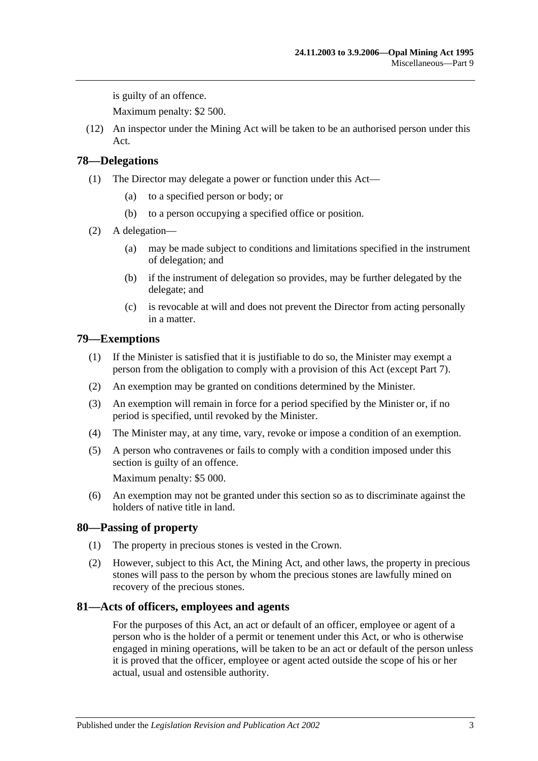is guilty of an offence.

Maximum penalty: $2 500.

(12) An inspector under the Mining Act will be taken to be an authorised person under this Act.

## 78—Delegations

(1) The Director may delegate a power or function under this Act—

(a) to a specified person or body; or

(b) to a person occupying a specified office or position.

(2) A delegation—

(a) may be made subject to conditions and limitations specified in the instrument of delegation; and

(b) if the instrument of delegation so provides, may be further delegated by the delegate; and

(c) is revocable at will and does not prevent the Director from acting personally in a matter.

## 79—Exemptions

(1) If the Minister is satisfied that it is justifiable to do so, the Minister may exempt a person from the obligation to comply with a provision of this Act (except Part 7).

(2) An exemption may be granted on conditions determined by the Minister.

(3) An exemption will remain in force for a period specified by the Minister or, if no period is specified, until revoked by the Minister.

(4) The Minister may, at any time, vary, revoke or impose a condition of an exemption.

(5) A person who contravenes or fails to comply with a condition imposed under this section is guilty of an offence.

Maximum penalty: $5 000.

(6) An exemption may not be granted under this section so as to discriminate against the holders of native title in land.

## 80—Passing of property

(1) The property in precious stones is vested in the Crown.

(2) However, subject to this Act, the Mining Act, and other laws, the property in precious stones will pass to the person by whom the precious stones are lawfully mined on recovery of the precious stones.

## 81—Acts of officers, employees and agents

For the purposes of this Act, an act or default of an officer, employee or agent of a person who is the holder of a permit or tenement under this Act, or who is otherwise engaged in mining operations, will be taken to be an act or default of the person unless it is proved that the officer, employee or agent acted outside the scope of his or her actual, usual and ostensible authority.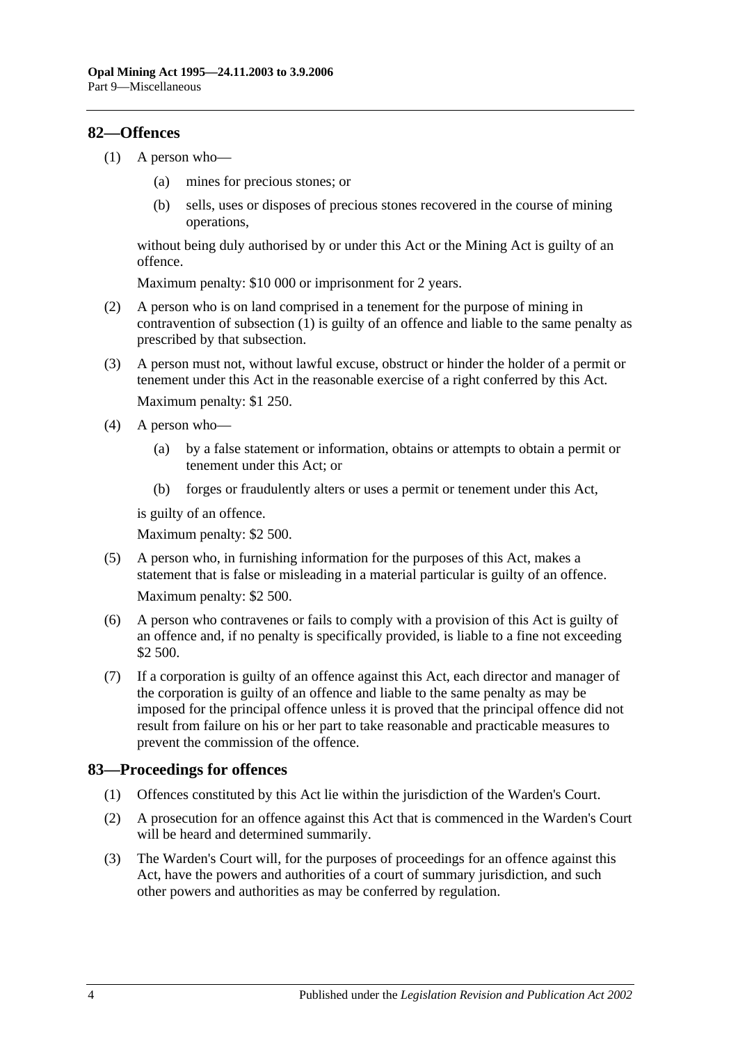## 82—Offences

(1) A person who—

(a) mines for precious stones; or

(b) sells, uses or disposes of precious stones recovered in the course of mining operations,

without being duly authorised by or under this Act or the Mining Act is guilty of an offence.

Maximum penalty: $10 000 or imprisonment for 2 years.

(2) A person who is on land comprised in a tenement for the purpose of mining in contravention of subsection (1) is guilty of an offence and liable to the same penalty as prescribed by that subsection.

(3) A person must not, without lawful excuse, obstruct or hinder the holder of a permit or tenement under this Act in the reasonable exercise of a right conferred by this Act.

Maximum penalty: $1 250.

(4) A person who—

(a) by a false statement or information, obtains or attempts to obtain a permit or tenement under this Act; or

(b) forges or fraudulently alters or uses a permit or tenement under this Act,

is guilty of an offence.

Maximum penalty: $2 500.

(5) A person who, in furnishing information for the purposes of this Act, makes a statement that is false or misleading in a material particular is guilty of an offence.

Maximum penalty: $2 500.

(6) A person who contravenes or fails to comply with a provision of this Act is guilty of an offence and, if no penalty is specifically provided, is liable to a fine not exceeding $2 500.

(7) If a corporation is guilty of an offence against this Act, each director and manager of the corporation is guilty of an offence and liable to the same penalty as may be imposed for the principal offence unless it is proved that the principal offence did not result from failure on his or her part to take reasonable and practicable measures to prevent the commission of the offence.

## 83—Proceedings for offences

(1) Offences constituted by this Act lie within the jurisdiction of the Warden's Court.

(2) A prosecution for an offence against this Act that is commenced in the Warden's Court will be heard and determined summarily.

(3) The Warden's Court will, for the purposes of proceedings for an offence against this Act, have the powers and authorities of a court of summary jurisdiction, and such other powers and authorities as may be conferred by regulation.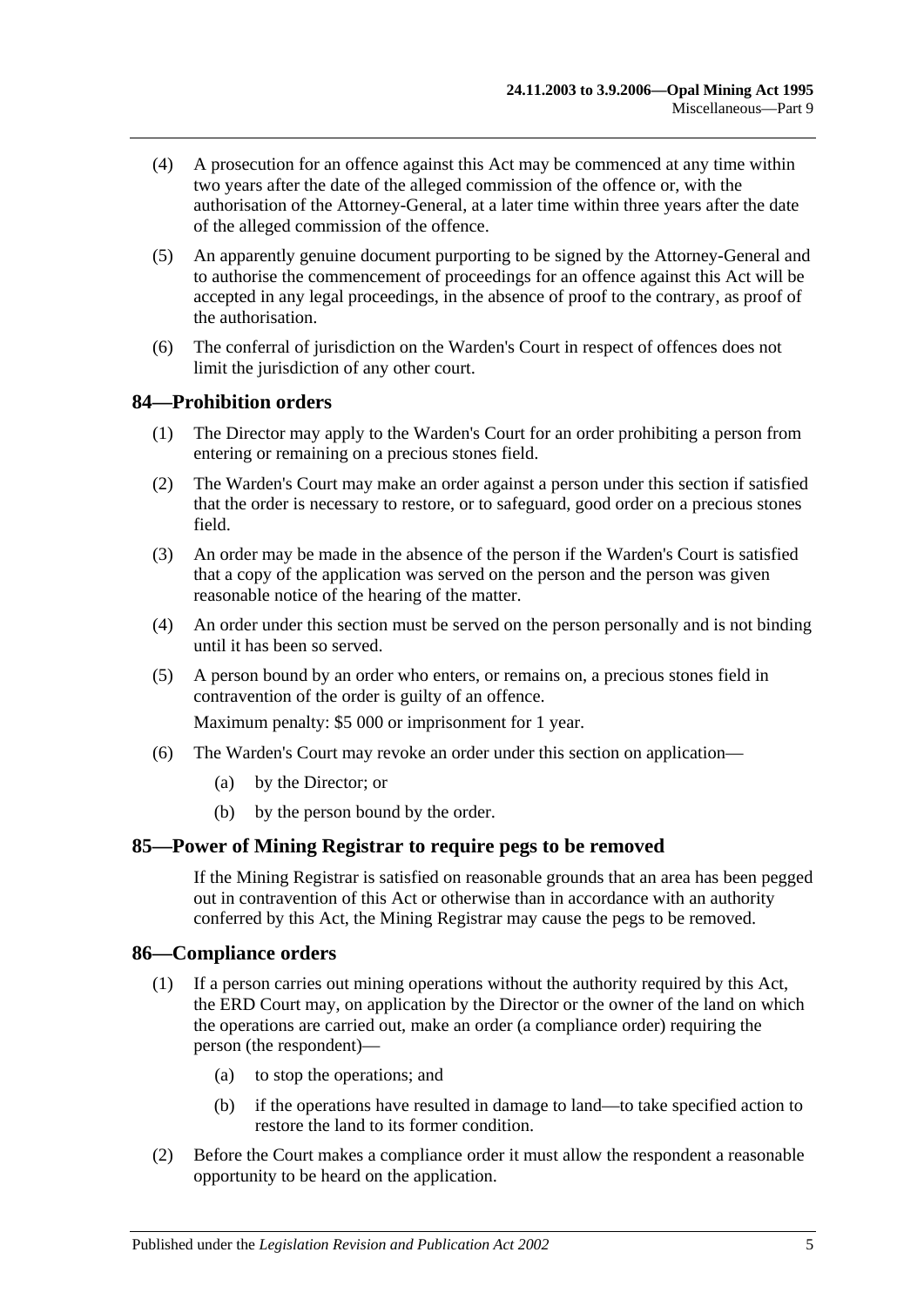(4) A prosecution for an offence against this Act may be commenced at any time within two years after the date of the alleged commission of the offence or, with the authorisation of the Attorney-General, at a later time within three years after the date of the alleged commission of the offence.

(5) An apparently genuine document purporting to be signed by the Attorney-General and to authorise the commencement of proceedings for an offence against this Act will be accepted in any legal proceedings, in the absence of proof to the contrary, as proof of the authorisation.

(6) The conferral of jurisdiction on the Warden's Court in respect of offences does not limit the jurisdiction of any other court.

## 84—Prohibition orders

(1) The Director may apply to the Warden's Court for an order prohibiting a person from entering or remaining on a precious stones field.

(2) The Warden's Court may make an order against a person under this section if satisfied that the order is necessary to restore, or to safeguard, good order on a precious stones field.

(3) An order may be made in the absence of the person if the Warden's Court is satisfied that a copy of the application was served on the person and the person was given reasonable notice of the hearing of the matter.

(4) An order under this section must be served on the person personally and is not binding until it has been so served.

(5) A person bound by an order who enters, or remains on, a precious stones field in contravention of the order is guilty of an offence.

Maximum penalty: $5 000 or imprisonment for 1 year.

(6) The Warden's Court may revoke an order under this section on application—

(a) by the Director; or

(b) by the person bound by the order.

## 85—Power of Mining Registrar to require pegs to be removed

If the Mining Registrar is satisfied on reasonable grounds that an area has been pegged out in contravention of this Act or otherwise than in accordance with an authority conferred by this Act, the Mining Registrar may cause the pegs to be removed.

## 86—Compliance orders

(1) If a person carries out mining operations without the authority required by this Act, the ERD Court may, on application by the Director or the owner of the land on which the operations are carried out, make an order (a compliance order) requiring the person (the respondent)—

(a) to stop the operations; and

(b) if the operations have resulted in damage to land—to take specified action to restore the land to its former condition.

(2) Before the Court makes a compliance order it must allow the respondent a reasonable opportunity to be heard on the application.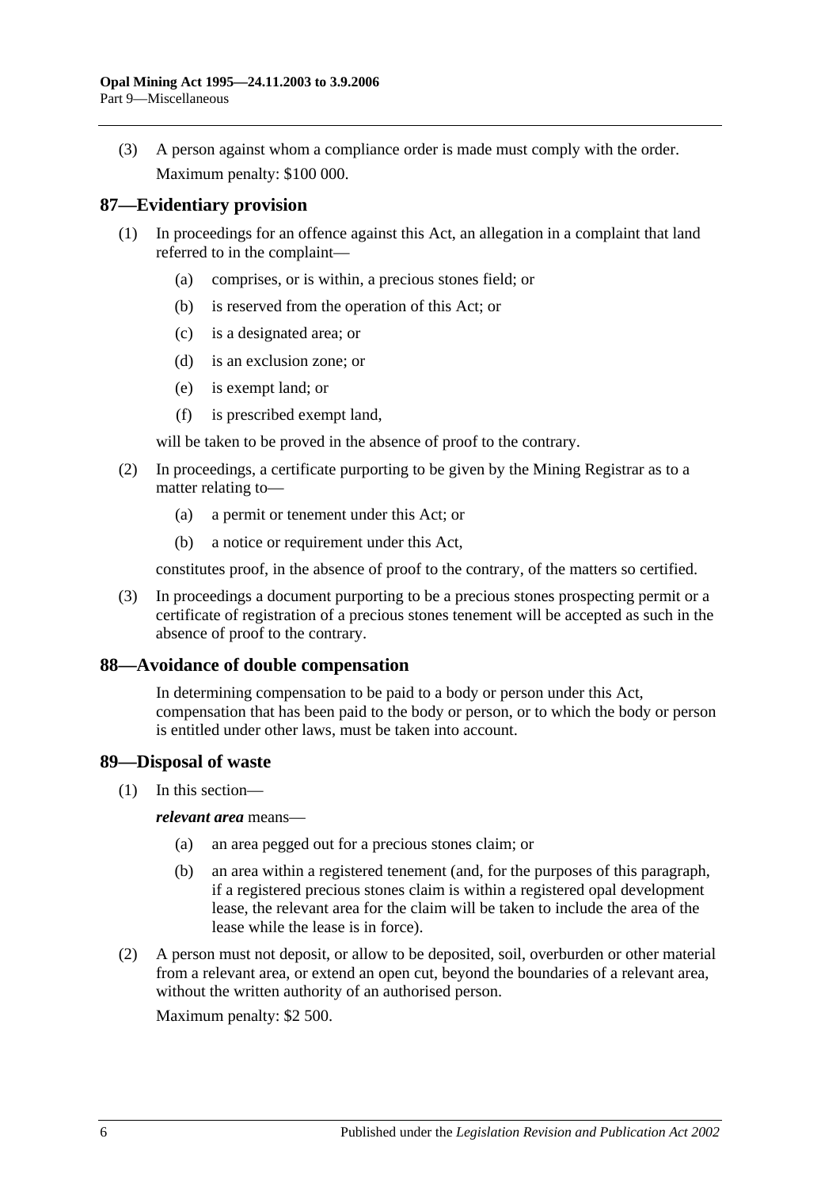(3) A person against whom a compliance order is made must comply with the order.

Maximum penalty: $100 000.

## 87—Evidentiary provision

(1) In proceedings for an offence against this Act, an allegation in a complaint that land referred to in the complaint—

- (a) comprises, or is within, a precious stones field; or
- (b) is reserved from the operation of this Act; or
- (c) is a designated area; or
- (d) is an exclusion zone; or
- (e) is exempt land; or
- (f) is prescribed exempt land,

will be taken to be proved in the absence of proof to the contrary.

(2) In proceedings, a certificate purporting to be given by the Mining Registrar as to a matter relating to—

- (a) a permit or tenement under this Act; or
- (b) a notice or requirement under this Act,

constitutes proof, in the absence of proof to the contrary, of the matters so certified.

(3) In proceedings a document purporting to be a precious stones prospecting permit or a certificate of registration of a precious stones tenement will be accepted as such in the absence of proof to the contrary.

## 88—Avoidance of double compensation

In determining compensation to be paid to a body or person under this Act, compensation that has been paid to the body or person, or to which the body or person is entitled under other laws, must be taken into account.

## 89—Disposal of waste

(1) In this section—

***relevant area*** means—

- (a) an area pegged out for a precious stones claim; or
- (b) an area within a registered tenement (and, for the purposes of this paragraph, if a registered precious stones claim is within a registered opal development lease, the relevant area for the claim will be taken to include the area of the lease while the lease is in force).

(2) A person must not deposit, or allow to be deposited, soil, overburden or other material from a relevant area, or extend an open cut, beyond the boundaries of a relevant area, without the written authority of an authorised person.

Maximum penalty: $2 500.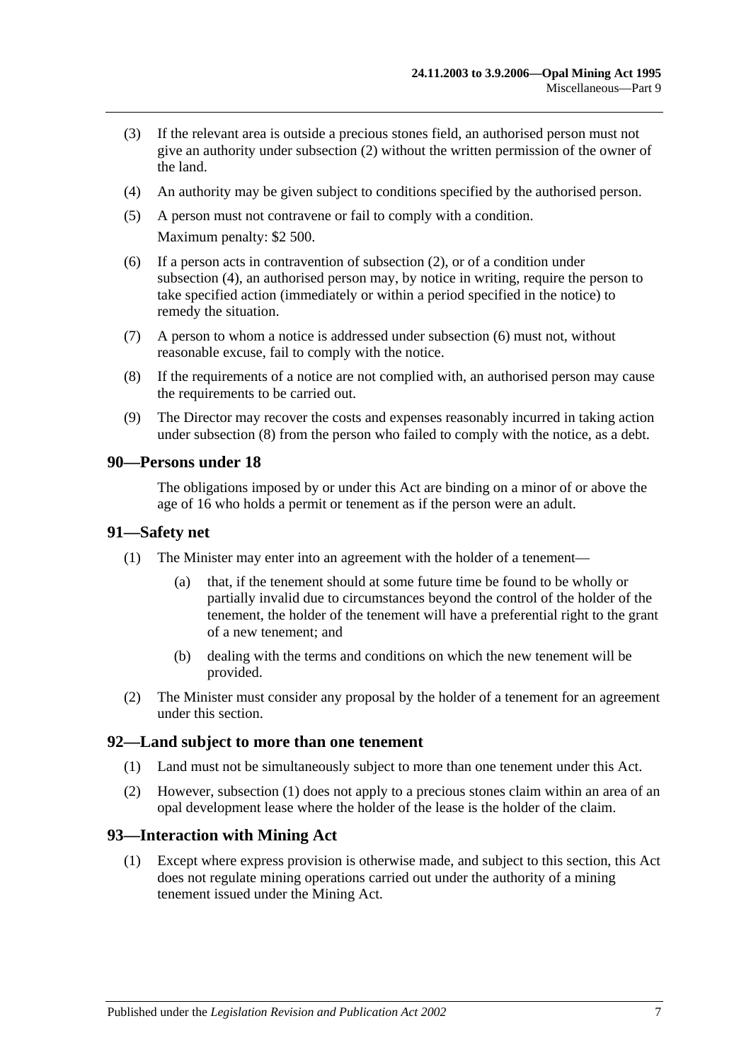(3) If the relevant area is outside a precious stones field, an authorised person must not give an authority under subsection (2) without the written permission of the owner of the land.

(4) An authority may be given subject to conditions specified by the authorised person.

(5) A person must not contravene or fail to comply with a condition.

Maximum penalty: $2 500.

(6) If a person acts in contravention of subsection (2), or of a condition under subsection (4), an authorised person may, by notice in writing, require the person to take specified action (immediately or within a period specified in the notice) to remedy the situation.

(7) A person to whom a notice is addressed under subsection (6) must not, without reasonable excuse, fail to comply with the notice.

(8) If the requirements of a notice are not complied with, an authorised person may cause the requirements to be carried out.

(9) The Director may recover the costs and expenses reasonably incurred in taking action under subsection (8) from the person who failed to comply with the notice, as a debt.

## 90—Persons under 18

The obligations imposed by or under this Act are binding on a minor of or above the age of 16 who holds a permit or tenement as if the person were an adult.

## 91—Safety net

(1) The Minister may enter into an agreement with the holder of a tenement—

(a) that, if the tenement should at some future time be found to be wholly or partially invalid due to circumstances beyond the control of the holder of the tenement, the holder of the tenement will have a preferential right to the grant of a new tenement; and

(b) dealing with the terms and conditions on which the new tenement will be provided.

(2) The Minister must consider any proposal by the holder of a tenement for an agreement under this section.

## 92—Land subject to more than one tenement

(1) Land must not be simultaneously subject to more than one tenement under this Act.

(2) However, subsection (1) does not apply to a precious stones claim within an area of an opal development lease where the holder of the lease is the holder of the claim.

## 93—Interaction with Mining Act

(1) Except where express provision is otherwise made, and subject to this section, this Act does not regulate mining operations carried out under the authority of a mining tenement issued under the Mining Act.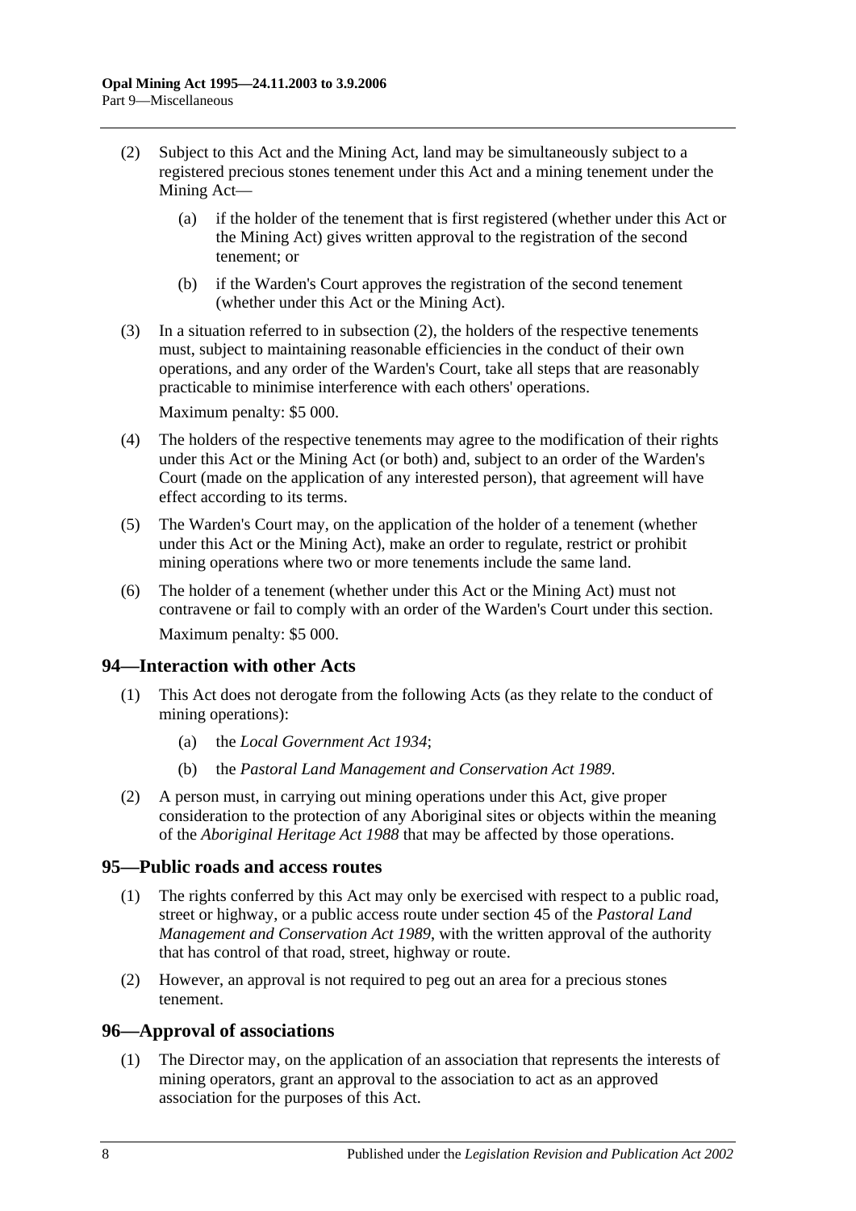(2) Subject to this Act and the Mining Act, land may be simultaneously subject to a registered precious stones tenement under this Act and a mining tenement under the Mining Act—

(a) if the holder of the tenement that is first registered (whether under this Act or the Mining Act) gives written approval to the registration of the second tenement; or

(b) if the Warden's Court approves the registration of the second tenement (whether under this Act or the Mining Act).

(3) In a situation referred to in subsection (2), the holders of the respective tenements must, subject to maintaining reasonable efficiencies in the conduct of their own operations, and any order of the Warden's Court, take all steps that are reasonably practicable to minimise interference with each others' operations.

Maximum penalty: $5 000.

(4) The holders of the respective tenements may agree to the modification of their rights under this Act or the Mining Act (or both) and, subject to an order of the Warden's Court (made on the application of any interested person), that agreement will have effect according to its terms.

(5) The Warden's Court may, on the application of the holder of a tenement (whether under this Act or the Mining Act), make an order to regulate, restrict or prohibit mining operations where two or more tenements include the same land.

(6) The holder of a tenement (whether under this Act or the Mining Act) must not contravene or fail to comply with an order of the Warden's Court under this section.

Maximum penalty: $5 000.

## 94—Interaction with other Acts

(1) This Act does not derogate from the following Acts (as they relate to the conduct of mining operations):

(a) the *Local Government Act 1934*;

(b) the *Pastoral Land Management and Conservation Act 1989*.

(2) A person must, in carrying out mining operations under this Act, give proper consideration to the protection of any Aboriginal sites or objects within the meaning of the *Aboriginal Heritage Act 1988* that may be affected by those operations.

## 95—Public roads and access routes

(1) The rights conferred by this Act may only be exercised with respect to a public road, street or highway, or a public access route under section 45 of the *Pastoral Land Management and Conservation Act 1989*, with the written approval of the authority that has control of that road, street, highway or route.

(2) However, an approval is not required to peg out an area for a precious stones tenement.

## 96—Approval of associations

(1) The Director may, on the application of an association that represents the interests of mining operators, grant an approval to the association to act as an approved association for the purposes of this Act.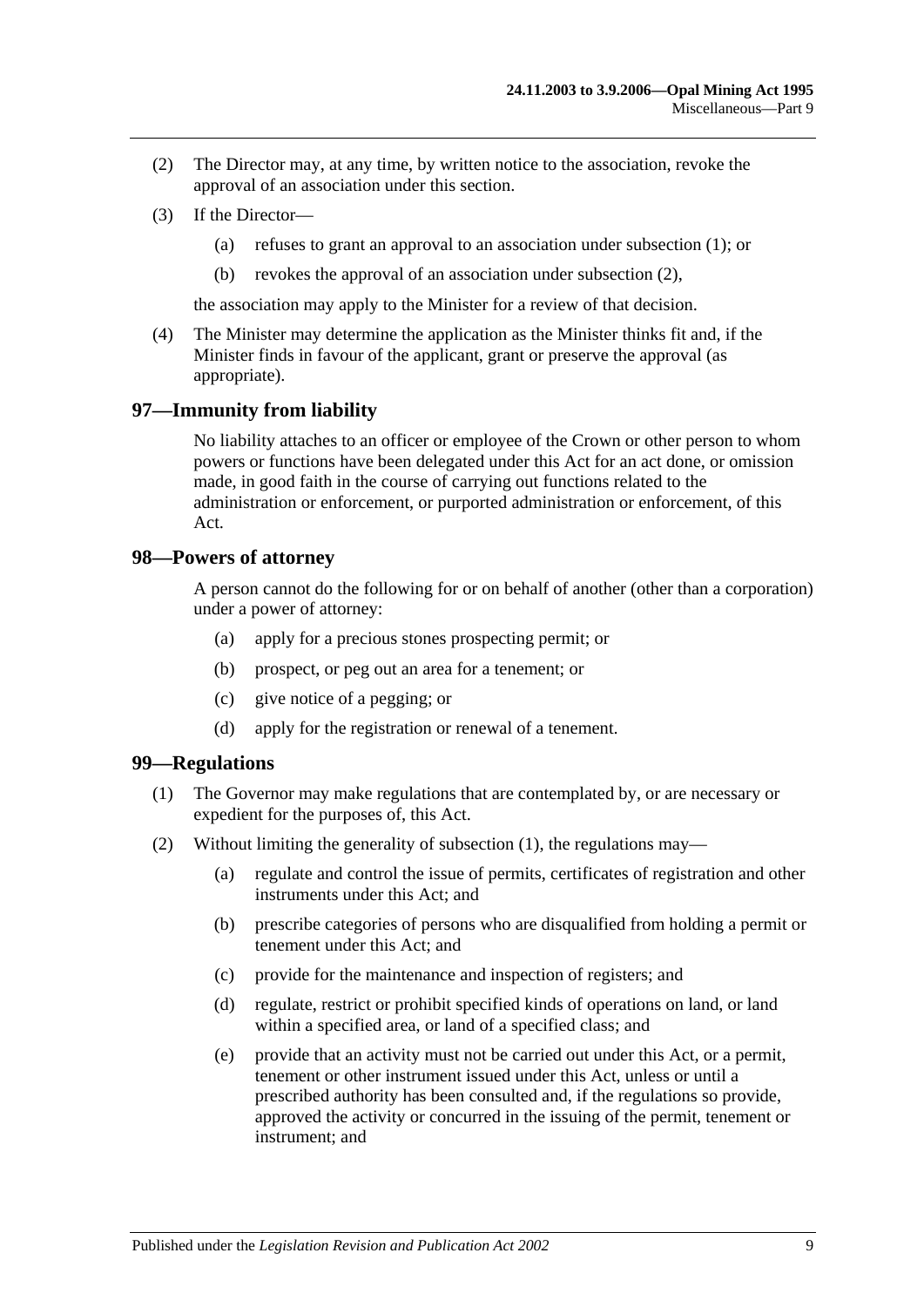(2) The Director may, at any time, by written notice to the association, revoke the approval of an association under this section.

(3) If the Director—

(a) refuses to grant an approval to an association under subsection (1); or

(b) revokes the approval of an association under subsection (2),

the association may apply to the Minister for a review of that decision.

(4) The Minister may determine the application as the Minister thinks fit and, if the Minister finds in favour of the applicant, grant or preserve the approval (as appropriate).

## 97—Immunity from liability

No liability attaches to an officer or employee of the Crown or other person to whom powers or functions have been delegated under this Act for an act done, or omission made, in good faith in the course of carrying out functions related to the administration or enforcement, or purported administration or enforcement, of this Act.

## 98—Powers of attorney

A person cannot do the following for or on behalf of another (other than a corporation) under a power of attorney:

(a) apply for a precious stones prospecting permit; or

(b) prospect, or peg out an area for a tenement; or

(c) give notice of a pegging; or

(d) apply for the registration or renewal of a tenement.

## 99—Regulations

(1) The Governor may make regulations that are contemplated by, or are necessary or expedient for the purposes of, this Act.

(2) Without limiting the generality of subsection (1), the regulations may—

(a) regulate and control the issue of permits, certificates of registration and other instruments under this Act; and

(b) prescribe categories of persons who are disqualified from holding a permit or tenement under this Act; and

(c) provide for the maintenance and inspection of registers; and

(d) regulate, restrict or prohibit specified kinds of operations on land, or land within a specified area, or land of a specified class; and

(e) provide that an activity must not be carried out under this Act, or a permit, tenement or other instrument issued under this Act, unless or until a prescribed authority has been consulted and, if the regulations so provide, approved the activity or concurred in the issuing of the permit, tenement or instrument; and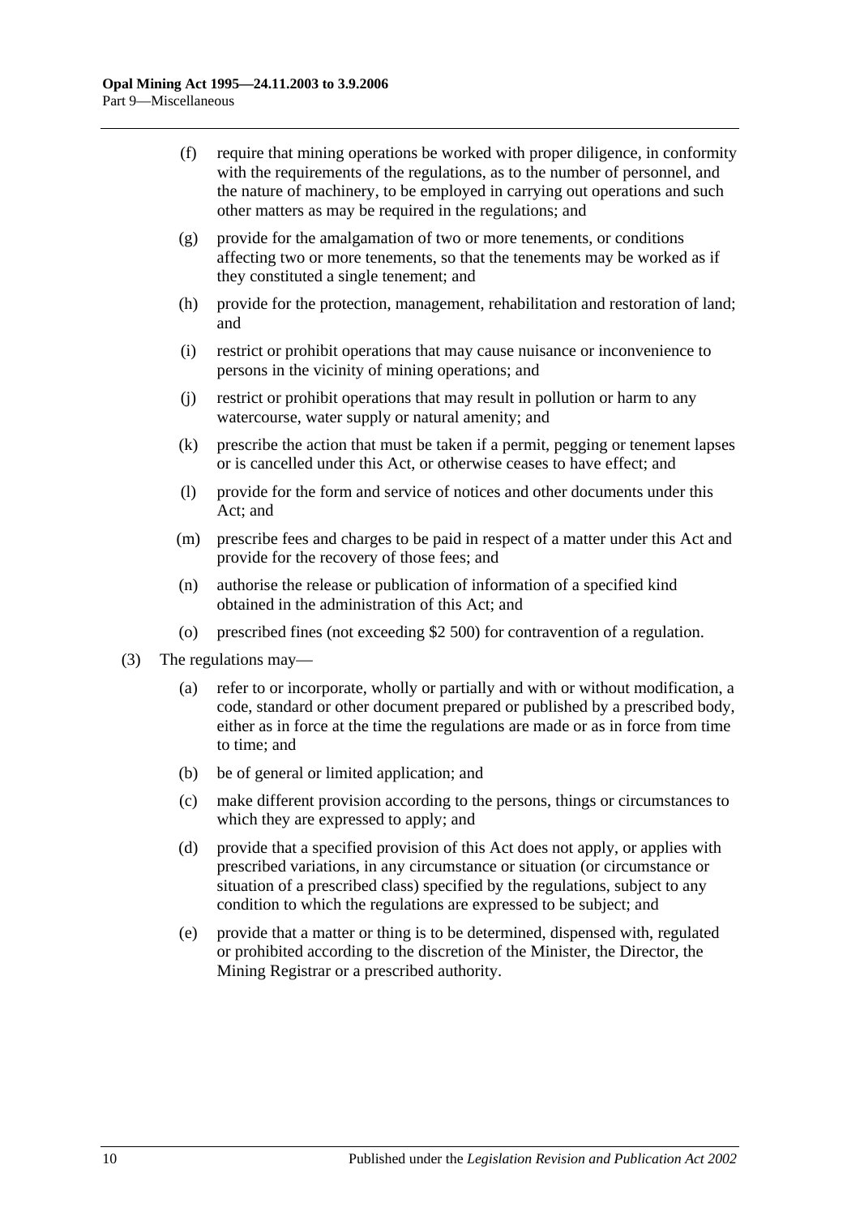(f) require that mining operations be worked with proper diligence, in conformity with the requirements of the regulations, as to the number of personnel, and the nature of machinery, to be employed in carrying out operations and such other matters as may be required in the regulations; and

(g) provide for the amalgamation of two or more tenements, or conditions affecting two or more tenements, so that the tenements may be worked as if they constituted a single tenement; and

(h) provide for the protection, management, rehabilitation and restoration of land; and

(i) restrict or prohibit operations that may cause nuisance or inconvenience to persons in the vicinity of mining operations; and

(j) restrict or prohibit operations that may result in pollution or harm to any watercourse, water supply or natural amenity; and

(k) prescribe the action that must be taken if a permit, pegging or tenement lapses or is cancelled under this Act, or otherwise ceases to have effect; and

(l) provide for the form and service of notices and other documents under this Act; and

(m) prescribe fees and charges to be paid in respect of a matter under this Act and provide for the recovery of those fees; and

(n) authorise the release or publication of information of a specified kind obtained in the administration of this Act; and

(o) prescribed fines (not exceeding $2 500) for contravention of a regulation.

(3) The regulations may—

(a) refer to or incorporate, wholly or partially and with or without modification, a code, standard or other document prepared or published by a prescribed body, either as in force at the time the regulations are made or as in force from time to time; and

(b) be of general or limited application; and

(c) make different provision according to the persons, things or circumstances to which they are expressed to apply; and

(d) provide that a specified provision of this Act does not apply, or applies with prescribed variations, in any circumstance or situation (or circumstance or situation of a prescribed class) specified by the regulations, subject to any condition to which the regulations are expressed to be subject; and

(e) provide that a matter or thing is to be determined, dispensed with, regulated or prohibited according to the discretion of the Minister, the Director, the Mining Registrar or a prescribed authority.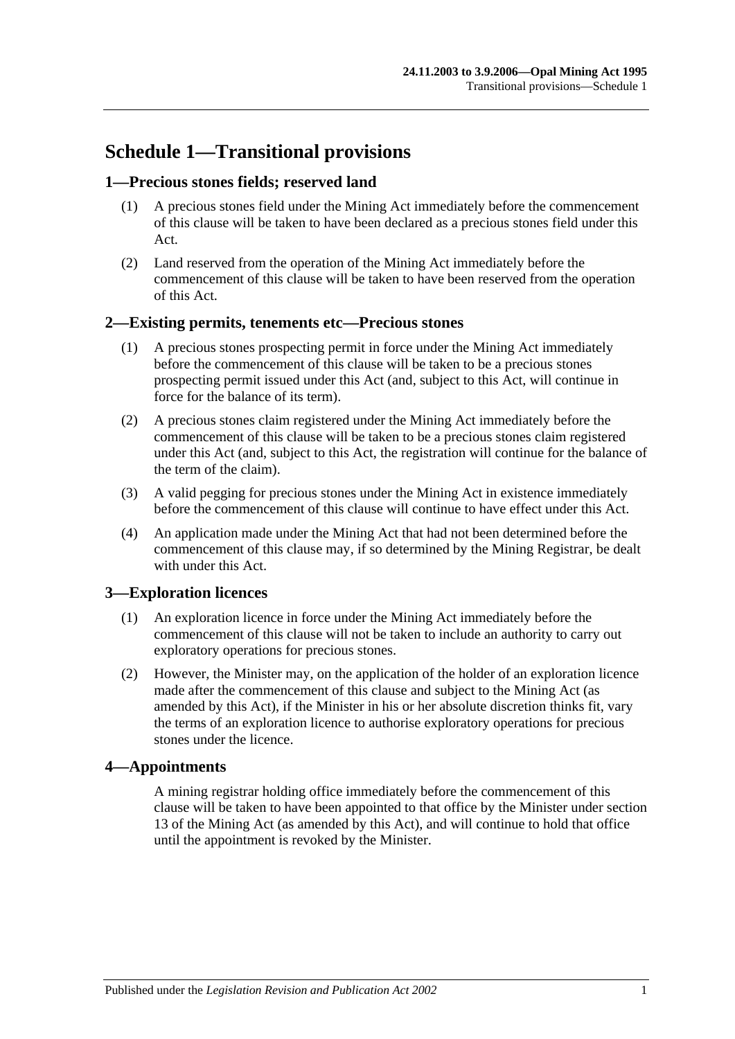# Schedule 1—Transitional provisions

## 1—Precious stones fields; reserved land

(1) A precious stones field under the Mining Act immediately before the commencement of this clause will be taken to have been declared as a precious stones field under this Act.

(2) Land reserved from the operation of the Mining Act immediately before the commencement of this clause will be taken to have been reserved from the operation of this Act.

## 2—Existing permits, tenements etc—Precious stones

(1) A precious stones prospecting permit in force under the Mining Act immediately before the commencement of this clause will be taken to be a precious stones prospecting permit issued under this Act (and, subject to this Act, will continue in force for the balance of its term).

(2) A precious stones claim registered under the Mining Act immediately before the commencement of this clause will be taken to be a precious stones claim registered under this Act (and, subject to this Act, the registration will continue for the balance of the term of the claim).

(3) A valid pegging for precious stones under the Mining Act in existence immediately before the commencement of this clause will continue to have effect under this Act.

(4) An application made under the Mining Act that had not been determined before the commencement of this clause may, if so determined by the Mining Registrar, be dealt with under this Act.

## 3—Exploration licences

(1) An exploration licence in force under the Mining Act immediately before the commencement of this clause will not be taken to include an authority to carry out exploratory operations for precious stones.

(2) However, the Minister may, on the application of the holder of an exploration licence made after the commencement of this clause and subject to the Mining Act (as amended by this Act), if the Minister in his or her absolute discretion thinks fit, vary the terms of an exploration licence to authorise exploratory operations for precious stones under the licence.

## 4—Appointments

A mining registrar holding office immediately before the commencement of this clause will be taken to have been appointed to that office by the Minister under section 13 of the Mining Act (as amended by this Act), and will continue to hold that office until the appointment is revoked by the Minister.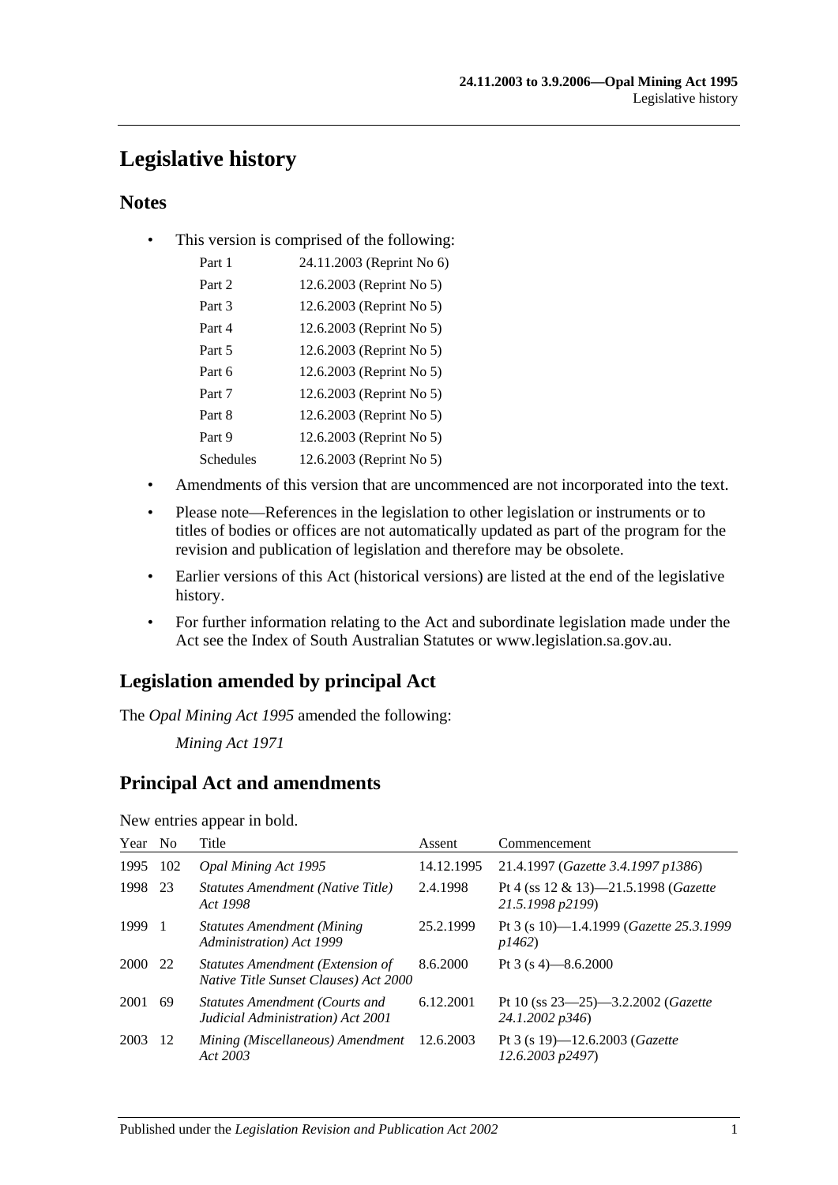# Legislative history

## Notes

- This version is comprised of the following:

| | |
|---|---|
| Part 1 | 24.11.2003 (Reprint No 6) |
| Part 2 | 12.6.2003 (Reprint No 5) |
| Part 3 | 12.6.2003 (Reprint No 5) |
| Part 4 | 12.6.2003 (Reprint No 5) |
| Part 5 | 12.6.2003 (Reprint No 5) |
| Part 6 | 12.6.2003 (Reprint No 5) |
| Part 7 | 12.6.2003 (Reprint No 5) |
| Part 8 | 12.6.2003 (Reprint No 5) |
| Part 9 | 12.6.2003 (Reprint No 5) |
| Schedules | 12.6.2003 (Reprint No 5) |

- Amendments of this version that are uncommenced are not incorporated into the text.
- Please note—References in the legislation to other legislation or instruments or to titles of bodies or offices are not automatically updated as part of the program for the revision and publication of legislation and therefore may be obsolete.
- Earlier versions of this Act (historical versions) are listed at the end of the legislative history.
- For further information relating to the Act and subordinate legislation made under the Act see the Index of South Australian Statutes or www.legislation.sa.gov.au.

## Legislation amended by principal Act

The *Opal Mining Act 1995* amended the following:

*Mining Act 1971*

## Principal Act and amendments

New entries appear in bold.

| Year | No | Title | Assent | Commencement |
|---|---|---|---|---|
| 1995 | 102 | *Opal Mining Act 1995* | 14.12.1995 | 21.4.1997 (*Gazette 3.4.1997 p1386*) |
| 1998 | 23 | *Statutes Amendment (Native Title) Act 1998* | 2.4.1998 | Pt 4 (ss 12 & 13)—21.5.1998 (*Gazette 21.5.1998 p2199*) |
| 1999 | 1 | *Statutes Amendment (Mining Administration) Act 1999* | 25.2.1999 | Pt 3 (s 10)—1.4.1999 (*Gazette 25.3.1999 p1462*) |
| 2000 | 22 | *Statutes Amendment (Extension of Native Title Sunset Clauses) Act 2000* | 8.6.2000 | Pt 3 (s 4)—8.6.2000 |
| 2001 | 69 | *Statutes Amendment (Courts and Judicial Administration) Act 2001* | 6.12.2001 | Pt 10 (ss 23—25)—3.2.2002 (*Gazette 24.1.2002 p346*) |
| 2003 | 12 | *Mining (Miscellaneous) Amendment Act 2003* | 12.6.2003 | Pt 3 (s 19)—12.6.2003 (*Gazette 12.6.2003 p2497*) |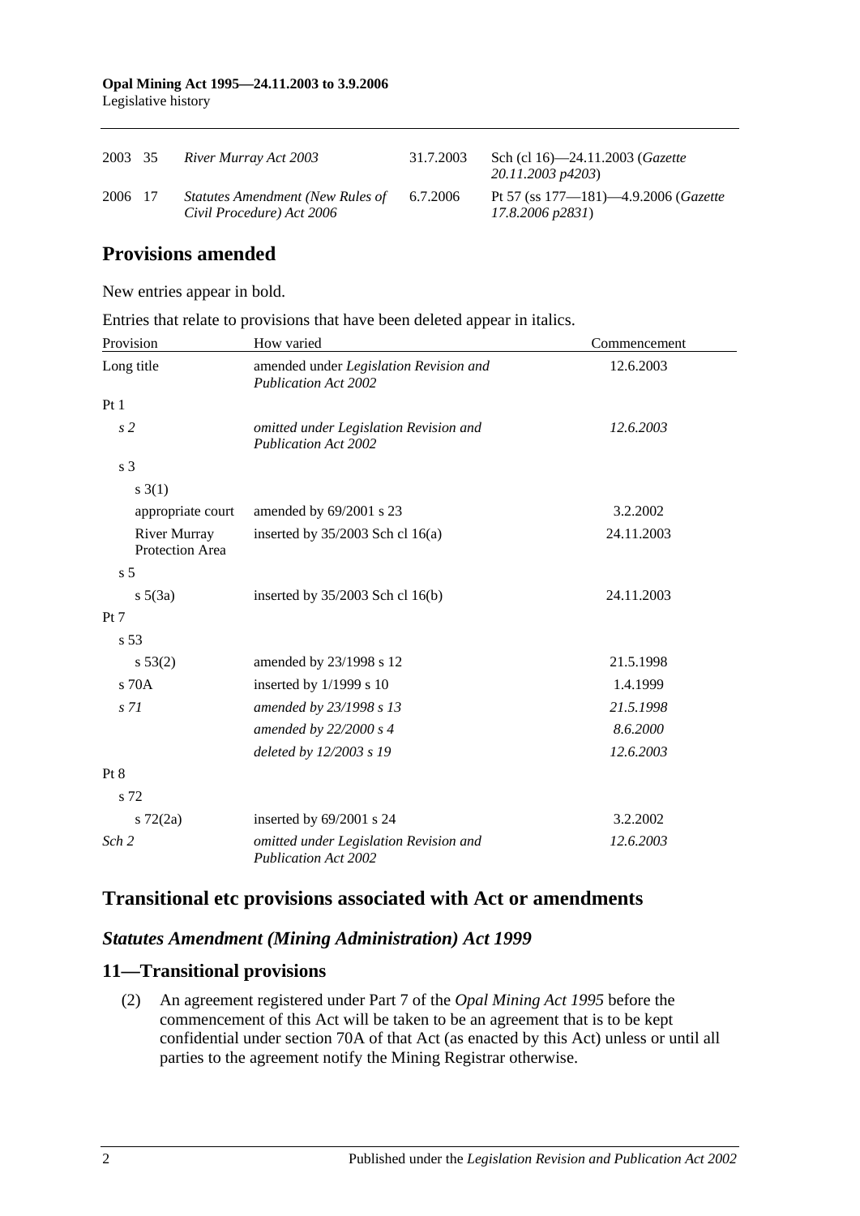| 2003 | 35 | *River Murray Act 2003* | 31.7.2003 | Sch (cl 16)—24.11.2003 (*Gazette 20.11.2003 p4203*) |
|---|---|---|---|---|
| 2006 | 17 | *Statutes Amendment (New Rules of Civil Procedure) Act 2006* | 6.7.2006 | Pt 57 (ss 177—181)—4.9.2006 (*Gazette 17.8.2006 p2831*) |

## Provisions amended

New entries appear in bold.

Entries that relate to provisions that have been deleted appear in italics.

| Provision | How varied | Commencement |
|---|---|---|
| Long title | amended under *Legislation Revision and Publication Act 2002* | 12.6.2003 |
| Pt 1 | | |
| *s 2* | *omitted under Legislation Revision and Publication Act 2002* | *12.6.2003* |
| s 3 | | |
| s 3(1) | | |
| appropriate court | amended by 69/2001 s 23 | 3.2.2002 |
| River Murray Protection Area | inserted by 35/2003 Sch cl 16(a) | 24.11.2003 |
| s 5 | | |
| s 5(3a) | inserted by 35/2003 Sch cl 16(b) | 24.11.2003 |
| Pt 7 | | |
| s 53 | | |
| s 53(2) | amended by 23/1998 s 12 | 21.5.1998 |
| s 70A | inserted by 1/1999 s 10 | 1.4.1999 |
| *s 71* | *amended by 23/1998 s 13* | *21.5.1998* |
| | *amended by 22/2000 s 4* | *8.6.2000* |
| | *deleted by 12/2003 s 19* | *12.6.2003* |
| Pt 8 | | |
| s 72 | | |
| s 72(2a) | inserted by 69/2001 s 24 | 3.2.2002 |
| *Sch 2* | *omitted under Legislation Revision and Publication Act 2002* | *12.6.2003* |

## Transitional etc provisions associated with Act or amendments

### *Statutes Amendment (Mining Administration) Act 1999*

## 11—Transitional provisions

(2) An agreement registered under Part 7 of the *Opal Mining Act 1995* before the commencement of this Act will be taken to be an agreement that is to be kept confidential under section 70A of that Act (as enacted by this Act) unless or until all parties to the agreement notify the Mining Registrar otherwise.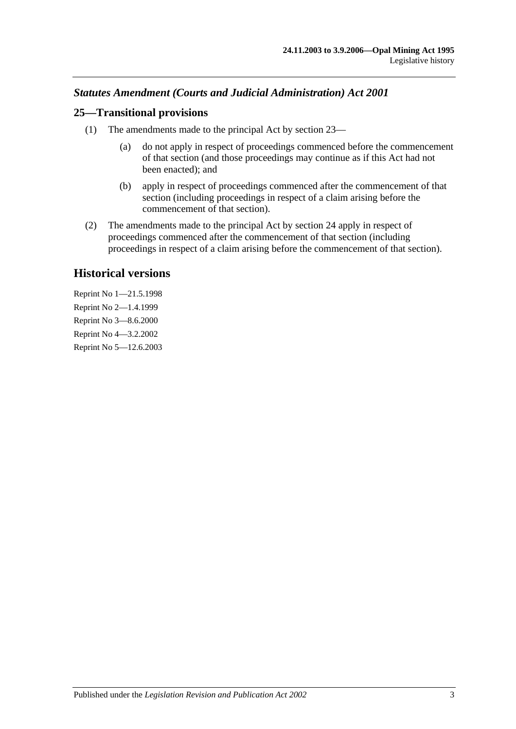### *Statutes Amendment (Courts and Judicial Administration) Act 2001*

#### 25—Transitional provisions

(1) The amendments made to the principal Act by section 23—

(a) do not apply in respect of proceedings commenced before the commencement of that section (and those proceedings may continue as if this Act had not been enacted); and

(b) apply in respect of proceedings commenced after the commencement of that section (including proceedings in respect of a claim arising before the commencement of that section).

(2) The amendments made to the principal Act by section 24 apply in respect of proceedings commenced after the commencement of that section (including proceedings in respect of a claim arising before the commencement of that section).

## Historical versions

Reprint No 1—21.5.1998

Reprint No 2—1.4.1999

Reprint No 3—8.6.2000

Reprint No 4—3.2.2002

Reprint No 5—12.6.2003